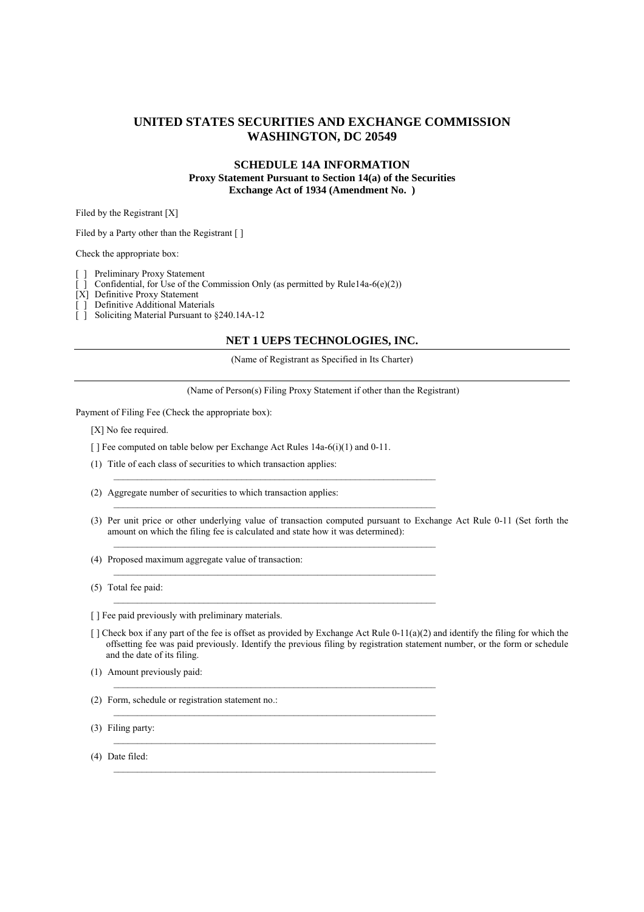# UNITED STATES SECURITIES AND EXCHANGE COMMISSION
# WASHINGTON, DC 20549

### SCHEDULE 14A INFORMATION
**Proxy Statement Pursuant to Section 14(a) of the Securities Exchange Act of 1934 (Amendment No. )**

Filed by the Registrant [X]

Filed by a Party other than the Registrant [ ]

Check the appropriate box:

[ ] Preliminary Proxy Statement
[ ] Confidential, for Use of the Commission Only (as permitted by Rule14a-6(e)(2))
[X] Definitive Proxy Statement
[ ] Definitive Additional Materials
[ ] Soliciting Material Pursuant to §240.14A-12

## NET 1 UEPS TECHNOLOGIES, INC.

(Name of Registrant as Specified in Its Charter)

(Name of Person(s) Filing Proxy Statement if other than the Registrant)

Payment of Filing Fee (Check the appropriate box):

[X] No fee required.

[ ] Fee computed on table below per Exchange Act Rules 14a-6(i)(1) and 0-11.

(1) Title of each class of securities to which transaction applies:

(2) Aggregate number of securities to which transaction applies:

(3) Per unit price or other underlying value of transaction computed pursuant to Exchange Act Rule 0-11 (Set forth the amount on which the filing fee is calculated and state how it was determined):

(4) Proposed maximum aggregate value of transaction:

(5) Total fee paid:

[ ] Fee paid previously with preliminary materials.

[ ] Check box if any part of the fee is offset as provided by Exchange Act Rule 0-11(a)(2) and identify the filing for which the offsetting fee was paid previously. Identify the previous filing by registration statement number, or the form or schedule and the date of its filing.

(1) Amount previously paid:

(2) Form, schedule or registration statement no.:

(3) Filing party:

(4) Date filed: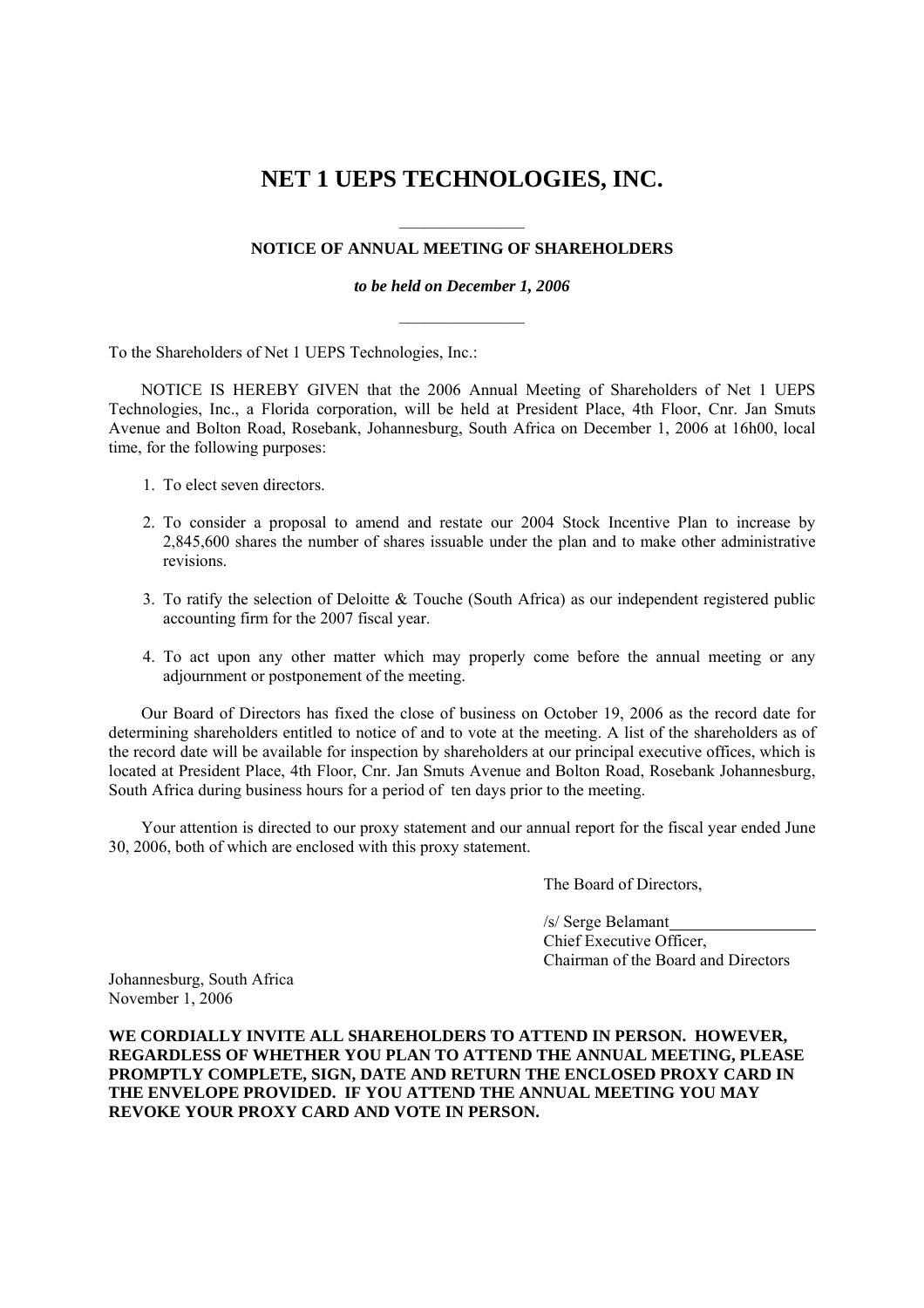# NET 1 UEPS TECHNOLOGIES, INC.

---

**NOTICE OF ANNUAL MEETING OF SHAREHOLDERS**

***to be held on December 1, 2006***

---

To the Shareholders of Net 1 UEPS Technologies, Inc.:

NOTICE IS HEREBY GIVEN that the 2006 Annual Meeting of Shareholders of Net 1 UEPS Technologies, Inc., a Florida corporation, will be held at President Place, 4th Floor, Cnr. Jan Smuts Avenue and Bolton Road, Rosebank, Johannesburg, South Africa on December 1, 2006 at 16h00, local time, for the following purposes:

1. To elect seven directors.
2. To consider a proposal to amend and restate our 2004 Stock Incentive Plan to increase by 2,845,600 shares the number of shares issuable under the plan and to make other administrative revisions.
3. To ratify the selection of Deloitte & Touche (South Africa) as our independent registered public accounting firm for the 2007 fiscal year.
4. To act upon any other matter which may properly come before the annual meeting or any adjournment or postponement of the meeting.

Our Board of Directors has fixed the close of business on October 19, 2006 as the record date for determining shareholders entitled to notice of and to vote at the meeting. A list of the shareholders as of the record date will be available for inspection by shareholders at our principal executive offices, which is located at President Place, 4th Floor, Cnr. Jan Smuts Avenue and Bolton Road, Rosebank Johannesburg, South Africa during business hours for a period of ten days prior to the meeting.

Your attention is directed to our proxy statement and our annual report for the fiscal year ended June 30, 2006, both of which are enclosed with this proxy statement.

The Board of Directors,

/s/ Serge Belamant
Chief Executive Officer,
Chairman of the Board and Directors

Johannesburg, South Africa
November 1, 2006

**WE CORDIALLY INVITE ALL SHAREHOLDERS TO ATTEND IN PERSON. HOWEVER, REGARDLESS OF WHETHER YOU PLAN TO ATTEND THE ANNUAL MEETING, PLEASE PROMPTLY COMPLETE, SIGN, DATE AND RETURN THE ENCLOSED PROXY CARD IN THE ENVELOPE PROVIDED. IF YOU ATTEND THE ANNUAL MEETING YOU MAY REVOKE YOUR PROXY CARD AND VOTE IN PERSON.**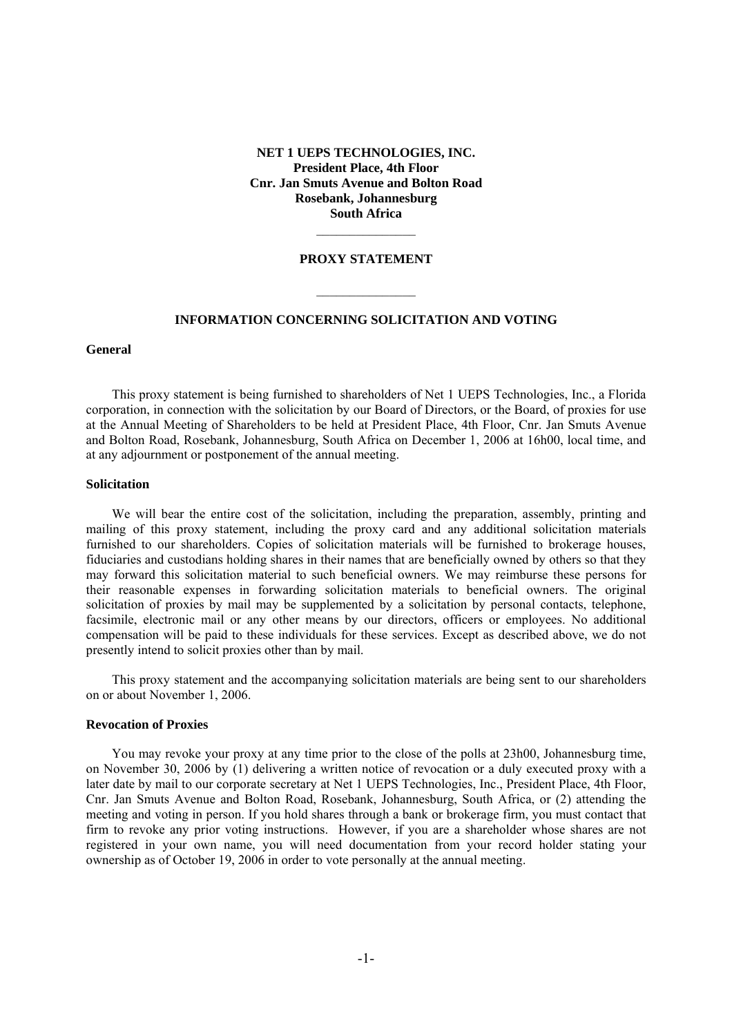**NET 1 UEPS TECHNOLOGIES, INC.**
**President Place, 4th Floor**
**Cnr. Jan Smuts Avenue and Bolton Road**
**Rosebank, Johannesburg**
**South Africa**

---

# PROXY STATEMENT

---

## INFORMATION CONCERNING SOLICITATION AND VOTING

### General

This proxy statement is being furnished to shareholders of Net 1 UEPS Technologies, Inc., a Florida corporation, in connection with the solicitation by our Board of Directors, or the Board, of proxies for use at the Annual Meeting of Shareholders to be held at President Place, 4th Floor, Cnr. Jan Smuts Avenue and Bolton Road, Rosebank, Johannesburg, South Africa on December 1, 2006 at 16h00, local time, and at any adjournment or postponement of the annual meeting.

### Solicitation

We will bear the entire cost of the solicitation, including the preparation, assembly, printing and mailing of this proxy statement, including the proxy card and any additional solicitation materials furnished to our shareholders. Copies of solicitation materials will be furnished to brokerage houses, fiduciaries and custodians holding shares in their names that are beneficially owned by others so that they may forward this solicitation material to such beneficial owners. We may reimburse these persons for their reasonable expenses in forwarding solicitation materials to beneficial owners. The original solicitation of proxies by mail may be supplemented by a solicitation by personal contacts, telephone, facsimile, electronic mail or any other means by our directors, officers or employees. No additional compensation will be paid to these individuals for these services. Except as described above, we do not presently intend to solicit proxies other than by mail.

This proxy statement and the accompanying solicitation materials are being sent to our shareholders on or about November 1, 2006.

### Revocation of Proxies

You may revoke your proxy at any time prior to the close of the polls at 23h00, Johannesburg time, on November 30, 2006 by (1) delivering a written notice of revocation or a duly executed proxy with a later date by mail to our corporate secretary at Net 1 UEPS Technologies, Inc., President Place, 4th Floor, Cnr. Jan Smuts Avenue and Bolton Road, Rosebank, Johannesburg, South Africa, or (2) attending the meeting and voting in person. If you hold shares through a bank or brokerage firm, you must contact that firm to revoke any prior voting instructions. However, if you are a shareholder whose shares are not registered in your own name, you will need documentation from your record holder stating your ownership as of October 19, 2006 in order to vote personally at the annual meeting.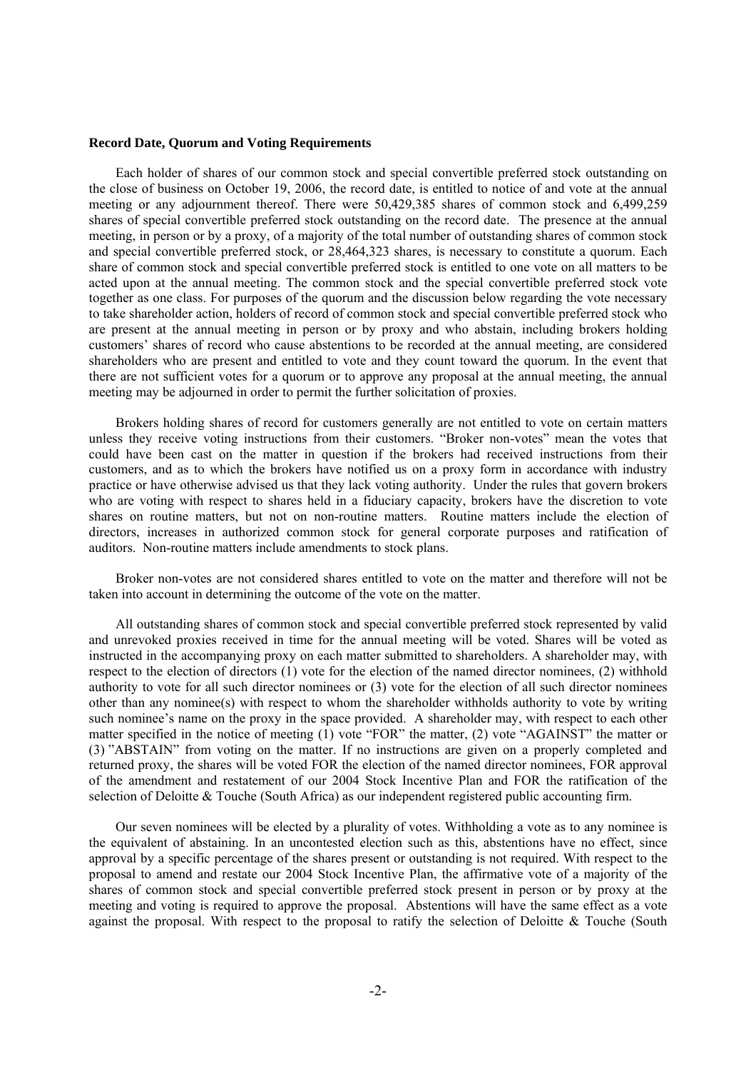**Record Date, Quorum and Voting Requirements**

Each holder of shares of our common stock and special convertible preferred stock outstanding on the close of business on October 19, 2006, the record date, is entitled to notice of and vote at the annual meeting or any adjournment thereof. There were 50,429,385 shares of common stock and 6,499,259 shares of special convertible preferred stock outstanding on the record date. The presence at the annual meeting, in person or by a proxy, of a majority of the total number of outstanding shares of common stock and special convertible preferred stock, or 28,464,323 shares, is necessary to constitute a quorum. Each share of common stock and special convertible preferred stock is entitled to one vote on all matters to be acted upon at the annual meeting. The common stock and the special convertible preferred stock vote together as one class. For purposes of the quorum and the discussion below regarding the vote necessary to take shareholder action, holders of record of common stock and special convertible preferred stock who are present at the annual meeting in person or by proxy and who abstain, including brokers holding customers' shares of record who cause abstentions to be recorded at the annual meeting, are considered shareholders who are present and entitled to vote and they count toward the quorum. In the event that there are not sufficient votes for a quorum or to approve any proposal at the annual meeting, the annual meeting may be adjourned in order to permit the further solicitation of proxies.

Brokers holding shares of record for customers generally are not entitled to vote on certain matters unless they receive voting instructions from their customers. "Broker non-votes" mean the votes that could have been cast on the matter in question if the brokers had received instructions from their customers, and as to which the brokers have notified us on a proxy form in accordance with industry practice or have otherwise advised us that they lack voting authority. Under the rules that govern brokers who are voting with respect to shares held in a fiduciary capacity, brokers have the discretion to vote shares on routine matters, but not on non-routine matters. Routine matters include the election of directors, increases in authorized common stock for general corporate purposes and ratification of auditors. Non-routine matters include amendments to stock plans.

Broker non-votes are not considered shares entitled to vote on the matter and therefore will not be taken into account in determining the outcome of the vote on the matter.

All outstanding shares of common stock and special convertible preferred stock represented by valid and unrevoked proxies received in time for the annual meeting will be voted. Shares will be voted as instructed in the accompanying proxy on each matter submitted to shareholders. A shareholder may, with respect to the election of directors (1) vote for the election of the named director nominees, (2) withhold authority to vote for all such director nominees or (3) vote for the election of all such director nominees other than any nominee(s) with respect to whom the shareholder withholds authority to vote by writing such nominee's name on the proxy in the space provided. A shareholder may, with respect to each other matter specified in the notice of meeting (1) vote "FOR" the matter, (2) vote "AGAINST" the matter or (3) "ABSTAIN" from voting on the matter. If no instructions are given on a properly completed and returned proxy, the shares will be voted FOR the election of the named director nominees, FOR approval of the amendment and restatement of our 2004 Stock Incentive Plan and FOR the ratification of the selection of Deloitte & Touche (South Africa) as our independent registered public accounting firm.

Our seven nominees will be elected by a plurality of votes. Withholding a vote as to any nominee is the equivalent of abstaining. In an uncontested election such as this, abstentions have no effect, since approval by a specific percentage of the shares present or outstanding is not required. With respect to the proposal to amend and restate our 2004 Stock Incentive Plan, the affirmative vote of a majority of the shares of common stock and special convertible preferred stock present in person or by proxy at the meeting and voting is required to approve the proposal. Abstentions will have the same effect as a vote against the proposal. With respect to the proposal to ratify the selection of Deloitte & Touche (South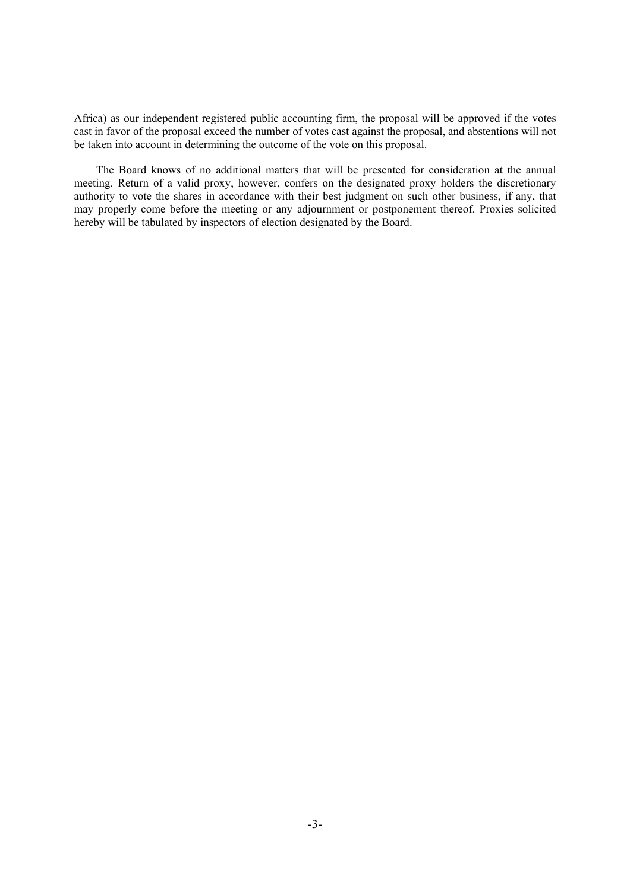Africa) as our independent registered public accounting firm, the proposal will be approved if the votes cast in favor of the proposal exceed the number of votes cast against the proposal, and abstentions will not be taken into account in determining the outcome of the vote on this proposal.

The Board knows of no additional matters that will be presented for consideration at the annual meeting. Return of a valid proxy, however, confers on the designated proxy holders the discretionary authority to vote the shares in accordance with their best judgment on such other business, if any, that may properly come before the meeting or any adjournment or postponement thereof. Proxies solicited hereby will be tabulated by inspectors of election designated by the Board.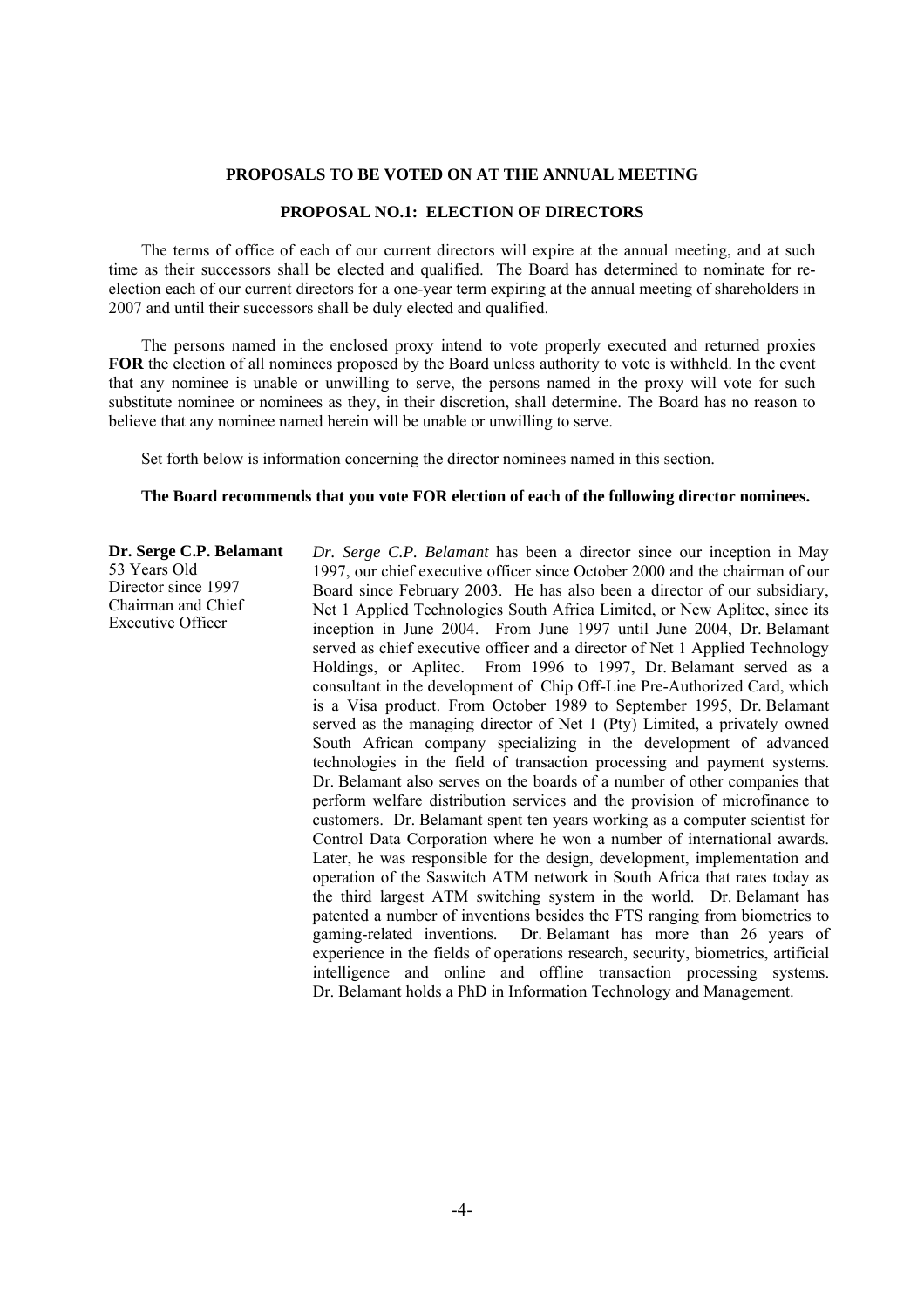## PROPOSALS TO BE VOTED ON AT THE ANNUAL MEETING

### PROPOSAL NO.1: ELECTION OF DIRECTORS

The terms of office of each of our current directors will expire at the annual meeting, and at such time as their successors shall be elected and qualified. The Board has determined to nominate for re-election each of our current directors for a one-year term expiring at the annual meeting of shareholders in 2007 and until their successors shall be duly elected and qualified.

The persons named in the enclosed proxy intend to vote properly executed and returned proxies **FOR** the election of all nominees proposed by the Board unless authority to vote is withheld. In the event that any nominee is unable or unwilling to serve, the persons named in the proxy will vote for such substitute nominee or nominees as they, in their discretion, shall determine. The Board has no reason to believe that any nominee named herein will be unable or unwilling to serve.

Set forth below is information concerning the director nominees named in this section.

**The Board recommends that you vote FOR election of each of the following director nominees.**

**Dr. Serge C.P. Belamant**
53 Years Old
Director since 1997
Chairman and Chief Executive Officer

*Dr. Serge C.P. Belamant* has been a director since our inception in May 1997, our chief executive officer since October 2000 and the chairman of our Board since February 2003. He has also been a director of our subsidiary, Net 1 Applied Technologies South Africa Limited, or New Aplitec, since its inception in June 2004. From June 1997 until June 2004, Dr. Belamant served as chief executive officer and a director of Net 1 Applied Technology Holdings, or Aplitec. From 1996 to 1997, Dr. Belamant served as a consultant in the development of Chip Off-Line Pre-Authorized Card, which is a Visa product. From October 1989 to September 1995, Dr. Belamant served as the managing director of Net 1 (Pty) Limited, a privately owned South African company specializing in the development of advanced technologies in the field of transaction processing and payment systems. Dr. Belamant also serves on the boards of a number of other companies that perform welfare distribution services and the provision of microfinance to customers. Dr. Belamant spent ten years working as a computer scientist for Control Data Corporation where he won a number of international awards. Later, he was responsible for the design, development, implementation and operation of the Saswitch ATM network in South Africa that rates today as the third largest ATM switching system in the world. Dr. Belamant has patented a number of inventions besides the FTS ranging from biometrics to gaming-related inventions. Dr. Belamant has more than 26 years of experience in the fields of operations research, security, biometrics, artificial intelligence and online and offline transaction processing systems. Dr. Belamant holds a PhD in Information Technology and Management.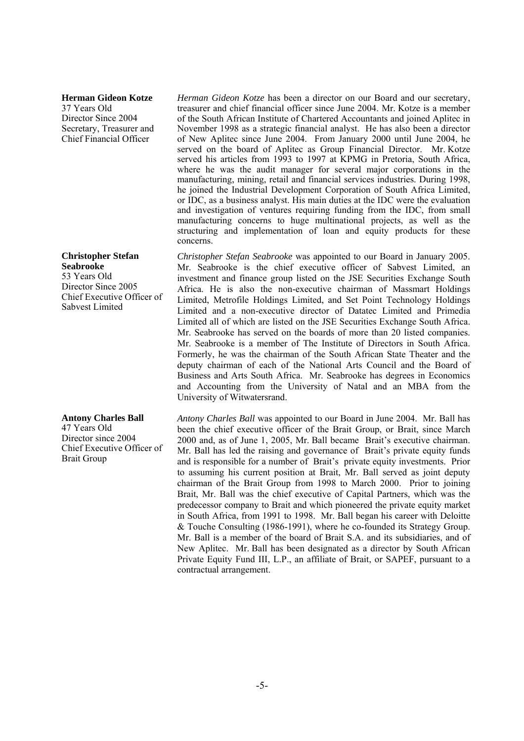**Herman Gideon Kotze**
37 Years Old
Director Since 2004
Secretary, Treasurer and Chief Financial Officer

*Herman Gideon Kotze* has been a director on our Board and our secretary, treasurer and chief financial officer since June 2004. Mr. Kotze is a member of the South African Institute of Chartered Accountants and joined Aplitec in November 1998 as a strategic financial analyst. He has also been a director of New Aplitec since June 2004. From January 2000 until June 2004, he served on the board of Aplitec as Group Financial Director. Mr. Kotze served his articles from 1993 to 1997 at KPMG in Pretoria, South Africa, where he was the audit manager for several major corporations in the manufacturing, mining, retail and financial services industries. During 1998, he joined the Industrial Development Corporation of South Africa Limited, or IDC, as a business analyst. His main duties at the IDC were the evaluation and investigation of ventures requiring funding from the IDC, from small manufacturing concerns to huge multinational projects, as well as the structuring and implementation of loan and equity products for these concerns.

**Christopher Stefan Seabrooke**
53 Years Old
Director Since 2005
Chief Executive Officer of Sabvest Limited

*Christopher Stefan Seabrooke* was appointed to our Board in January 2005. Mr. Seabrooke is the chief executive officer of Sabvest Limited, an investment and finance group listed on the JSE Securities Exchange South Africa. He is also the non-executive chairman of Massmart Holdings Limited, Metrofile Holdings Limited, and Set Point Technology Holdings Limited and a non-executive director of Datatec Limited and Primedia Limited all of which are listed on the JSE Securities Exchange South Africa. Mr. Seabrooke has served on the boards of more than 20 listed companies. Mr. Seabrooke is a member of The Institute of Directors in South Africa. Formerly, he was the chairman of the South African State Theater and the deputy chairman of each of the National Arts Council and the Board of Business and Arts South Africa. Mr. Seabrooke has degrees in Economics and Accounting from the University of Natal and an MBA from the University of Witwatersrand.

**Antony Charles Ball**
47 Years Old
Director since 2004
Chief Executive Officer of Brait Group

*Antony Charles Ball* was appointed to our Board in June 2004. Mr. Ball has been the chief executive officer of the Brait Group, or Brait, since March 2000 and, as of June 1, 2005, Mr. Ball became Brait's executive chairman. Mr. Ball has led the raising and governance of Brait's private equity funds and is responsible for a number of Brait's private equity investments. Prior to assuming his current position at Brait, Mr. Ball served as joint deputy chairman of the Brait Group from 1998 to March 2000. Prior to joining Brait, Mr. Ball was the chief executive of Capital Partners, which was the predecessor company to Brait and which pioneered the private equity market in South Africa, from 1991 to 1998. Mr. Ball began his career with Deloitte & Touche Consulting (1986-1991), where he co-founded its Strategy Group. Mr. Ball is a member of the board of Brait S.A. and its subsidiaries, and of New Aplitec. Mr. Ball has been designated as a director by South African Private Equity Fund III, L.P., an affiliate of Brait, or SAPEF, pursuant to a contractual arrangement.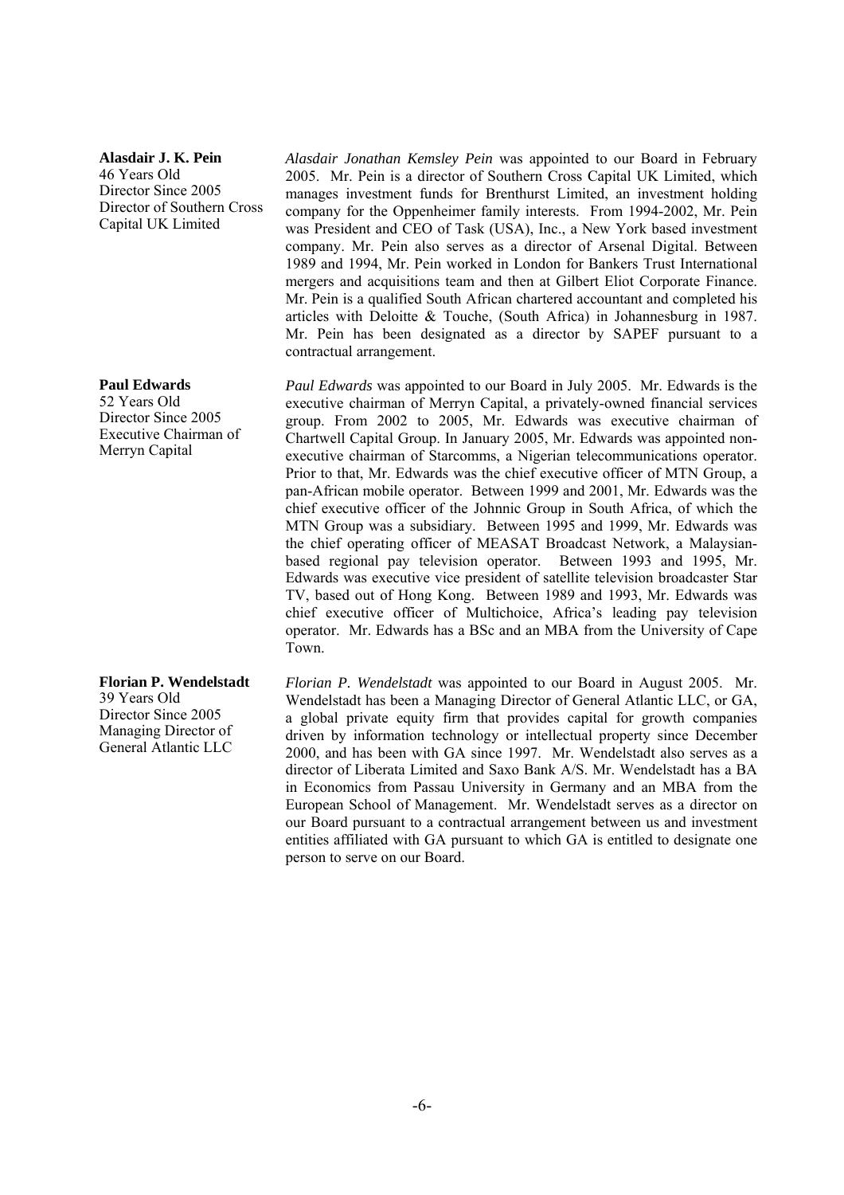**Alasdair J. K. Pein**
46 Years Old
Director Since 2005
Director of Southern Cross Capital UK Limited

*Alasdair Jonathan Kemsley Pein* was appointed to our Board in February 2005. Mr. Pein is a director of Southern Cross Capital UK Limited, which manages investment funds for Brenthurst Limited, an investment holding company for the Oppenheimer family interests. From 1994-2002, Mr. Pein was President and CEO of Task (USA), Inc., a New York based investment company. Mr. Pein also serves as a director of Arsenal Digital. Between 1989 and 1994, Mr. Pein worked in London for Bankers Trust International mergers and acquisitions team and then at Gilbert Eliot Corporate Finance. Mr. Pein is a qualified South African chartered accountant and completed his articles with Deloitte & Touche, (South Africa) in Johannesburg in 1987. Mr. Pein has been designated as a director by SAPEF pursuant to a contractual arrangement.

**Paul Edwards**
52 Years Old
Director Since 2005
Executive Chairman of Merryn Capital

*Paul Edwards* was appointed to our Board in July 2005. Mr. Edwards is the executive chairman of Merryn Capital, a privately-owned financial services group. From 2002 to 2005, Mr. Edwards was executive chairman of Chartwell Capital Group. In January 2005, Mr. Edwards was appointed non-executive chairman of Starcomms, a Nigerian telecommunications operator. Prior to that, Mr. Edwards was the chief executive officer of MTN Group, a pan-African mobile operator. Between 1999 and 2001, Mr. Edwards was the chief executive officer of the Johnnic Group in South Africa, of which the MTN Group was a subsidiary. Between 1995 and 1999, Mr. Edwards was the chief operating officer of MEASAT Broadcast Network, a Malaysian-based regional pay television operator. Between 1993 and 1995, Mr. Edwards was executive vice president of satellite television broadcaster Star TV, based out of Hong Kong. Between 1989 and 1993, Mr. Edwards was chief executive officer of Multichoice, Africa's leading pay television operator. Mr. Edwards has a BSc and an MBA from the University of Cape Town.

**Florian P. Wendelstadt**
39 Years Old
Director Since 2005
Managing Director of General Atlantic LLC

*Florian P. Wendelstadt* was appointed to our Board in August 2005. Mr. Wendelstadt has been a Managing Director of General Atlantic LLC, or GA, a global private equity firm that provides capital for growth companies driven by information technology or intellectual property since December 2000, and has been with GA since 1997. Mr. Wendelstadt also serves as a director of Liberata Limited and Saxo Bank A/S. Mr. Wendelstadt has a BA in Economics from Passau University in Germany and an MBA from the European School of Management. Mr. Wendelstadt serves as a director on our Board pursuant to a contractual arrangement between us and investment entities affiliated with GA pursuant to which GA is entitled to designate one person to serve on our Board.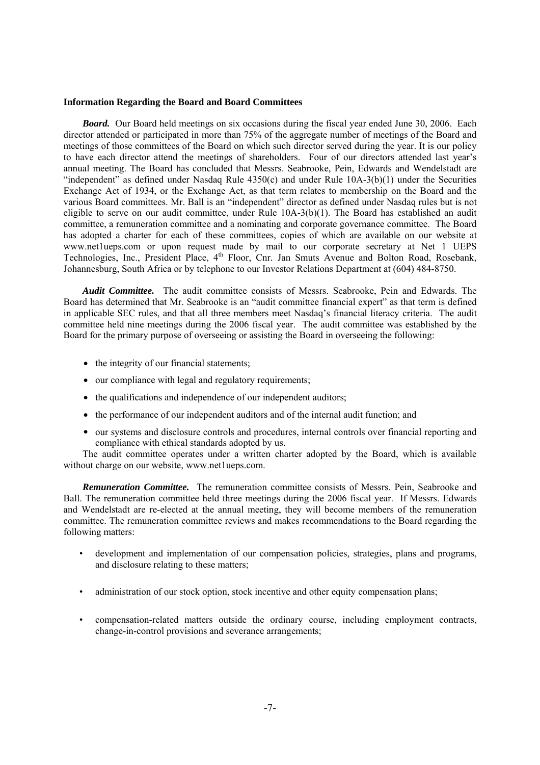**Information Regarding the Board and Board Committees**

***Board.*** Our Board held meetings on six occasions during the fiscal year ended June 30, 2006. Each director attended or participated in more than 75% of the aggregate number of meetings of the Board and meetings of those committees of the Board on which such director served during the year. It is our policy to have each director attend the meetings of shareholders. Four of our directors attended last year's annual meeting. The Board has concluded that Messrs. Seabrooke, Pein, Edwards and Wendelstadt are "independent" as defined under Nasdaq Rule 4350(c) and under Rule 10A-3(b)(1) under the Securities Exchange Act of 1934, or the Exchange Act, as that term relates to membership on the Board and the various Board committees. Mr. Ball is an "independent" director as defined under Nasdaq rules but is not eligible to serve on our audit committee, under Rule 10A-3(b)(1). The Board has established an audit committee, a remuneration committee and a nominating and corporate governance committee. The Board has adopted a charter for each of these committees, copies of which are available on our website at www.net1ueps.com or upon request made by mail to our corporate secretary at Net 1 UEPS Technologies, Inc., President Place, 4th Floor, Cnr. Jan Smuts Avenue and Bolton Road, Rosebank, Johannesburg, South Africa or by telephone to our Investor Relations Department at (604) 484-8750.

***Audit Committee.*** The audit committee consists of Messrs. Seabrooke, Pein and Edwards. The Board has determined that Mr. Seabrooke is an "audit committee financial expert" as that term is defined in applicable SEC rules, and that all three members meet Nasdaq's financial literacy criteria. The audit committee held nine meetings during the 2006 fiscal year. The audit committee was established by the Board for the primary purpose of overseeing or assisting the Board in overseeing the following:

- the integrity of our financial statements;
- our compliance with legal and regulatory requirements;
- the qualifications and independence of our independent auditors;
- the performance of our independent auditors and of the internal audit function; and
- our systems and disclosure controls and procedures, internal controls over financial reporting and compliance with ethical standards adopted by us.

The audit committee operates under a written charter adopted by the Board, which is available without charge on our website, www.net1ueps.com.

***Remuneration Committee.*** The remuneration committee consists of Messrs. Pein, Seabrooke and Ball. The remuneration committee held three meetings during the 2006 fiscal year. If Messrs. Edwards and Wendelstadt are re-elected at the annual meeting, they will become members of the remuneration committee. The remuneration committee reviews and makes recommendations to the Board regarding the following matters:

- development and implementation of our compensation policies, strategies, plans and programs, and disclosure relating to these matters;
- administration of our stock option, stock incentive and other equity compensation plans;
- compensation-related matters outside the ordinary course, including employment contracts, change-in-control provisions and severance arrangements;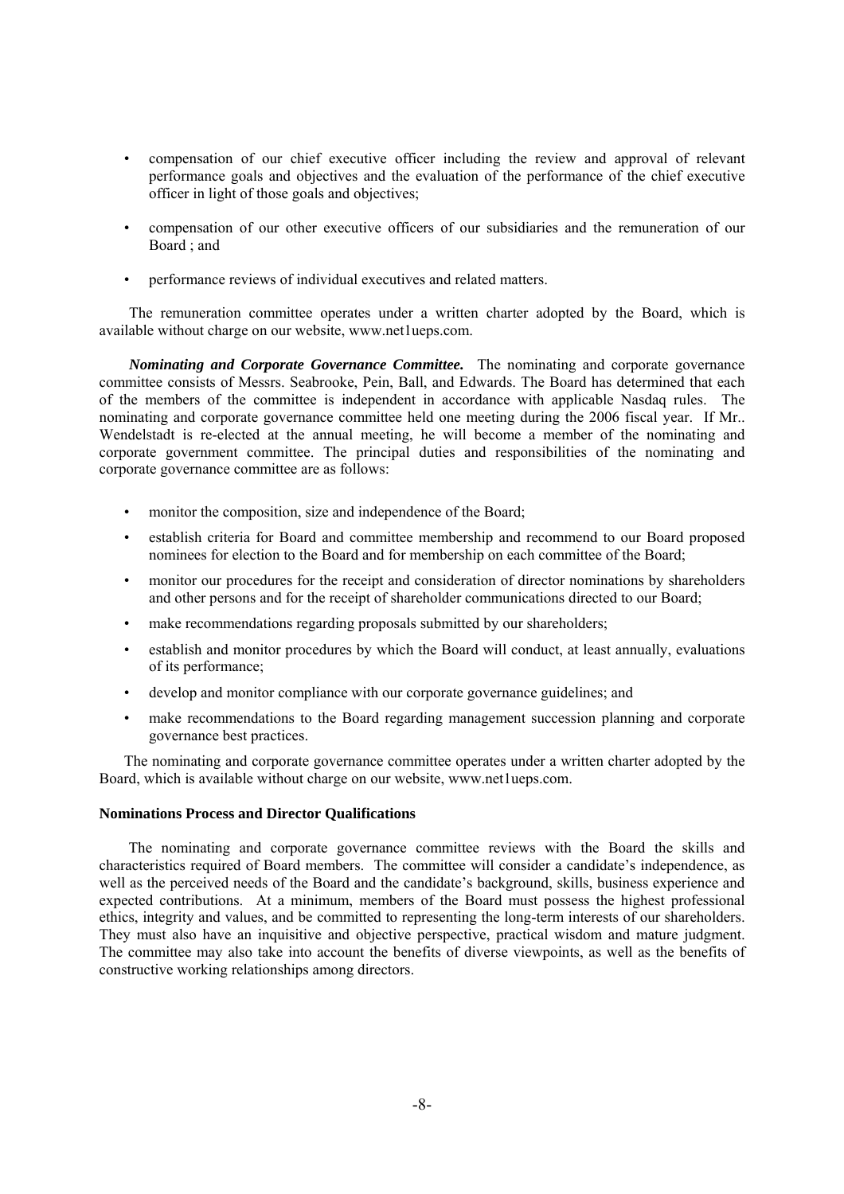- compensation of our chief executive officer including the review and approval of relevant performance goals and objectives and the evaluation of the performance of the chief executive officer in light of those goals and objectives;
- compensation of our other executive officers of our subsidiaries and the remuneration of our Board ; and
- performance reviews of individual executives and related matters.

The remuneration committee operates under a written charter adopted by the Board, which is available without charge on our website, www.net1ueps.com.

***Nominating and Corporate Governance Committee.*** The nominating and corporate governance committee consists of Messrs. Seabrooke, Pein, Ball, and Edwards. The Board has determined that each of the members of the committee is independent in accordance with applicable Nasdaq rules. The nominating and corporate governance committee held one meeting during the 2006 fiscal year. If Mr.. Wendelstadt is re-elected at the annual meeting, he will become a member of the nominating and corporate government committee. The principal duties and responsibilities of the nominating and corporate governance committee are as follows:

- monitor the composition, size and independence of the Board;
- establish criteria for Board and committee membership and recommend to our Board proposed nominees for election to the Board and for membership on each committee of the Board;
- monitor our procedures for the receipt and consideration of director nominations by shareholders and other persons and for the receipt of shareholder communications directed to our Board;
- make recommendations regarding proposals submitted by our shareholders;
- establish and monitor procedures by which the Board will conduct, at least annually, evaluations of its performance;
- develop and monitor compliance with our corporate governance guidelines; and
- make recommendations to the Board regarding management succession planning and corporate governance best practices.

The nominating and corporate governance committee operates under a written charter adopted by the Board, which is available without charge on our website, www.net1ueps.com.

**Nominations Process and Director Qualifications**

The nominating and corporate governance committee reviews with the Board the skills and characteristics required of Board members. The committee will consider a candidate's independence, as well as the perceived needs of the Board and the candidate's background, skills, business experience and expected contributions. At a minimum, members of the Board must possess the highest professional ethics, integrity and values, and be committed to representing the long-term interests of our shareholders. They must also have an inquisitive and objective perspective, practical wisdom and mature judgment. The committee may also take into account the benefits of diverse viewpoints, as well as the benefits of constructive working relationships among directors.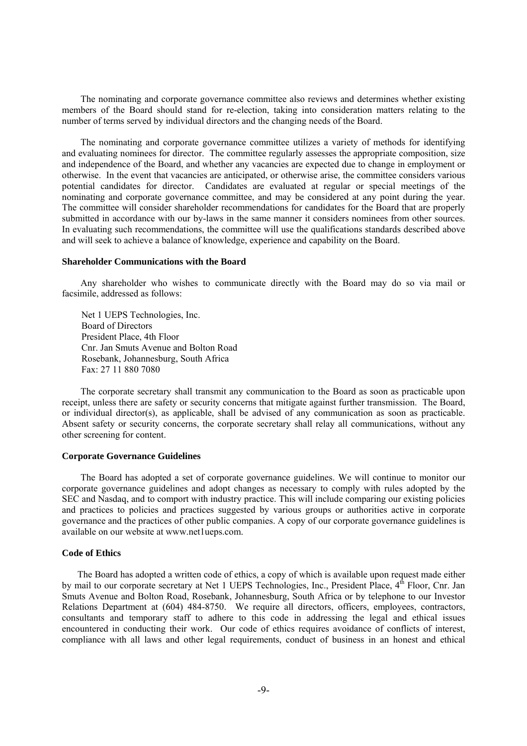The nominating and corporate governance committee also reviews and determines whether existing members of the Board should stand for re-election, taking into consideration matters relating to the number of terms served by individual directors and the changing needs of the Board.

The nominating and corporate governance committee utilizes a variety of methods for identifying and evaluating nominees for director. The committee regularly assesses the appropriate composition, size and independence of the Board, and whether any vacancies are expected due to change in employment or otherwise. In the event that vacancies are anticipated, or otherwise arise, the committee considers various potential candidates for director. Candidates are evaluated at regular or special meetings of the nominating and corporate governance committee, and may be considered at any point during the year. The committee will consider shareholder recommendations for candidates for the Board that are properly submitted in accordance with our by-laws in the same manner it considers nominees from other sources. In evaluating such recommendations, the committee will use the qualifications standards described above and will seek to achieve a balance of knowledge, experience and capability on the Board.

**Shareholder Communications with the Board**

Any shareholder who wishes to communicate directly with the Board may do so via mail or facsimile, addressed as follows:

Net 1 UEPS Technologies, Inc.
Board of Directors
President Place, 4th Floor
Cnr. Jan Smuts Avenue and Bolton Road
Rosebank, Johannesburg, South Africa
Fax: 27 11 880 7080

The corporate secretary shall transmit any communication to the Board as soon as practicable upon receipt, unless there are safety or security concerns that mitigate against further transmission. The Board, or individual director(s), as applicable, shall be advised of any communication as soon as practicable. Absent safety or security concerns, the corporate secretary shall relay all communications, without any other screening for content.

**Corporate Governance Guidelines**

The Board has adopted a set of corporate governance guidelines. We will continue to monitor our corporate governance guidelines and adopt changes as necessary to comply with rules adopted by the SEC and Nasdaq, and to comport with industry practice. This will include comparing our existing policies and practices to policies and practices suggested by various groups or authorities active in corporate governance and the practices of other public companies. A copy of our corporate governance guidelines is available on our website at www.net1ueps.com.

**Code of Ethics**

The Board has adopted a written code of ethics, a copy of which is available upon request made either by mail to our corporate secretary at Net 1 UEPS Technologies, Inc., President Place, 4th Floor, Cnr. Jan Smuts Avenue and Bolton Road, Rosebank, Johannesburg, South Africa or by telephone to our Investor Relations Department at (604) 484-8750. We require all directors, officers, employees, contractors, consultants and temporary staff to adhere to this code in addressing the legal and ethical issues encountered in conducting their work. Our code of ethics requires avoidance of conflicts of interest, compliance with all laws and other legal requirements, conduct of business in an honest and ethical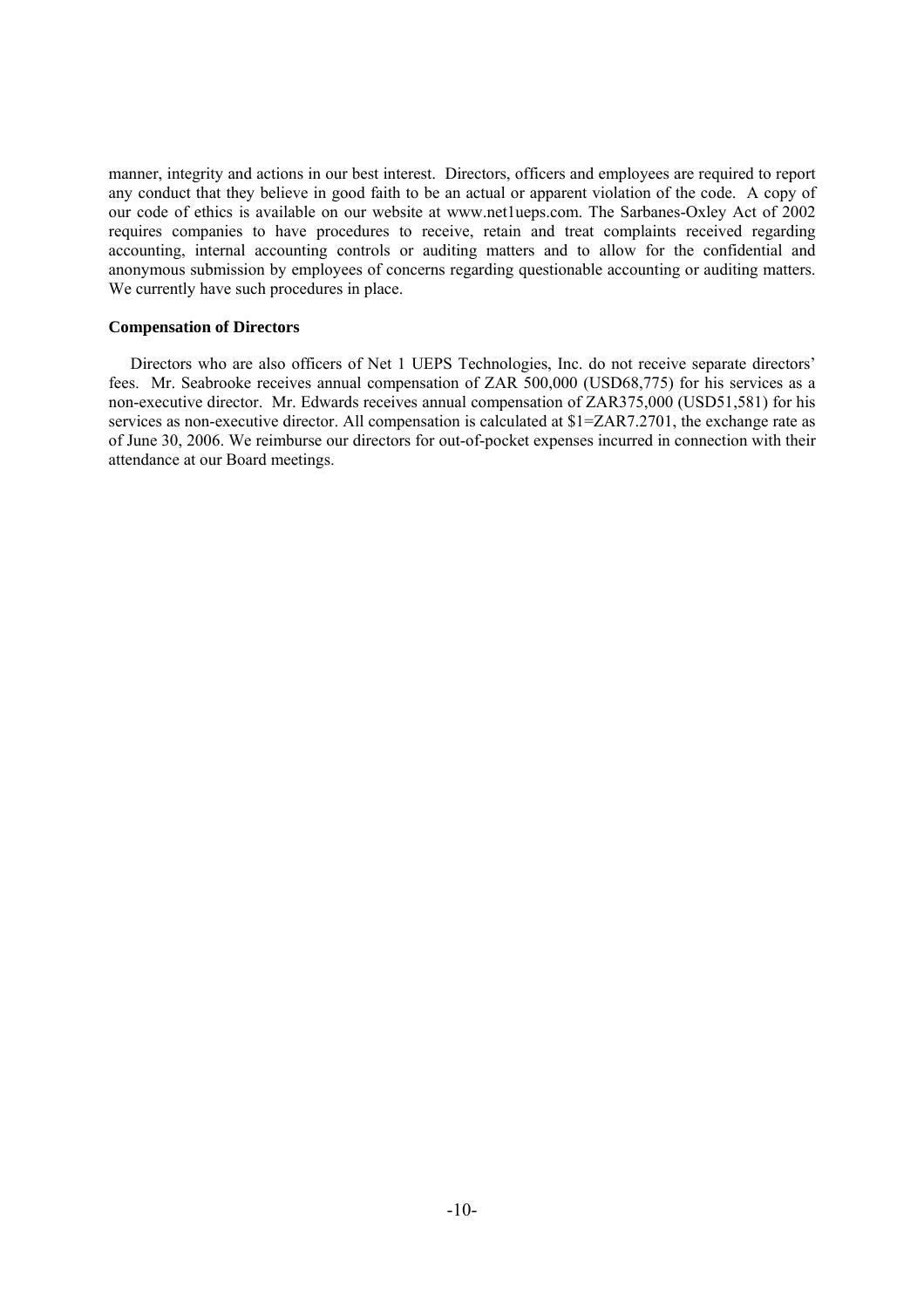manner, integrity and actions in our best interest. Directors, officers and employees are required to report any conduct that they believe in good faith to be an actual or apparent violation of the code. A copy of our code of ethics is available on our website at www.net1ueps.com. The Sarbanes-Oxley Act of 2002 requires companies to have procedures to receive, retain and treat complaints received regarding accounting, internal accounting controls or auditing matters and to allow for the confidential and anonymous submission by employees of concerns regarding questionable accounting or auditing matters. We currently have such procedures in place.

**Compensation of Directors**

Directors who are also officers of Net 1 UEPS Technologies, Inc. do not receive separate directors' fees. Mr. Seabrooke receives annual compensation of ZAR 500,000 (USD68,775) for his services as a non-executive director. Mr. Edwards receives annual compensation of ZAR375,000 (USD51,581) for his services as non-executive director. All compensation is calculated at $1=ZAR7.2701, the exchange rate as of June 30, 2006. We reimburse our directors for out-of-pocket expenses incurred in connection with their attendance at our Board meetings.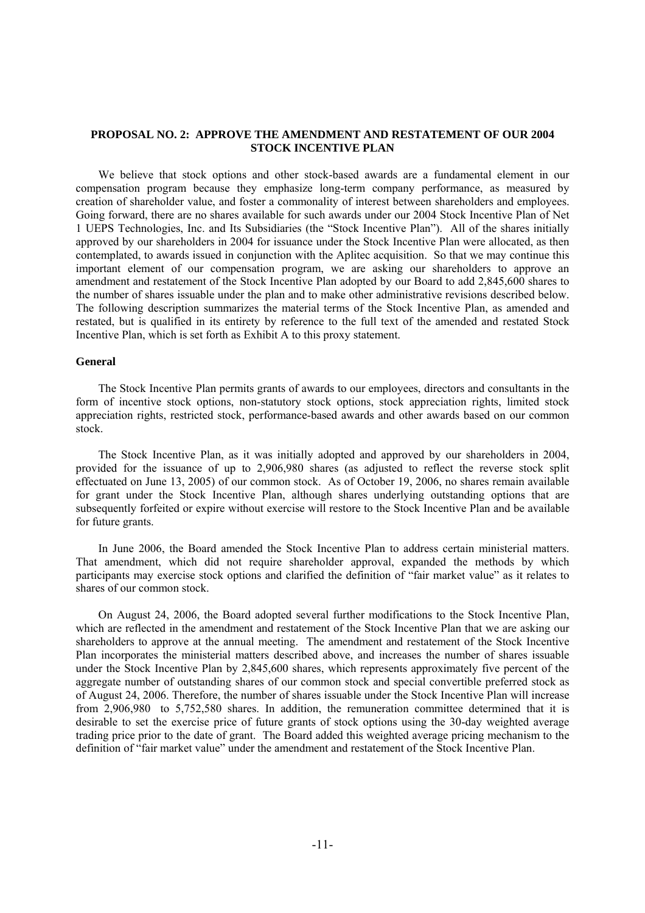## PROPOSAL NO. 2: APPROVE THE AMENDMENT AND RESTATEMENT OF OUR 2004 STOCK INCENTIVE PLAN

We believe that stock options and other stock-based awards are a fundamental element in our compensation program because they emphasize long-term company performance, as measured by creation of shareholder value, and foster a commonality of interest between shareholders and employees. Going forward, there are no shares available for such awards under our 2004 Stock Incentive Plan of Net 1 UEPS Technologies, Inc. and Its Subsidiaries (the "Stock Incentive Plan"). All of the shares initially approved by our shareholders in 2004 for issuance under the Stock Incentive Plan were allocated, as then contemplated, to awards issued in conjunction with the Aplitec acquisition. So that we may continue this important element of our compensation program, we are asking our shareholders to approve an amendment and restatement of the Stock Incentive Plan adopted by our Board to add 2,845,600 shares to the number of shares issuable under the plan and to make other administrative revisions described below. The following description summarizes the material terms of the Stock Incentive Plan, as amended and restated, but is qualified in its entirety by reference to the full text of the amended and restated Stock Incentive Plan, which is set forth as Exhibit A to this proxy statement.

### General

The Stock Incentive Plan permits grants of awards to our employees, directors and consultants in the form of incentive stock options, non-statutory stock options, stock appreciation rights, limited stock appreciation rights, restricted stock, performance-based awards and other awards based on our common stock.

The Stock Incentive Plan, as it was initially adopted and approved by our shareholders in 2004, provided for the issuance of up to 2,906,980 shares (as adjusted to reflect the reverse stock split effectuated on June 13, 2005) of our common stock. As of October 19, 2006, no shares remain available for grant under the Stock Incentive Plan, although shares underlying outstanding options that are subsequently forfeited or expire without exercise will restore to the Stock Incentive Plan and be available for future grants.

In June 2006, the Board amended the Stock Incentive Plan to address certain ministerial matters. That amendment, which did not require shareholder approval, expanded the methods by which participants may exercise stock options and clarified the definition of "fair market value" as it relates to shares of our common stock.

On August 24, 2006, the Board adopted several further modifications to the Stock Incentive Plan, which are reflected in the amendment and restatement of the Stock Incentive Plan that we are asking our shareholders to approve at the annual meeting. The amendment and restatement of the Stock Incentive Plan incorporates the ministerial matters described above, and increases the number of shares issuable under the Stock Incentive Plan by 2,845,600 shares, which represents approximately five percent of the aggregate number of outstanding shares of our common stock and special convertible preferred stock as of August 24, 2006. Therefore, the number of shares issuable under the Stock Incentive Plan will increase from 2,906,980 to 5,752,580 shares. In addition, the remuneration committee determined that it is desirable to set the exercise price of future grants of stock options using the 30-day weighted average trading price prior to the date of grant. The Board added this weighted average pricing mechanism to the definition of "fair market value" under the amendment and restatement of the Stock Incentive Plan.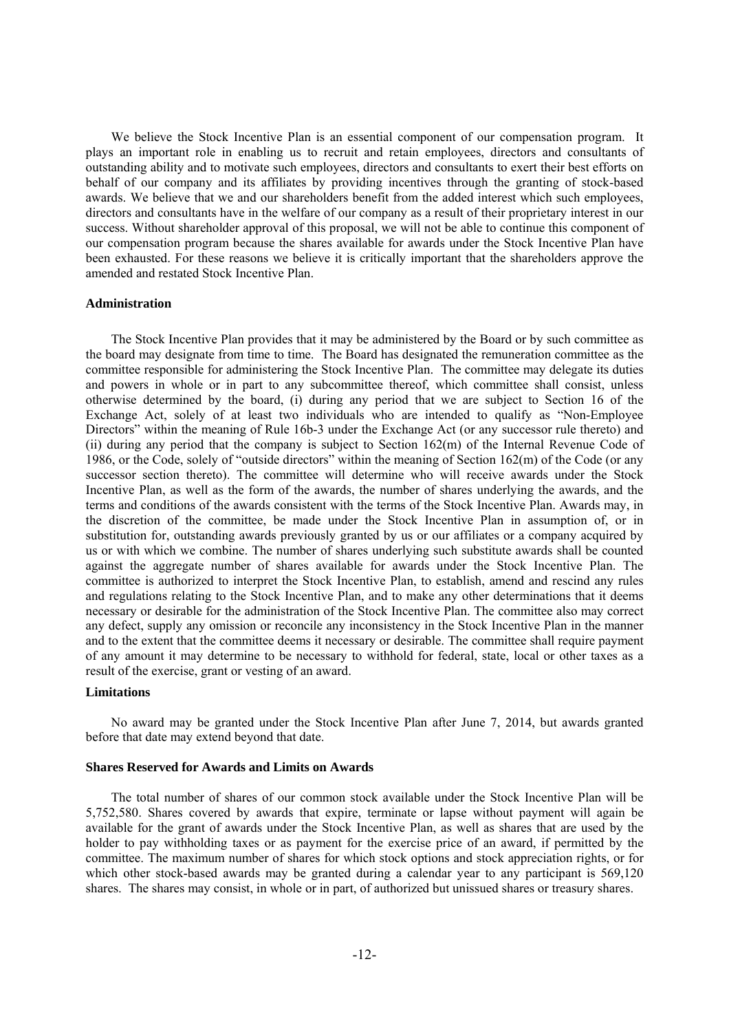We believe the Stock Incentive Plan is an essential component of our compensation program. It plays an important role in enabling us to recruit and retain employees, directors and consultants of outstanding ability and to motivate such employees, directors and consultants to exert their best efforts on behalf of our company and its affiliates by providing incentives through the granting of stock-based awards. We believe that we and our shareholders benefit from the added interest which such employees, directors and consultants have in the welfare of our company as a result of their proprietary interest in our success. Without shareholder approval of this proposal, we will not be able to continue this component of our compensation program because the shares available for awards under the Stock Incentive Plan have been exhausted. For these reasons we believe it is critically important that the shareholders approve the amended and restated Stock Incentive Plan.

**Administration**

The Stock Incentive Plan provides that it may be administered by the Board or by such committee as the board may designate from time to time. The Board has designated the remuneration committee as the committee responsible for administering the Stock Incentive Plan. The committee may delegate its duties and powers in whole or in part to any subcommittee thereof, which committee shall consist, unless otherwise determined by the board, (i) during any period that we are subject to Section 16 of the Exchange Act, solely of at least two individuals who are intended to qualify as "Non-Employee Directors" within the meaning of Rule 16b-3 under the Exchange Act (or any successor rule thereto) and (ii) during any period that the company is subject to Section 162(m) of the Internal Revenue Code of 1986, or the Code, solely of "outside directors" within the meaning of Section 162(m) of the Code (or any successor section thereto). The committee will determine who will receive awards under the Stock Incentive Plan, as well as the form of the awards, the number of shares underlying the awards, and the terms and conditions of the awards consistent with the terms of the Stock Incentive Plan. Awards may, in the discretion of the committee, be made under the Stock Incentive Plan in assumption of, or in substitution for, outstanding awards previously granted by us or our affiliates or a company acquired by us or with which we combine. The number of shares underlying such substitute awards shall be counted against the aggregate number of shares available for awards under the Stock Incentive Plan. The committee is authorized to interpret the Stock Incentive Plan, to establish, amend and rescind any rules and regulations relating to the Stock Incentive Plan, and to make any other determinations that it deems necessary or desirable for the administration of the Stock Incentive Plan. The committee also may correct any defect, supply any omission or reconcile any inconsistency in the Stock Incentive Plan in the manner and to the extent that the committee deems it necessary or desirable. The committee shall require payment of any amount it may determine to be necessary to withhold for federal, state, local or other taxes as a result of the exercise, grant or vesting of an award.

**Limitations**

No award may be granted under the Stock Incentive Plan after June 7, 2014, but awards granted before that date may extend beyond that date.

**Shares Reserved for Awards and Limits on Awards**

The total number of shares of our common stock available under the Stock Incentive Plan will be 5,752,580. Shares covered by awards that expire, terminate or lapse without payment will again be available for the grant of awards under the Stock Incentive Plan, as well as shares that are used by the holder to pay withholding taxes or as payment for the exercise price of an award, if permitted by the committee. The maximum number of shares for which stock options and stock appreciation rights, or for which other stock-based awards may be granted during a calendar year to any participant is 569,120 shares. The shares may consist, in whole or in part, of authorized but unissued shares or treasury shares.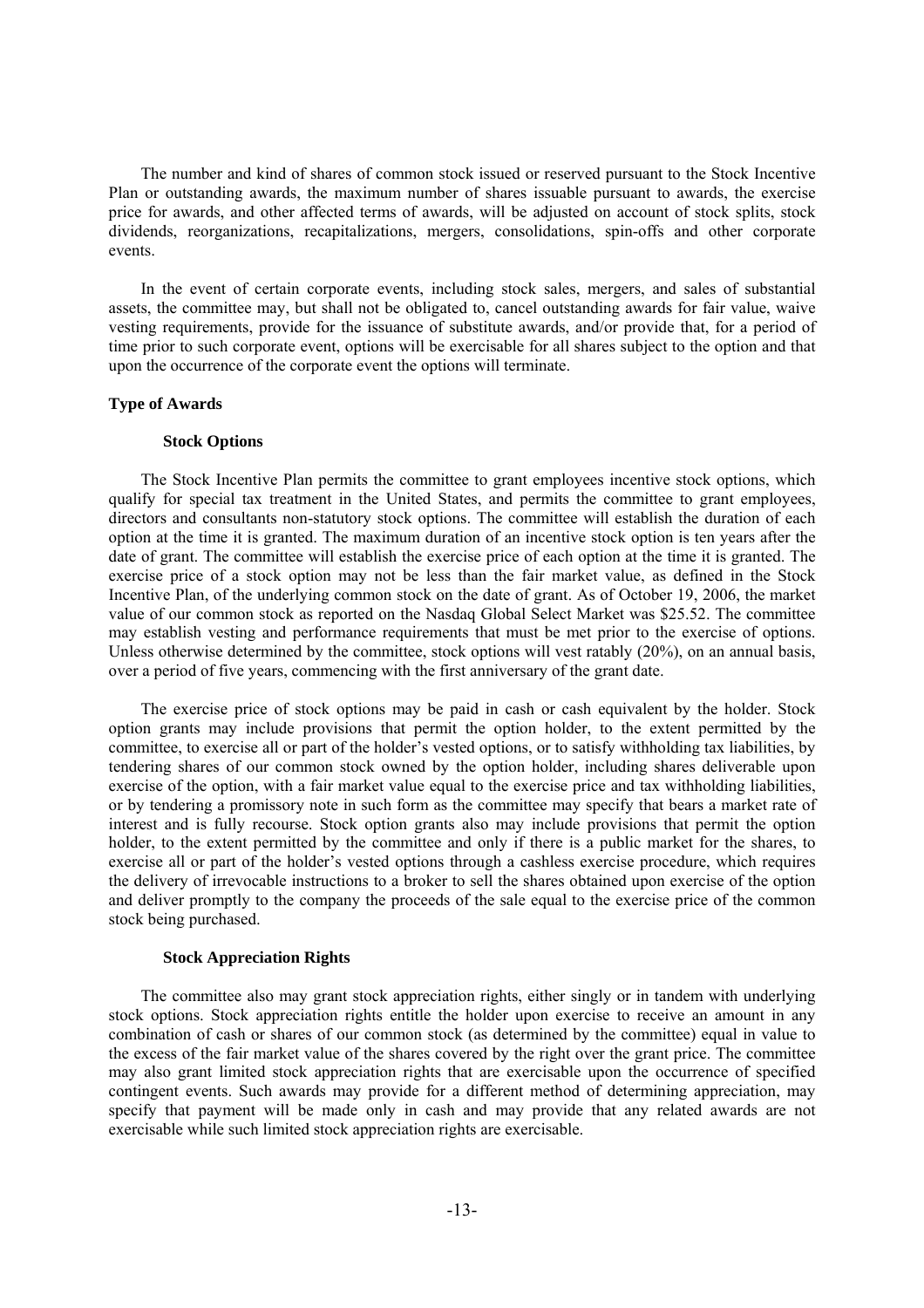The number and kind of shares of common stock issued or reserved pursuant to the Stock Incentive Plan or outstanding awards, the maximum number of shares issuable pursuant to awards, the exercise price for awards, and other affected terms of awards, will be adjusted on account of stock splits, stock dividends, reorganizations, recapitalizations, mergers, consolidations, spin-offs and other corporate events.

In the event of certain corporate events, including stock sales, mergers, and sales of substantial assets, the committee may, but shall not be obligated to, cancel outstanding awards for fair value, waive vesting requirements, provide for the issuance of substitute awards, and/or provide that, for a period of time prior to such corporate event, options will be exercisable for all shares subject to the option and that upon the occurrence of the corporate event the options will terminate.

## Type of Awards

### Stock Options

The Stock Incentive Plan permits the committee to grant employees incentive stock options, which qualify for special tax treatment in the United States, and permits the committee to grant employees, directors and consultants non-statutory stock options. The committee will establish the duration of each option at the time it is granted. The maximum duration of an incentive stock option is ten years after the date of grant. The committee will establish the exercise price of each option at the time it is granted. The exercise price of a stock option may not be less than the fair market value, as defined in the Stock Incentive Plan, of the underlying common stock on the date of grant. As of October 19, 2006, the market value of our common stock as reported on the Nasdaq Global Select Market was $25.52. The committee may establish vesting and performance requirements that must be met prior to the exercise of options. Unless otherwise determined by the committee, stock options will vest ratably (20%), on an annual basis, over a period of five years, commencing with the first anniversary of the grant date.

The exercise price of stock options may be paid in cash or cash equivalent by the holder. Stock option grants may include provisions that permit the option holder, to the extent permitted by the committee, to exercise all or part of the holder's vested options, or to satisfy withholding tax liabilities, by tendering shares of our common stock owned by the option holder, including shares deliverable upon exercise of the option, with a fair market value equal to the exercise price and tax withholding liabilities, or by tendering a promissory note in such form as the committee may specify that bears a market rate of interest and is fully recourse. Stock option grants also may include provisions that permit the option holder, to the extent permitted by the committee and only if there is a public market for the shares, to exercise all or part of the holder's vested options through a cashless exercise procedure, which requires the delivery of irrevocable instructions to a broker to sell the shares obtained upon exercise of the option and deliver promptly to the company the proceeds of the sale equal to the exercise price of the common stock being purchased.

### Stock Appreciation Rights

The committee also may grant stock appreciation rights, either singly or in tandem with underlying stock options. Stock appreciation rights entitle the holder upon exercise to receive an amount in any combination of cash or shares of our common stock (as determined by the committee) equal in value to the excess of the fair market value of the shares covered by the right over the grant price. The committee may also grant limited stock appreciation rights that are exercisable upon the occurrence of specified contingent events. Such awards may provide for a different method of determining appreciation, may specify that payment will be made only in cash and may provide that any related awards are not exercisable while such limited stock appreciation rights are exercisable.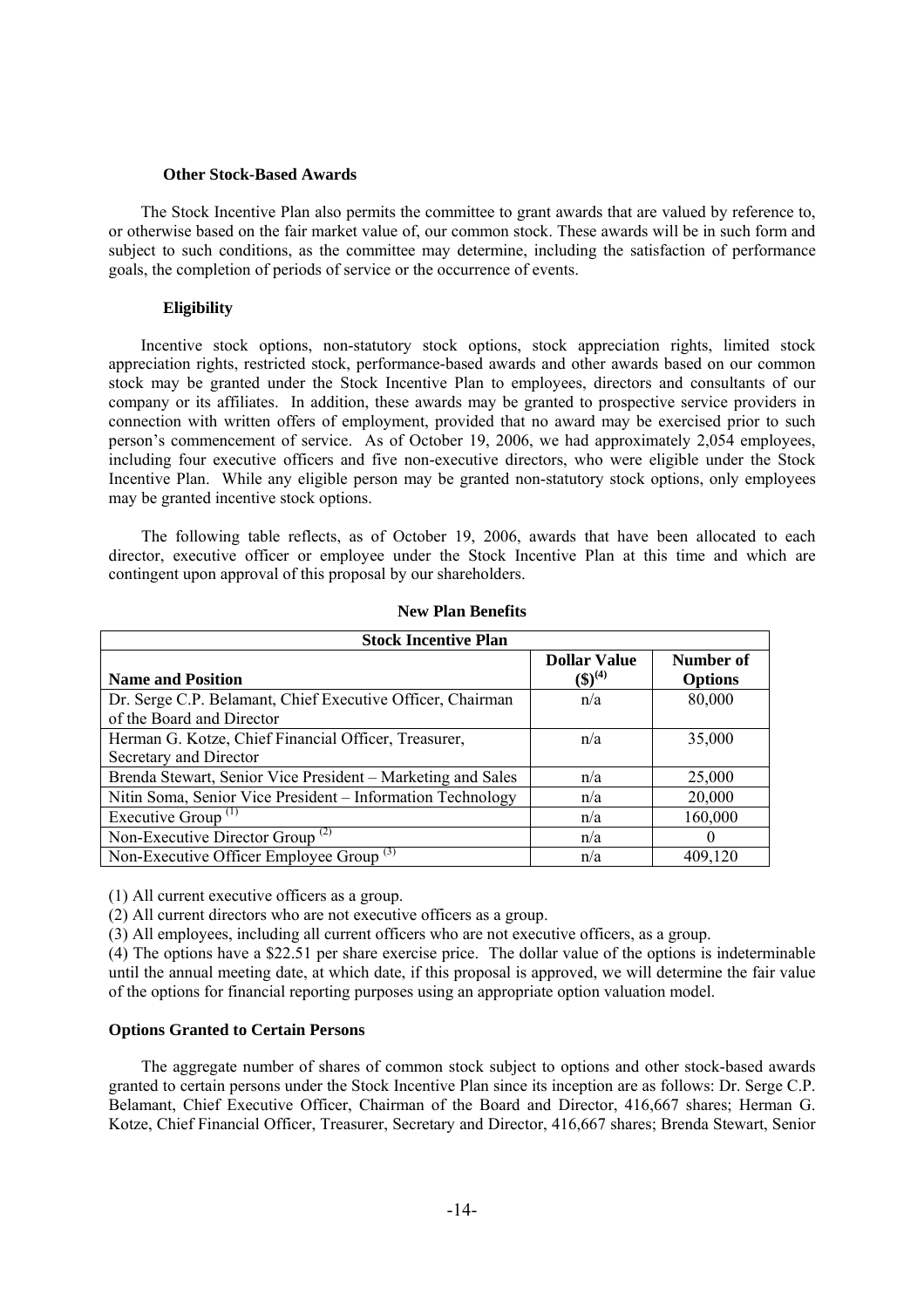### Other Stock-Based Awards

The Stock Incentive Plan also permits the committee to grant awards that are valued by reference to, or otherwise based on the fair market value of, our common stock. These awards will be in such form and subject to such conditions, as the committee may determine, including the satisfaction of performance goals, the completion of periods of service or the occurrence of events.

### Eligibility

Incentive stock options, non-statutory stock options, stock appreciation rights, limited stock appreciation rights, restricted stock, performance-based awards and other awards based on our common stock may be granted under the Stock Incentive Plan to employees, directors and consultants of our company or its affiliates. In addition, these awards may be granted to prospective service providers in connection with written offers of employment, provided that no award may be exercised prior to such person's commencement of service. As of October 19, 2006, we had approximately 2,054 employees, including four executive officers and five non-executive directors, who were eligible under the Stock Incentive Plan. While any eligible person may be granted non-statutory stock options, only employees may be granted incentive stock options.

The following table reflects, as of October 19, 2006, awards that have been allocated to each director, executive officer or employee under the Stock Incentive Plan at this time and which are contingent upon approval of this proposal by our shareholders.

**New Plan Benefits**

| Stock Incentive Plan | | |
|---|---|---|
| **Name and Position** | **Dollar Value ($)[4]** | **Number of Options** |
| Dr. Serge C.P. Belamant, Chief Executive Officer, Chairman of the Board and Director | n/a | 80,000 |
| Herman G. Kotze, Chief Financial Officer, Treasurer, Secretary and Director | n/a | 35,000 |
| Brenda Stewart, Senior Vice President – Marketing and Sales | n/a | 25,000 |
| Nitin Soma, Senior Vice President – Information Technology | n/a | 20,000 |
| Executive Group [1] | n/a | 160,000 |
| Non-Executive Director Group [2] | n/a | 0 |
| Non-Executive Officer Employee Group [3] | n/a | 409,120 |

(1) All current executive officers as a group.

(2) All current directors who are not executive officers as a group.

(3) All employees, including all current officers who are not executive officers, as a group.

(4) The options have a $22.51 per share exercise price. The dollar value of the options is indeterminable until the annual meeting date, at which date, if this proposal is approved, we will determine the fair value of the options for financial reporting purposes using an appropriate option valuation model.

### Options Granted to Certain Persons

The aggregate number of shares of common stock subject to options and other stock-based awards granted to certain persons under the Stock Incentive Plan since its inception are as follows: Dr. Serge C.P. Belamant, Chief Executive Officer, Chairman of the Board and Director, 416,667 shares; Herman G. Kotze, Chief Financial Officer, Treasurer, Secretary and Director, 416,667 shares; Brenda Stewart, Senior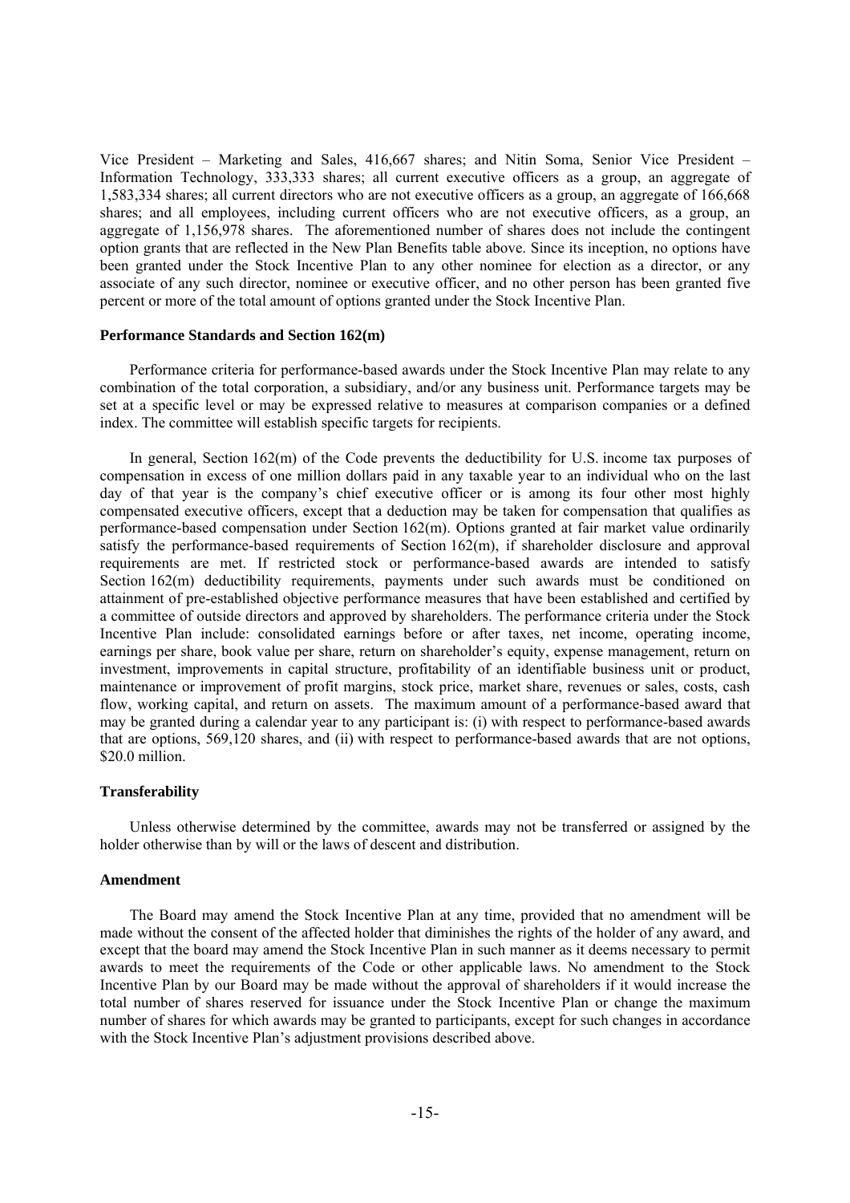Vice President – Marketing and Sales, 416,667 shares; and Nitin Soma, Senior Vice President – Information Technology, 333,333 shares; all current executive officers as a group, an aggregate of 1,583,334 shares; all current directors who are not executive officers as a group, an aggregate of 166,668 shares; and all employees, including current officers who are not executive officers, as a group, an aggregate of 1,156,978 shares. The aforementioned number of shares does not include the contingent option grants that are reflected in the New Plan Benefits table above. Since its inception, no options have been granted under the Stock Incentive Plan to any other nominee for election as a director, or any associate of any such director, nominee or executive officer, and no other person has been granted five percent or more of the total amount of options granted under the Stock Incentive Plan.

**Performance Standards and Section 162(m)**

Performance criteria for performance-based awards under the Stock Incentive Plan may relate to any combination of the total corporation, a subsidiary, and/or any business unit. Performance targets may be set at a specific level or may be expressed relative to measures at comparison companies or a defined index. The committee will establish specific targets for recipients.

In general, Section 162(m) of the Code prevents the deductibility for U.S. income tax purposes of compensation in excess of one million dollars paid in any taxable year to an individual who on the last day of that year is the company's chief executive officer or is among its four other most highly compensated executive officers, except that a deduction may be taken for compensation that qualifies as performance-based compensation under Section 162(m). Options granted at fair market value ordinarily satisfy the performance-based requirements of Section 162(m), if shareholder disclosure and approval requirements are met. If restricted stock or performance-based awards are intended to satisfy Section 162(m) deductibility requirements, payments under such awards must be conditioned on attainment of pre-established objective performance measures that have been established and certified by a committee of outside directors and approved by shareholders. The performance criteria under the Stock Incentive Plan include: consolidated earnings before or after taxes, net income, operating income, earnings per share, book value per share, return on shareholder's equity, expense management, return on investment, improvements in capital structure, profitability of an identifiable business unit or product, maintenance or improvement of profit margins, stock price, market share, revenues or sales, costs, cash flow, working capital, and return on assets. The maximum amount of a performance-based award that may be granted during a calendar year to any participant is: (i) with respect to performance-based awards that are options, 569,120 shares, and (ii) with respect to performance-based awards that are not options, $20.0 million.

**Transferability**

Unless otherwise determined by the committee, awards may not be transferred or assigned by the holder otherwise than by will or the laws of descent and distribution.

**Amendment**

The Board may amend the Stock Incentive Plan at any time, provided that no amendment will be made without the consent of the affected holder that diminishes the rights of the holder of any award, and except that the board may amend the Stock Incentive Plan in such manner as it deems necessary to permit awards to meet the requirements of the Code or other applicable laws. No amendment to the Stock Incentive Plan by our Board may be made without the approval of shareholders if it would increase the total number of shares reserved for issuance under the Stock Incentive Plan or change the maximum number of shares for which awards may be granted to participants, except for such changes in accordance with the Stock Incentive Plan's adjustment provisions described above.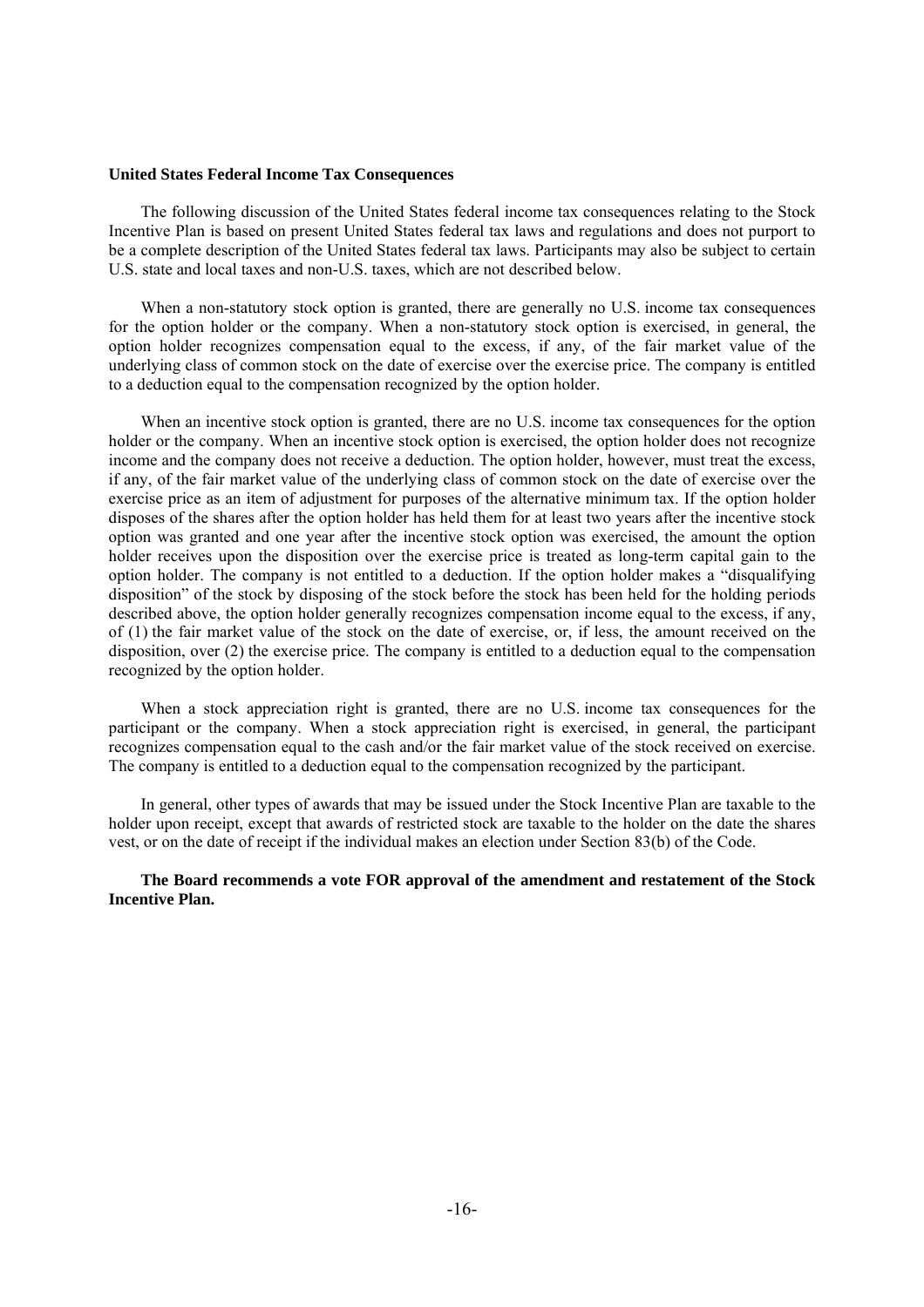**United States Federal Income Tax Consequences**

The following discussion of the United States federal income tax consequences relating to the Stock Incentive Plan is based on present United States federal tax laws and regulations and does not purport to be a complete description of the United States federal tax laws. Participants may also be subject to certain U.S. state and local taxes and non-U.S. taxes, which are not described below.

When a non-statutory stock option is granted, there are generally no U.S. income tax consequences for the option holder or the company. When a non-statutory stock option is exercised, in general, the option holder recognizes compensation equal to the excess, if any, of the fair market value of the underlying class of common stock on the date of exercise over the exercise price. The company is entitled to a deduction equal to the compensation recognized by the option holder.

When an incentive stock option is granted, there are no U.S. income tax consequences for the option holder or the company. When an incentive stock option is exercised, the option holder does not recognize income and the company does not receive a deduction. The option holder, however, must treat the excess, if any, of the fair market value of the underlying class of common stock on the date of exercise over the exercise price as an item of adjustment for purposes of the alternative minimum tax. If the option holder disposes of the shares after the option holder has held them for at least two years after the incentive stock option was granted and one year after the incentive stock option was exercised, the amount the option holder receives upon the disposition over the exercise price is treated as long-term capital gain to the option holder. The company is not entitled to a deduction. If the option holder makes a "disqualifying disposition" of the stock by disposing of the stock before the stock has been held for the holding periods described above, the option holder generally recognizes compensation income equal to the excess, if any, of (1) the fair market value of the stock on the date of exercise, or, if less, the amount received on the disposition, over (2) the exercise price. The company is entitled to a deduction equal to the compensation recognized by the option holder.

When a stock appreciation right is granted, there are no U.S. income tax consequences for the participant or the company. When a stock appreciation right is exercised, in general, the participant recognizes compensation equal to the cash and/or the fair market value of the stock received on exercise. The company is entitled to a deduction equal to the compensation recognized by the participant.

In general, other types of awards that may be issued under the Stock Incentive Plan are taxable to the holder upon receipt, except that awards of restricted stock are taxable to the holder on the date the shares vest, or on the date of receipt if the individual makes an election under Section 83(b) of the Code.

**The Board recommends a vote FOR approval of the amendment and restatement of the Stock Incentive Plan.**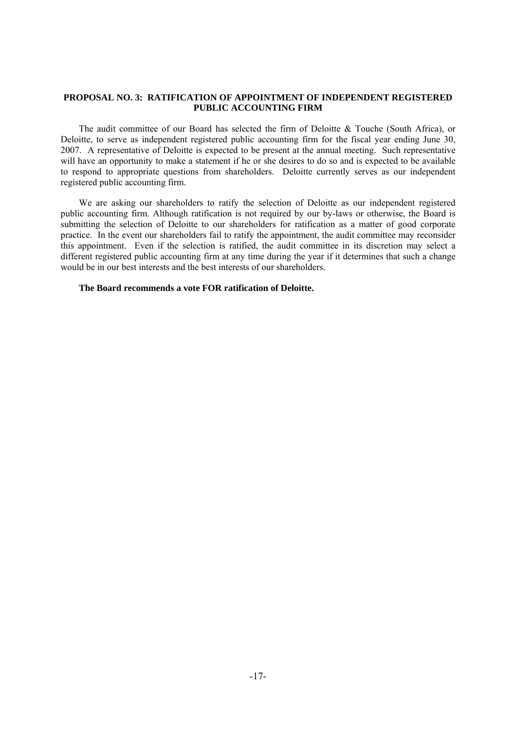## PROPOSAL NO. 3: RATIFICATION OF APPOINTMENT OF INDEPENDENT REGISTERED PUBLIC ACCOUNTING FIRM

The audit committee of our Board has selected the firm of Deloitte & Touche (South Africa), or Deloitte, to serve as independent registered public accounting firm for the fiscal year ending June 30, 2007. A representative of Deloitte is expected to be present at the annual meeting. Such representative will have an opportunity to make a statement if he or she desires to do so and is expected to be available to respond to appropriate questions from shareholders. Deloitte currently serves as our independent registered public accounting firm.

We are asking our shareholders to ratify the selection of Deloitte as our independent registered public accounting firm. Although ratification is not required by our by-laws or otherwise, the Board is submitting the selection of Deloitte to our shareholders for ratification as a matter of good corporate practice. In the event our shareholders fail to ratify the appointment, the audit committee may reconsider this appointment. Even if the selection is ratified, the audit committee in its discretion may select a different registered public accounting firm at any time during the year if it determines that such a change would be in our best interests and the best interests of our shareholders.

**The Board recommends a vote FOR ratification of Deloitte.**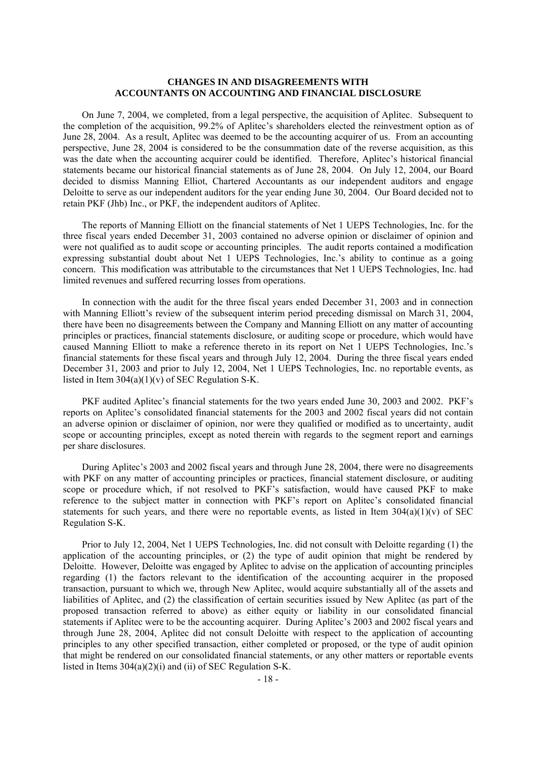## CHANGES IN AND DISAGREEMENTS WITH ACCOUNTANTS ON ACCOUNTING AND FINANCIAL DISCLOSURE

On June 7, 2004, we completed, from a legal perspective, the acquisition of Aplitec. Subsequent to the completion of the acquisition, 99.2% of Aplitec's shareholders elected the reinvestment option as of June 28, 2004. As a result, Aplitec was deemed to be the accounting acquirer of us. From an accounting perspective, June 28, 2004 is considered to be the consummation date of the reverse acquisition, as this was the date when the accounting acquirer could be identified. Therefore, Aplitec's historical financial statements became our historical financial statements as of June 28, 2004. On July 12, 2004, our Board decided to dismiss Manning Elliot, Chartered Accountants as our independent auditors and engage Deloitte to serve as our independent auditors for the year ending June 30, 2004. Our Board decided not to retain PKF (Jhb) Inc., or PKF, the independent auditors of Aplitec.

The reports of Manning Elliott on the financial statements of Net 1 UEPS Technologies, Inc. for the three fiscal years ended December 31, 2003 contained no adverse opinion or disclaimer of opinion and were not qualified as to audit scope or accounting principles. The audit reports contained a modification expressing substantial doubt about Net 1 UEPS Technologies, Inc.'s ability to continue as a going concern. This modification was attributable to the circumstances that Net 1 UEPS Technologies, Inc. had limited revenues and suffered recurring losses from operations.

In connection with the audit for the three fiscal years ended December 31, 2003 and in connection with Manning Elliott's review of the subsequent interim period preceding dismissal on March 31, 2004, there have been no disagreements between the Company and Manning Elliott on any matter of accounting principles or practices, financial statements disclosure, or auditing scope or procedure, which would have caused Manning Elliott to make a reference thereto in its report on Net 1 UEPS Technologies, Inc.'s financial statements for these fiscal years and through July 12, 2004. During the three fiscal years ended December 31, 2003 and prior to July 12, 2004, Net 1 UEPS Technologies, Inc. no reportable events, as listed in Item 304(a)(1)(v) of SEC Regulation S-K.

PKF audited Aplitec's financial statements for the two years ended June 30, 2003 and 2002. PKF's reports on Aplitec's consolidated financial statements for the 2003 and 2002 fiscal years did not contain an adverse opinion or disclaimer of opinion, nor were they qualified or modified as to uncertainty, audit scope or accounting principles, except as noted therein with regards to the segment report and earnings per share disclosures.

During Aplitec's 2003 and 2002 fiscal years and through June 28, 2004, there were no disagreements with PKF on any matter of accounting principles or practices, financial statement disclosure, or auditing scope or procedure which, if not resolved to PKF's satisfaction, would have caused PKF to make reference to the subject matter in connection with PKF's report on Aplitec's consolidated financial statements for such years, and there were no reportable events, as listed in Item 304(a)(1)(v) of SEC Regulation S-K.

Prior to July 12, 2004, Net 1 UEPS Technologies, Inc. did not consult with Deloitte regarding (1) the application of the accounting principles, or (2) the type of audit opinion that might be rendered by Deloitte. However, Deloitte was engaged by Aplitec to advise on the application of accounting principles regarding (1) the factors relevant to the identification of the accounting acquirer in the proposed transaction, pursuant to which we, through New Aplitec, would acquire substantially all of the assets and liabilities of Aplitec, and (2) the classification of certain securities issued by New Aplitec (as part of the proposed transaction referred to above) as either equity or liability in our consolidated financial statements if Aplitec were to be the accounting acquirer. During Aplitec's 2003 and 2002 fiscal years and through June 28, 2004, Aplitec did not consult Deloitte with respect to the application of accounting principles to any other specified transaction, either completed or proposed, or the type of audit opinion that might be rendered on our consolidated financial statements, or any other matters or reportable events listed in Items 304(a)(2)(i) and (ii) of SEC Regulation S-K.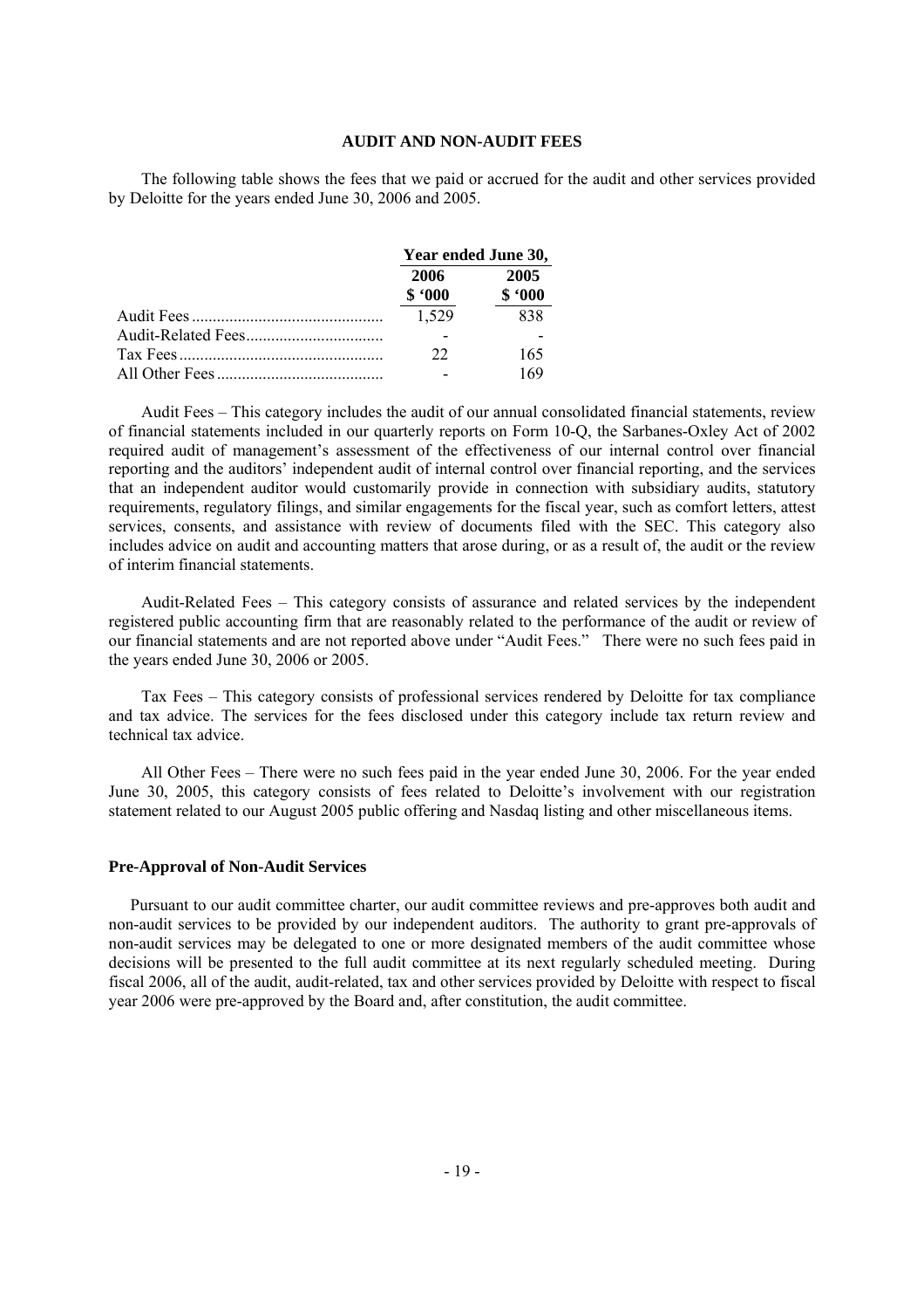## AUDIT AND NON-AUDIT FEES

The following table shows the fees that we paid or accrued for the audit and other services provided by Deloitte for the years ended June 30, 2006 and 2005.

| | Year ended June 30, | |
|---|---|---|
| | 2006 | 2005 |
| | $ '000 | $ '000 |
| Audit Fees | 1,529 | 838 |
| Audit-Related Fees | - | - |
| Tax Fees | 22 | 165 |
| All Other Fees | - | 169 |

Audit Fees – This category includes the audit of our annual consolidated financial statements, review of financial statements included in our quarterly reports on Form 10-Q, the Sarbanes-Oxley Act of 2002 required audit of management's assessment of the effectiveness of our internal control over financial reporting and the auditors' independent audit of internal control over financial reporting, and the services that an independent auditor would customarily provide in connection with subsidiary audits, statutory requirements, regulatory filings, and similar engagements for the fiscal year, such as comfort letters, attest services, consents, and assistance with review of documents filed with the SEC. This category also includes advice on audit and accounting matters that arose during, or as a result of, the audit or the review of interim financial statements.

Audit-Related Fees – This category consists of assurance and related services by the independent registered public accounting firm that are reasonably related to the performance of the audit or review of our financial statements and are not reported above under "Audit Fees." There were no such fees paid in the years ended June 30, 2006 or 2005.

Tax Fees – This category consists of professional services rendered by Deloitte for tax compliance and tax advice. The services for the fees disclosed under this category include tax return review and technical tax advice.

All Other Fees – There were no such fees paid in the year ended June 30, 2006. For the year ended June 30, 2005, this category consists of fees related to Deloitte's involvement with our registration statement related to our August 2005 public offering and Nasdaq listing and other miscellaneous items.

### Pre-Approval of Non-Audit Services

Pursuant to our audit committee charter, our audit committee reviews and pre-approves both audit and non-audit services to be provided by our independent auditors. The authority to grant pre-approvals of non-audit services may be delegated to one or more designated members of the audit committee whose decisions will be presented to the full audit committee at its next regularly scheduled meeting. During fiscal 2006, all of the audit, audit-related, tax and other services provided by Deloitte with respect to fiscal year 2006 were pre-approved by the Board and, after constitution, the audit committee.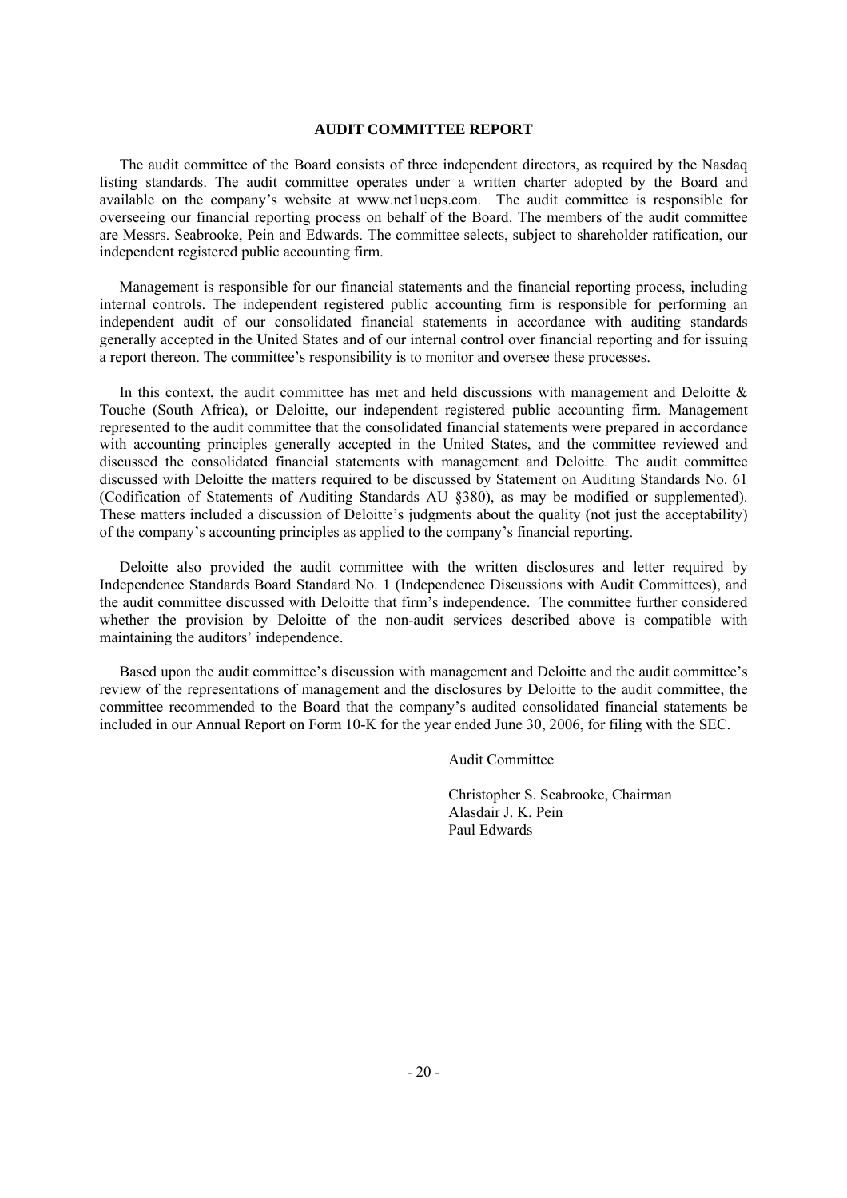## AUDIT COMMITTEE REPORT

The audit committee of the Board consists of three independent directors, as required by the Nasdaq listing standards. The audit committee operates under a written charter adopted by the Board and available on the company's website at www.net1ueps.com. The audit committee is responsible for overseeing our financial reporting process on behalf of the Board. The members of the audit committee are Messrs. Seabrooke, Pein and Edwards. The committee selects, subject to shareholder ratification, our independent registered public accounting firm.

Management is responsible for our financial statements and the financial reporting process, including internal controls. The independent registered public accounting firm is responsible for performing an independent audit of our consolidated financial statements in accordance with auditing standards generally accepted in the United States and of our internal control over financial reporting and for issuing a report thereon. The committee's responsibility is to monitor and oversee these processes.

In this context, the audit committee has met and held discussions with management and Deloitte & Touche (South Africa), or Deloitte, our independent registered public accounting firm. Management represented to the audit committee that the consolidated financial statements were prepared in accordance with accounting principles generally accepted in the United States, and the committee reviewed and discussed the consolidated financial statements with management and Deloitte. The audit committee discussed with Deloitte the matters required to be discussed by Statement on Auditing Standards No. 61 (Codification of Statements of Auditing Standards AU §380), as may be modified or supplemented). These matters included a discussion of Deloitte's judgments about the quality (not just the acceptability) of the company's accounting principles as applied to the company's financial reporting.

Deloitte also provided the audit committee with the written disclosures and letter required by Independence Standards Board Standard No. 1 (Independence Discussions with Audit Committees), and the audit committee discussed with Deloitte that firm's independence. The committee further considered whether the provision by Deloitte of the non-audit services described above is compatible with maintaining the auditors' independence.

Based upon the audit committee's discussion with management and Deloitte and the audit committee's review of the representations of management and the disclosures by Deloitte to the audit committee, the committee recommended to the Board that the company's audited consolidated financial statements be included in our Annual Report on Form 10-K for the year ended June 30, 2006, for filing with the SEC.

Audit Committee

Christopher S. Seabrooke, Chairman
Alasdair J. K. Pein
Paul Edwards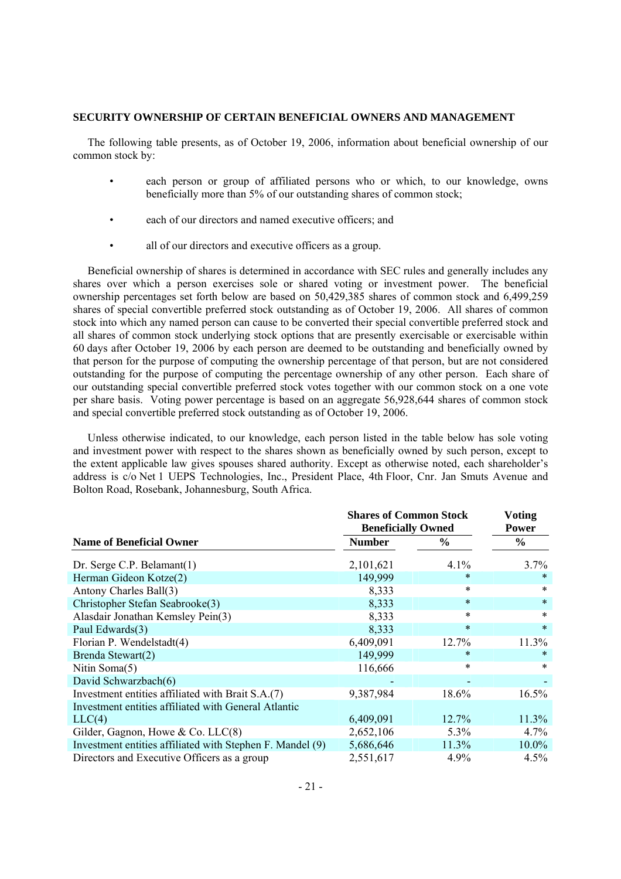**SECURITY OWNERSHIP OF CERTAIN BENEFICIAL OWNERS AND MANAGEMENT**

The following table presents, as of October 19, 2006, information about beneficial ownership of our common stock by:

- each person or group of affiliated persons who or which, to our knowledge, owns beneficially more than 5% of our outstanding shares of common stock;
- each of our directors and named executive officers; and
- all of our directors and executive officers as a group.

Beneficial ownership of shares is determined in accordance with SEC rules and generally includes any shares over which a person exercises sole or shared voting or investment power. The beneficial ownership percentages set forth below are based on 50,429,385 shares of common stock and 6,499,259 shares of special convertible preferred stock outstanding as of October 19, 2006. All shares of common stock into which any named person can cause to be converted their special convertible preferred stock and all shares of common stock underlying stock options that are presently exercisable or exercisable within 60 days after October 19, 2006 by each person are deemed to be outstanding and beneficially owned by that person for the purpose of computing the ownership percentage of that person, but are not considered outstanding for the purpose of computing the percentage ownership of any other person. Each share of our outstanding special convertible preferred stock votes together with our common stock on a one vote per share basis. Voting power percentage is based on an aggregate 56,928,644 shares of common stock and special convertible preferred stock outstanding as of October 19, 2006.

Unless otherwise indicated, to our knowledge, each person listed in the table below has sole voting and investment power with respect to the shares shown as beneficially owned by such person, except to the extent applicable law gives spouses shared authority. Except as otherwise noted, each shareholder's address is c/o Net 1 UEPS Technologies, Inc., President Place, 4th Floor, Cnr. Jan Smuts Avenue and Bolton Road, Rosebank, Johannesburg, South Africa.

| Name of Beneficial Owner | Shares of Common Stock Beneficially Owned | | Voting Power |
|---|---|---|---|
| | Number | % | % |
| Dr. Serge C.P. Belamant(1) | 2,101,621 | 4.1% | 3.7% |
| Herman Gideon Kotze(2) | 149,999 | * | * |
| Antony Charles Ball(3) | 8,333 | * | * |
| Christopher Stefan Seabrooke(3) | 8,333 | * | * |
| Alasdair Jonathan Kemsley Pein(3) | 8,333 | * | * |
| Paul Edwards(3) | 8,333 | * | * |
| Florian P. Wendelstadt(4) | 6,409,091 | 12.7% | 11.3% |
| Brenda Stewart(2) | 149,999 | * | * |
| Nitin Soma(5) | 116,666 | * | * |
| David Schwarzbach(6) | - | - | - |
| Investment entities affiliated with Brait S.A.(7) | 9,387,984 | 18.6% | 16.5% |
| Investment entities affiliated with General Atlantic LLC(4) | 6,409,091 | 12.7% | 11.3% |
| Gilder, Gagnon, Howe & Co. LLC(8) | 2,652,106 | 5.3% | 4.7% |
| Investment entities affiliated with Stephen F. Mandel (9) | 5,686,646 | 11.3% | 10.0% |
| Directors and Executive Officers as a group | 2,551,617 | 4.9% | 4.5% |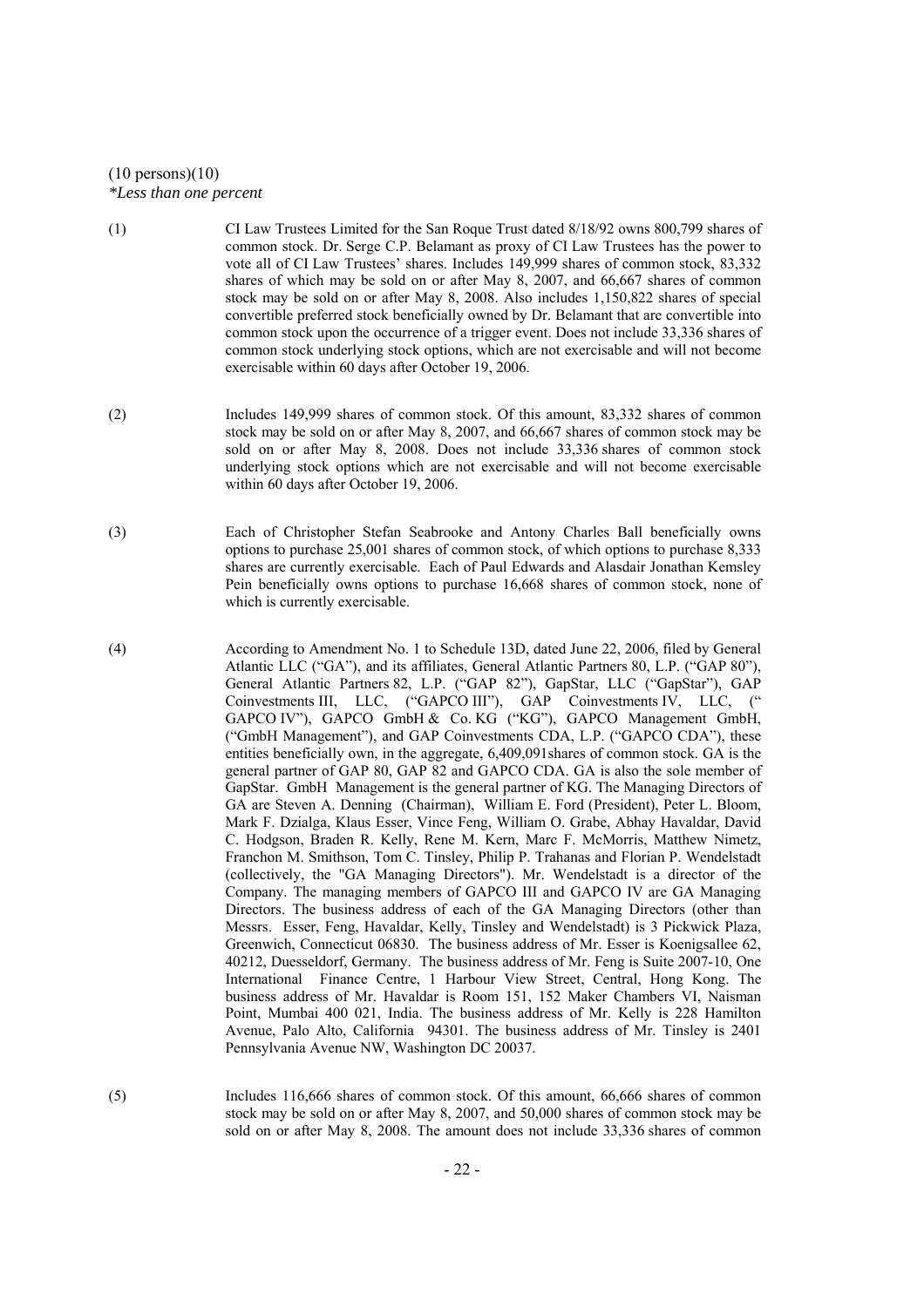(10 persons)(10)
*Less than one percent*

(1) CI Law Trustees Limited for the San Roque Trust dated 8/18/92 owns 800,799 shares of common stock. Dr. Serge C.P. Belamant as proxy of CI Law Trustees has the power to vote all of CI Law Trustees' shares. Includes 149,999 shares of common stock, 83,332 shares of which may be sold on or after May 8, 2007, and 66,667 shares of common stock may be sold on or after May 8, 2008. Also includes 1,150,822 shares of special convertible preferred stock beneficially owned by Dr. Belamant that are convertible into common stock upon the occurrence of a trigger event. Does not include 33,336 shares of common stock underlying stock options, which are not exercisable and will not become exercisable within 60 days after October 19, 2006.

(2) Includes 149,999 shares of common stock. Of this amount, 83,332 shares of common stock may be sold on or after May 8, 2007, and 66,667 shares of common stock may be sold on or after May 8, 2008. Does not include 33,336 shares of common stock underlying stock options which are not exercisable and will not become exercisable within 60 days after October 19, 2006.

(3) Each of Christopher Stefan Seabrooke and Antony Charles Ball beneficially owns options to purchase 25,001 shares of common stock, of which options to purchase 8,333 shares are currently exercisable. Each of Paul Edwards and Alasdair Jonathan Kemsley Pein beneficially owns options to purchase 16,668 shares of common stock, none of which is currently exercisable.

(4) According to Amendment No. 1 to Schedule 13D, dated June 22, 2006, filed by General Atlantic LLC ("GA"), and its affiliates, General Atlantic Partners 80, L.P. ("GAP 80"), General Atlantic Partners 82, L.P. ("GAP 82"), GapStar, LLC ("GapStar"), GAP Coinvestments III, LLC, ("GAPCO III"), GAP Coinvestments IV, LLC, (" GAPCO IV"), GAPCO GmbH & Co. KG ("KG"), GAPCO Management GmbH, ("GmbH Management"), and GAP Coinvestments CDA, L.P. ("GAPCO CDA"), these entities beneficially own, in the aggregate, 6,409,091shares of common stock. GA is the general partner of GAP 80, GAP 82 and GAPCO CDA. GA is also the sole member of GapStar. GmbH Management is the general partner of KG. The Managing Directors of GA are Steven A. Denning (Chairman), William E. Ford (President), Peter L. Bloom, Mark F. Dzialga, Klaus Esser, Vince Feng, William O. Grabe, Abhay Havaldar, David C. Hodgson, Braden R. Kelly, Rene M. Kern, Marc F. McMorris, Matthew Nimetz, Franchon M. Smithson, Tom C. Tinsley, Philip P. Trahanas and Florian P. Wendelstadt (collectively, the "GA Managing Directors"). Mr. Wendelstadt is a director of the Company. The managing members of GAPCO III and GAPCO IV are GA Managing Directors. The business address of each of the GA Managing Directors (other than Messrs. Esser, Feng, Havaldar, Kelly, Tinsley and Wendelstadt) is 3 Pickwick Plaza, Greenwich, Connecticut 06830. The business address of Mr. Esser is Koenigsallee 62, 40212, Duesseldorf, Germany. The business address of Mr. Feng is Suite 2007-10, One International Finance Centre, 1 Harbour View Street, Central, Hong Kong. The business address of Mr. Havaldar is Room 151, 152 Maker Chambers VI, Naisman Point, Mumbai 400 021, India. The business address of Mr. Kelly is 228 Hamilton Avenue, Palo Alto, California 94301. The business address of Mr. Tinsley is 2401 Pennsylvania Avenue NW, Washington DC 20037.

(5) Includes 116,666 shares of common stock. Of this amount, 66,666 shares of common stock may be sold on or after May 8, 2007, and 50,000 shares of common stock may be sold on or after May 8, 2008. The amount does not include 33,336 shares of common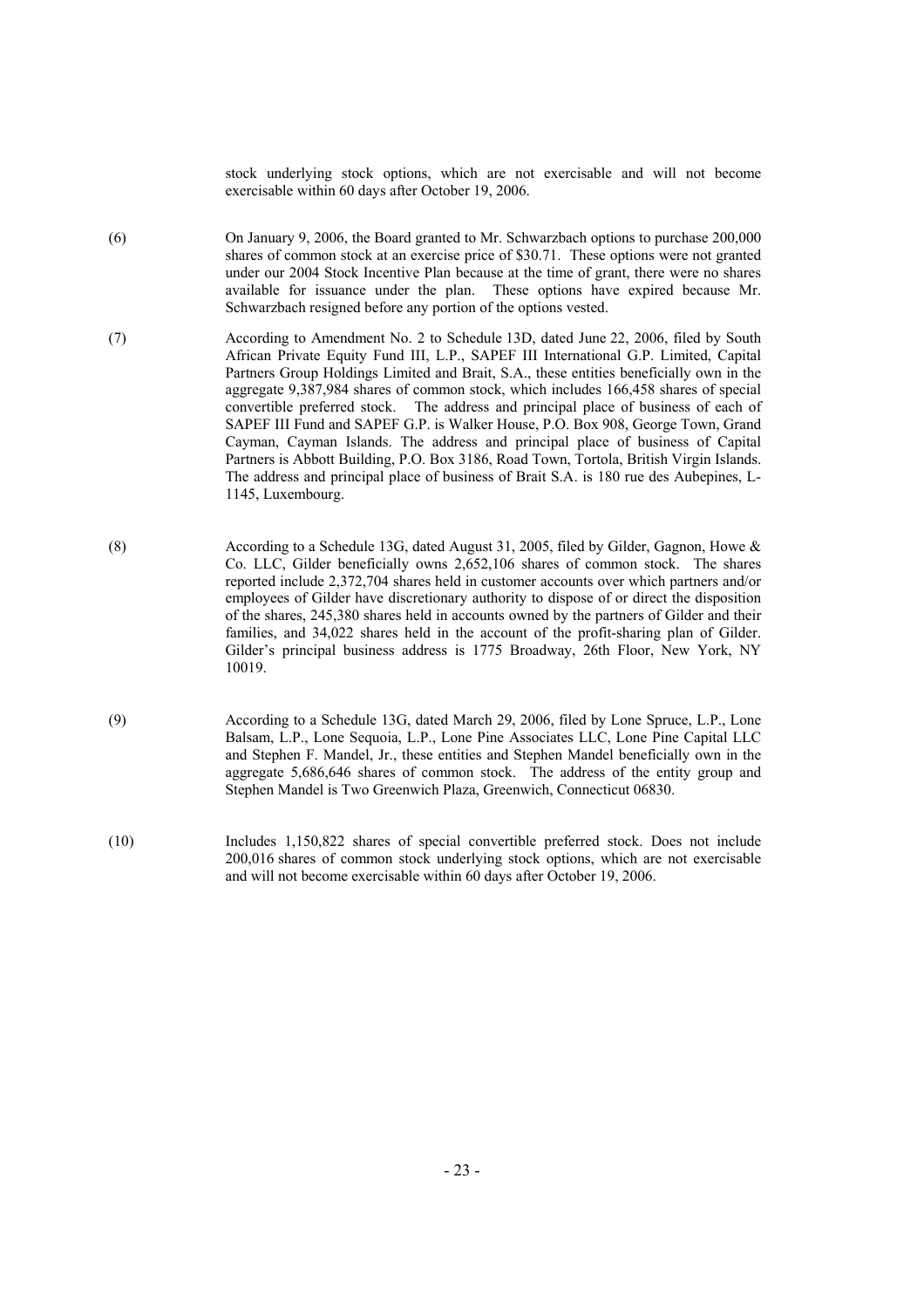stock underlying stock options, which are not exercisable and will not become exercisable within 60 days after October 19, 2006.

(6) On January 9, 2006, the Board granted to Mr. Schwarzbach options to purchase 200,000 shares of common stock at an exercise price of $30.71. These options were not granted under our 2004 Stock Incentive Plan because at the time of grant, there were no shares available for issuance under the plan. These options have expired because Mr. Schwarzbach resigned before any portion of the options vested.

(7) According to Amendment No. 2 to Schedule 13D, dated June 22, 2006, filed by South African Private Equity Fund III, L.P., SAPEF III International G.P. Limited, Capital Partners Group Holdings Limited and Brait, S.A., these entities beneficially own in the aggregate 9,387,984 shares of common stock, which includes 166,458 shares of special convertible preferred stock. The address and principal place of business of each of SAPEF III Fund and SAPEF G.P. is Walker House, P.O. Box 908, George Town, Grand Cayman, Cayman Islands. The address and principal place of business of Capital Partners is Abbott Building, P.O. Box 3186, Road Town, Tortola, British Virgin Islands. The address and principal place of business of Brait S.A. is 180 rue des Aubepines, L-1145, Luxembourg.

(8) According to a Schedule 13G, dated August 31, 2005, filed by Gilder, Gagnon, Howe & Co. LLC, Gilder beneficially owns 2,652,106 shares of common stock. The shares reported include 2,372,704 shares held in customer accounts over which partners and/or employees of Gilder have discretionary authority to dispose of or direct the disposition of the shares, 245,380 shares held in accounts owned by the partners of Gilder and their families, and 34,022 shares held in the account of the profit-sharing plan of Gilder. Gilder's principal business address is 1775 Broadway, 26th Floor, New York, NY 10019.

(9) According to a Schedule 13G, dated March 29, 2006, filed by Lone Spruce, L.P., Lone Balsam, L.P., Lone Sequoia, L.P., Lone Pine Associates LLC, Lone Pine Capital LLC and Stephen F. Mandel, Jr., these entities and Stephen Mandel beneficially own in the aggregate 5,686,646 shares of common stock. The address of the entity group and Stephen Mandel is Two Greenwich Plaza, Greenwich, Connecticut 06830.

(10) Includes 1,150,822 shares of special convertible preferred stock. Does not include 200,016 shares of common stock underlying stock options, which are not exercisable and will not become exercisable within 60 days after October 19, 2006.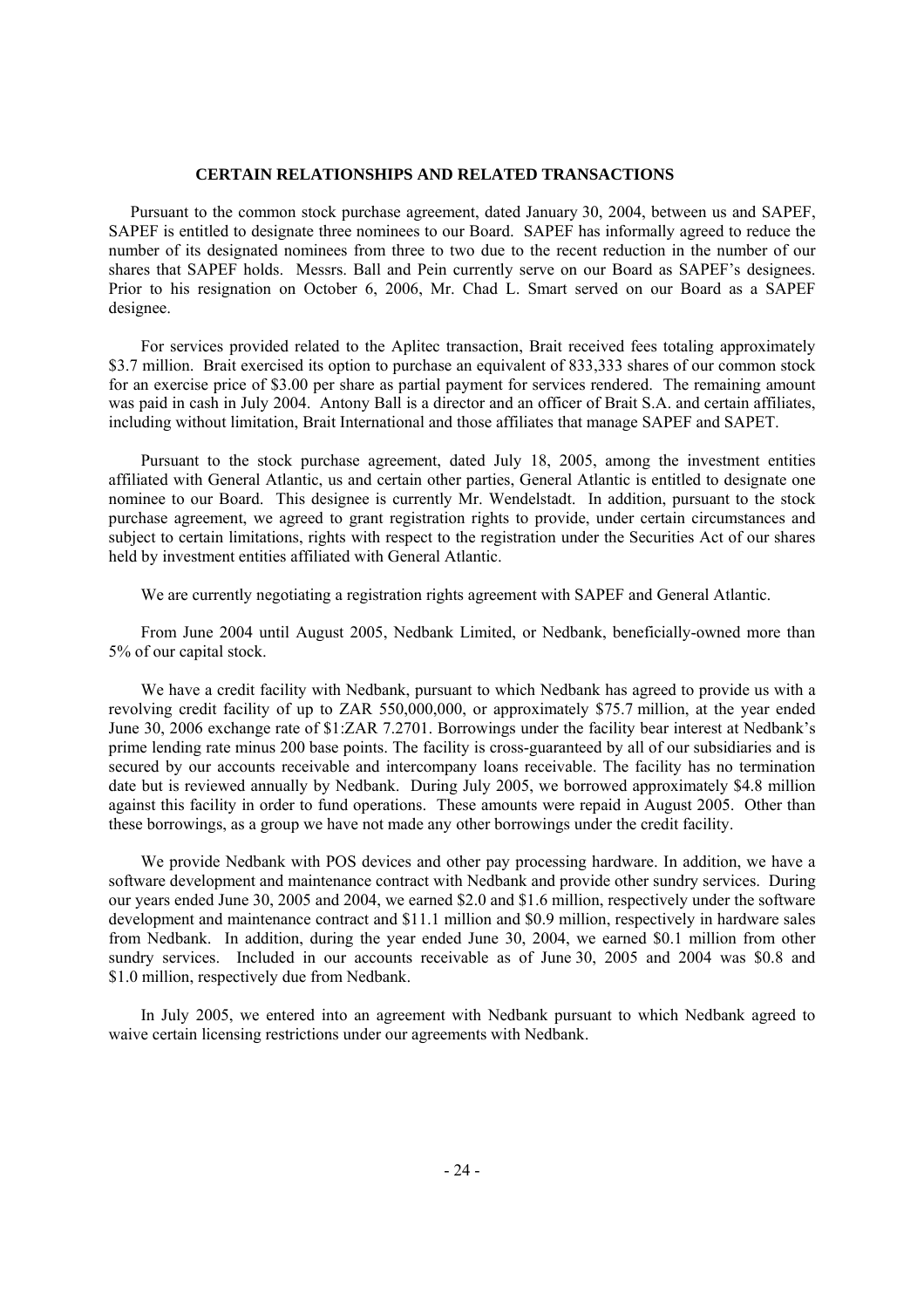## CERTAIN RELATIONSHIPS AND RELATED TRANSACTIONS

Pursuant to the common stock purchase agreement, dated January 30, 2004, between us and SAPEF, SAPEF is entitled to designate three nominees to our Board. SAPEF has informally agreed to reduce the number of its designated nominees from three to two due to the recent reduction in the number of our shares that SAPEF holds. Messrs. Ball and Pein currently serve on our Board as SAPEF's designees. Prior to his resignation on October 6, 2006, Mr. Chad L. Smart served on our Board as a SAPEF designee.

For services provided related to the Aplitec transaction, Brait received fees totaling approximately $3.7 million. Brait exercised its option to purchase an equivalent of 833,333 shares of our common stock for an exercise price of $3.00 per share as partial payment for services rendered. The remaining amount was paid in cash in July 2004. Antony Ball is a director and an officer of Brait S.A. and certain affiliates, including without limitation, Brait International and those affiliates that manage SAPEF and SAPET.

Pursuant to the stock purchase agreement, dated July 18, 2005, among the investment entities affiliated with General Atlantic, us and certain other parties, General Atlantic is entitled to designate one nominee to our Board. This designee is currently Mr. Wendelstadt. In addition, pursuant to the stock purchase agreement, we agreed to grant registration rights to provide, under certain circumstances and subject to certain limitations, rights with respect to the registration under the Securities Act of our shares held by investment entities affiliated with General Atlantic.

We are currently negotiating a registration rights agreement with SAPEF and General Atlantic.

From June 2004 until August 2005, Nedbank Limited, or Nedbank, beneficially-owned more than 5% of our capital stock.

We have a credit facility with Nedbank, pursuant to which Nedbank has agreed to provide us with a revolving credit facility of up to ZAR 550,000,000, or approximately $75.7 million, at the year ended June 30, 2006 exchange rate of $1:ZAR 7.2701. Borrowings under the facility bear interest at Nedbank's prime lending rate minus 200 base points. The facility is cross-guaranteed by all of our subsidiaries and is secured by our accounts receivable and intercompany loans receivable. The facility has no termination date but is reviewed annually by Nedbank. During July 2005, we borrowed approximately $4.8 million against this facility in order to fund operations. These amounts were repaid in August 2005. Other than these borrowings, as a group we have not made any other borrowings under the credit facility.

We provide Nedbank with POS devices and other pay processing hardware. In addition, we have a software development and maintenance contract with Nedbank and provide other sundry services. During our years ended June 30, 2005 and 2004, we earned $2.0 and $1.6 million, respectively under the software development and maintenance contract and $11.1 million and $0.9 million, respectively in hardware sales from Nedbank. In addition, during the year ended June 30, 2004, we earned $0.1 million from other sundry services. Included in our accounts receivable as of June 30, 2005 and 2004 was $0.8 and $1.0 million, respectively due from Nedbank.

In July 2005, we entered into an agreement with Nedbank pursuant to which Nedbank agreed to waive certain licensing restrictions under our agreements with Nedbank.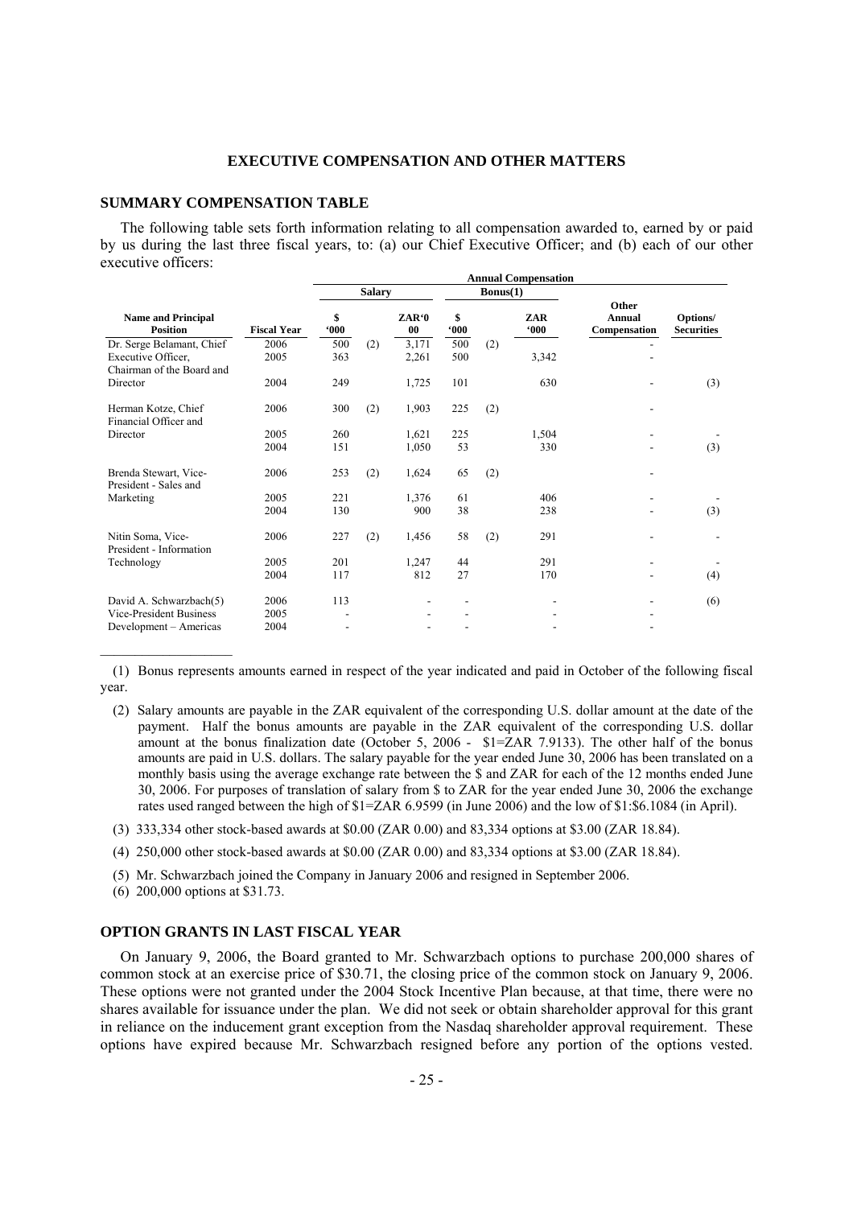## EXECUTIVE COMPENSATION AND OTHER MATTERS

### SUMMARY COMPENSATION TABLE

The following table sets forth information relating to all compensation awarded to, earned by or paid by us during the last three fiscal years, to: (a) our Chief Executive Officer; and (b) each of our other executive officers:

| | | Annual Compensation | | | | | | | |
|---|---|---|---|---|---|---|---|---|---|
| | | Salary | | | Bonus(1) | | | | |
| **Name and Principal Position** | **Fiscal Year** | **$ '000** | | **ZAR'000** | **$ '000** | | **ZAR '000** | **Other Annual Compensation** | **Options/ Securities** |
| Dr. Serge Belamant, Chief | 2006 | 500 | (2) | 3,171 | 500 | (2) | | - | |
| Executive Officer, Chairman of the Board and | 2005 | 363 | | 2,261 | 500 | | 3,342 | - | |
| Director | 2004 | 249 | | 1,725 | 101 | | 630 | - | (3) |
| Herman Kotze, Chief Financial Officer and | 2006 | 300 | (2) | 1,903 | 225 | (2) | | - | |
| Director | 2005 | 260 | | 1,621 | 225 | | 1,504 | - | - |
| | 2004 | 151 | | 1,050 | 53 | | 330 | - | (3) |
| Brenda Stewart, Vice-President - Sales and | 2006 | 253 | (2) | 1,624 | 65 | (2) | | - | |
| Marketing | 2005 | 221 | | 1,376 | 61 | | 406 | - | - |
| | 2004 | 130 | | 900 | 38 | | 238 | - | (3) |
| Nitin Soma, Vice-President - Information | 2006 | 227 | (2) | 1,456 | 58 | (2) | 291 | - | - |
| Technology | 2005 | 201 | | 1,247 | 44 | | 291 | - | - |
| | 2004 | 117 | | 812 | 27 | | 170 | - | (4) |
| David A. Schwarzbach(5) | 2006 | 113 | | - | - | | - | - | (6) |
| Vice-President Business | 2005 | - | | - | - | | - | - | |
| Development – Americas | 2004 | - | | - | - | | - | - | |

(1) Bonus represents amounts earned in respect of the year indicated and paid in October of the following fiscal year.

(2) Salary amounts are payable in the ZAR equivalent of the corresponding U.S. dollar amount at the date of the payment. Half the bonus amounts are payable in the ZAR equivalent of the corresponding U.S. dollar amount at the bonus finalization date (October 5, 2006 - $1=ZAR 7.9133). The other half of the bonus amounts are paid in U.S. dollars. The salary payable for the year ended June 30, 2006 has been translated on a monthly basis using the average exchange rate between the $ and ZAR for each of the 12 months ended June 30, 2006. For purposes of translation of salary from $ to ZAR for the year ended June 30, 2006 the exchange rates used ranged between the high of $1=ZAR 6.9599 (in June 2006) and the low of $1:$6.1084 (in April).

(3) 333,334 other stock-based awards at $0.00 (ZAR 0.00) and 83,334 options at $3.00 (ZAR 18.84).

(4) 250,000 other stock-based awards at $0.00 (ZAR 0.00) and 83,334 options at $3.00 (ZAR 18.84).

(5) Mr. Schwarzbach joined the Company in January 2006 and resigned in September 2006.

(6) 200,000 options at $31.73.

### OPTION GRANTS IN LAST FISCAL YEAR

On January 9, 2006, the Board granted to Mr. Schwarzbach options to purchase 200,000 shares of common stock at an exercise price of $30.71, the closing price of the common stock on January 9, 2006. These options were not granted under the 2004 Stock Incentive Plan because, at that time, there were no shares available for issuance under the plan. We did not seek or obtain shareholder approval for this grant in reliance on the inducement grant exception from the Nasdaq shareholder approval requirement. These options have expired because Mr. Schwarzbach resigned before any portion of the options vested.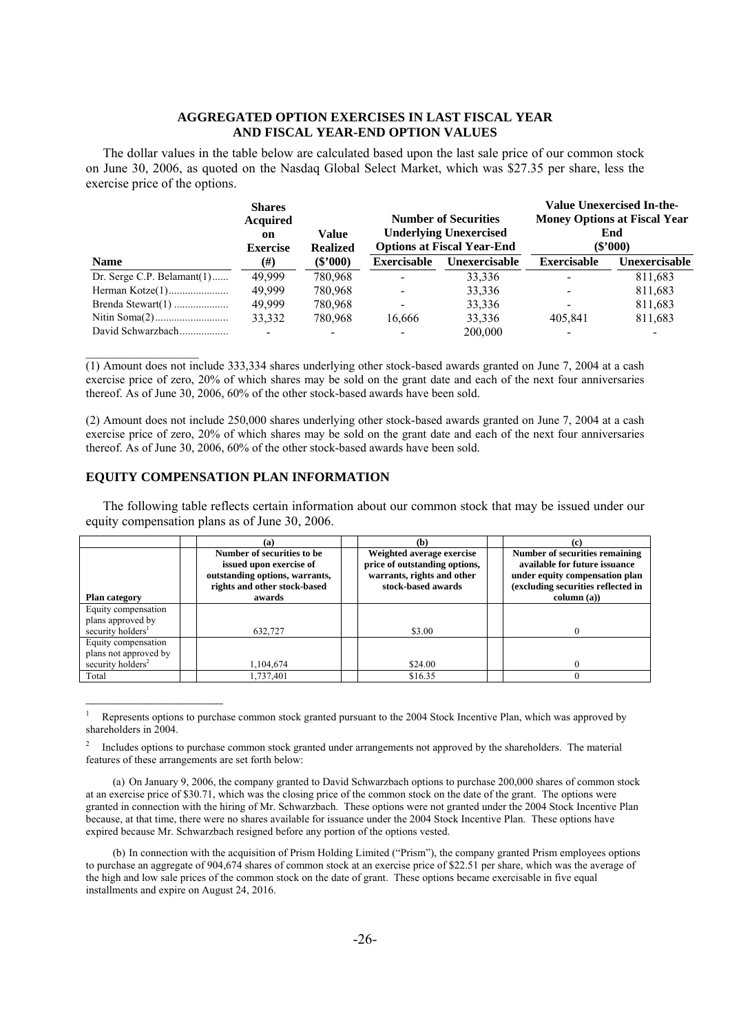## AGGREGATED OPTION EXERCISES IN LAST FISCAL YEAR AND FISCAL YEAR-END OPTION VALUES

The dollar values in the table below are calculated based upon the last sale price of our common stock on June 30, 2006, as quoted on the Nasdaq Global Select Market, which was $27.35 per share, less the exercise price of the options.

| Name | Shares Acquired on Exercise (#) | Value Realized ($'000) | Number of Securities Underlying Unexercised Options at Fiscal Year-End | | Value Unexercised In-the-Money Options at Fiscal Year End ($'000) | |
|---|---|---|---|---|---|---|
| | | | Exercisable | Unexercisable | Exercisable | Unexercisable |
| Dr. Serge C.P. Belamant(1) | 49,999 | 780,968 | - | 33,336 | - | 811,683 |
| Herman Kotze(1) | 49,999 | 780,968 | - | 33,336 | - | 811,683 |
| Brenda Stewart(1) | 49,999 | 780,968 | - | 33,336 | - | 811,683 |
| Nitin Soma(2) | 33,332 | 780,968 | 16,666 | 33,336 | 405,841 | 811,683 |
| David Schwarzbach | - | - | - | 200,000 | - | - |

(1) Amount does not include 333,334 shares underlying other stock-based awards granted on June 7, 2004 at a cash exercise price of zero, 20% of which shares may be sold on the grant date and each of the next four anniversaries thereof. As of June 30, 2006, 60% of the other stock-based awards have been sold.

(2) Amount does not include 250,000 shares underlying other stock-based awards granted on June 7, 2004 at a cash exercise price of zero, 20% of which shares may be sold on the grant date and each of the next four anniversaries thereof. As of June 30, 2006, 60% of the other stock-based awards have been sold.

## EQUITY COMPENSATION PLAN INFORMATION

The following table reflects certain information about our common stock that may be issued under our equity compensation plans as of June 30, 2006.

| | (a) | (b) | (c) |
|---|---|---|---|
| Plan category | Number of securities to be issued upon exercise of outstanding options, warrants, rights and other stock-based awards | Weighted average exercise price of outstanding options, warrants, rights and other stock-based awards | Number of securities remaining available for future issuance under equity compensation plan (excluding securities reflected in column (a)) |
| Equity compensation plans approved by security holders[1] | 632,727 | $3.00 | 0 |
| Equity compensation plans not approved by security holders[2] | 1,104,674 | $24.00 | 0 |
| Total | 1,737,401 | $16.35 | 0 |

[1] Represents options to purchase common stock granted pursuant to the 2004 Stock Incentive Plan, which was approved by shareholders in 2004.

[2] Includes options to purchase common stock granted under arrangements not approved by the shareholders. The material features of these arrangements are set forth below:

(a) On January 9, 2006, the company granted to David Schwarzbach options to purchase 200,000 shares of common stock at an exercise price of $30.71, which was the closing price of the common stock on the date of the grant. The options were granted in connection with the hiring of Mr. Schwarzbach. These options were not granted under the 2004 Stock Incentive Plan because, at that time, there were no shares available for issuance under the 2004 Stock Incentive Plan. These options have expired because Mr. Schwarzbach resigned before any portion of the options vested.

(b) In connection with the acquisition of Prism Holding Limited ("Prism"), the company granted Prism employees options to purchase an aggregate of 904,674 shares of common stock at an exercise price of $22.51 per share, which was the average of the high and low sale prices of the common stock on the date of grant. These options became exercisable in five equal installments and expire on August 24, 2016.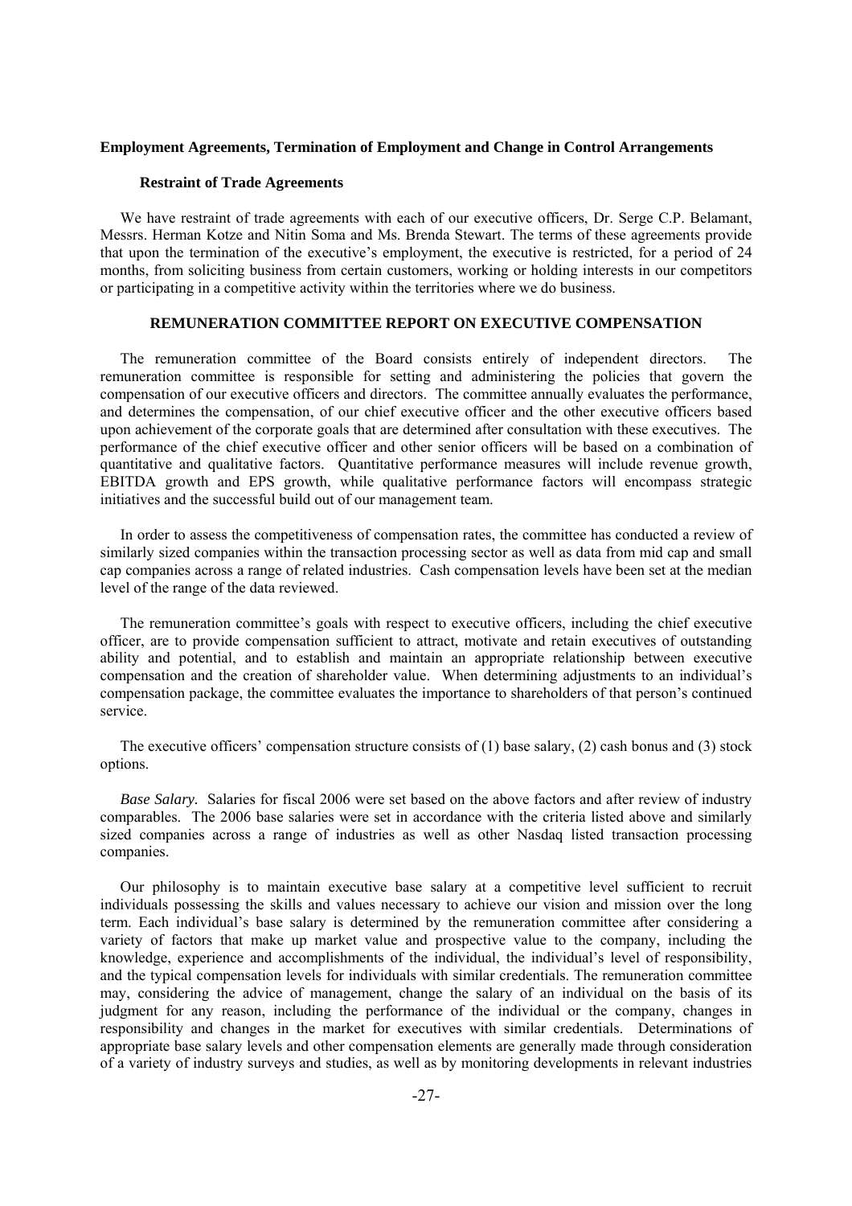## Employment Agreements, Termination of Employment and Change in Control Arrangements

### Restraint of Trade Agreements

We have restraint of trade agreements with each of our executive officers, Dr. Serge C.P. Belamant, Messrs. Herman Kotze and Nitin Soma and Ms. Brenda Stewart. The terms of these agreements provide that upon the termination of the executive's employment, the executive is restricted, for a period of 24 months, from soliciting business from certain customers, working or holding interests in our competitors or participating in a competitive activity within the territories where we do business.

## REMUNERATION COMMITTEE REPORT ON EXECUTIVE COMPENSATION

The remuneration committee of the Board consists entirely of independent directors. The remuneration committee is responsible for setting and administering the policies that govern the compensation of our executive officers and directors. The committee annually evaluates the performance, and determines the compensation, of our chief executive officer and the other executive officers based upon achievement of the corporate goals that are determined after consultation with these executives. The performance of the chief executive officer and other senior officers will be based on a combination of quantitative and qualitative factors. Quantitative performance measures will include revenue growth, EBITDA growth and EPS growth, while qualitative performance factors will encompass strategic initiatives and the successful build out of our management team.

In order to assess the competitiveness of compensation rates, the committee has conducted a review of similarly sized companies within the transaction processing sector as well as data from mid cap and small cap companies across a range of related industries. Cash compensation levels have been set at the median level of the range of the data reviewed.

The remuneration committee's goals with respect to executive officers, including the chief executive officer, are to provide compensation sufficient to attract, motivate and retain executives of outstanding ability and potential, and to establish and maintain an appropriate relationship between executive compensation and the creation of shareholder value. When determining adjustments to an individual's compensation package, the committee evaluates the importance to shareholders of that person's continued service.

The executive officers' compensation structure consists of (1) base salary, (2) cash bonus and (3) stock options.

*Base Salary.* Salaries for fiscal 2006 were set based on the above factors and after review of industry comparables. The 2006 base salaries were set in accordance with the criteria listed above and similarly sized companies across a range of industries as well as other Nasdaq listed transaction processing companies.

Our philosophy is to maintain executive base salary at a competitive level sufficient to recruit individuals possessing the skills and values necessary to achieve our vision and mission over the long term. Each individual's base salary is determined by the remuneration committee after considering a variety of factors that make up market value and prospective value to the company, including the knowledge, experience and accomplishments of the individual, the individual's level of responsibility, and the typical compensation levels for individuals with similar credentials. The remuneration committee may, considering the advice of management, change the salary of an individual on the basis of its judgment for any reason, including the performance of the individual or the company, changes in responsibility and changes in the market for executives with similar credentials. Determinations of appropriate base salary levels and other compensation elements are generally made through consideration of a variety of industry surveys and studies, as well as by monitoring developments in relevant industries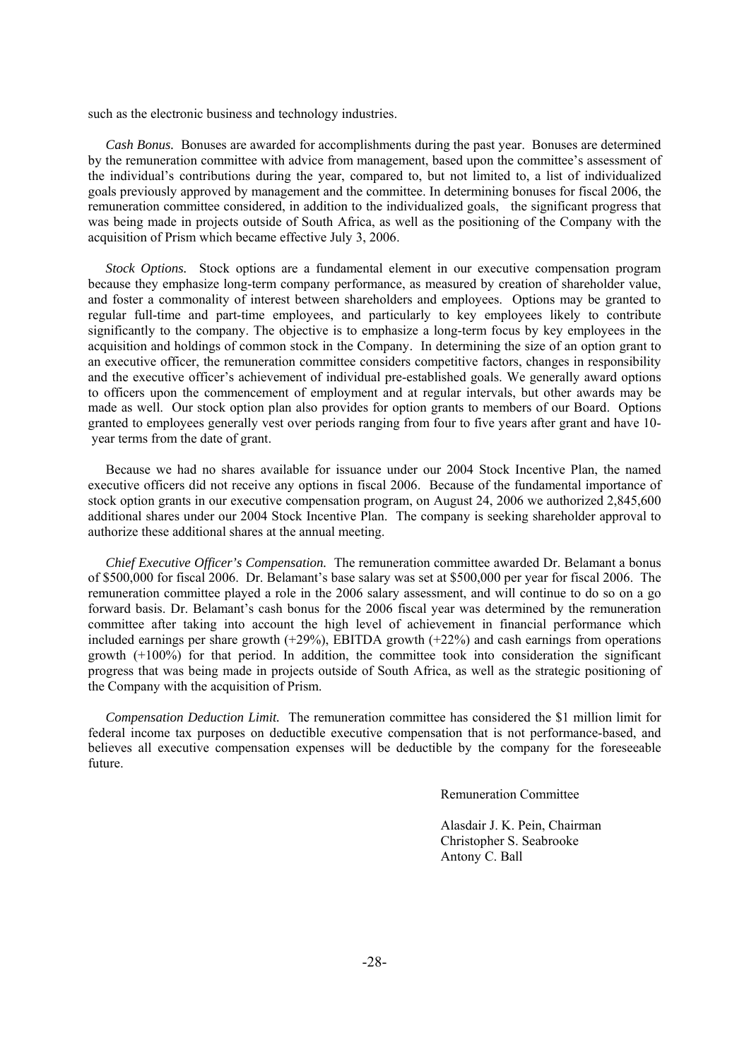such as the electronic business and technology industries.

*Cash Bonus.* Bonuses are awarded for accomplishments during the past year. Bonuses are determined by the remuneration committee with advice from management, based upon the committee's assessment of the individual's contributions during the year, compared to, but not limited to, a list of individualized goals previously approved by management and the committee. In determining bonuses for fiscal 2006, the remuneration committee considered, in addition to the individualized goals, the significant progress that was being made in projects outside of South Africa, as well as the positioning of the Company with the acquisition of Prism which became effective July 3, 2006.

*Stock Options.* Stock options are a fundamental element in our executive compensation program because they emphasize long-term company performance, as measured by creation of shareholder value, and foster a commonality of interest between shareholders and employees. Options may be granted to regular full-time and part-time employees, and particularly to key employees likely to contribute significantly to the company. The objective is to emphasize a long-term focus by key employees in the acquisition and holdings of common stock in the Company. In determining the size of an option grant to an executive officer, the remuneration committee considers competitive factors, changes in responsibility and the executive officer's achievement of individual pre-established goals. We generally award options to officers upon the commencement of employment and at regular intervals, but other awards may be made as well. Our stock option plan also provides for option grants to members of our Board. Options granted to employees generally vest over periods ranging from four to five years after grant and have 10-year terms from the date of grant.

Because we had no shares available for issuance under our 2004 Stock Incentive Plan, the named executive officers did not receive any options in fiscal 2006. Because of the fundamental importance of stock option grants in our executive compensation program, on August 24, 2006 we authorized 2,845,600 additional shares under our 2004 Stock Incentive Plan. The company is seeking shareholder approval to authorize these additional shares at the annual meeting.

*Chief Executive Officer's Compensation.* The remuneration committee awarded Dr. Belamant a bonus of $500,000 for fiscal 2006. Dr. Belamant's base salary was set at $500,000 per year for fiscal 2006. The remuneration committee played a role in the 2006 salary assessment, and will continue to do so on a go forward basis. Dr. Belamant's cash bonus for the 2006 fiscal year was determined by the remuneration committee after taking into account the high level of achievement in financial performance which included earnings per share growth (+29%), EBITDA growth (+22%) and cash earnings from operations growth (+100%) for that period. In addition, the committee took into consideration the significant progress that was being made in projects outside of South Africa, as well as the strategic positioning of the Company with the acquisition of Prism.

*Compensation Deduction Limit.* The remuneration committee has considered the $1 million limit for federal income tax purposes on deductible executive compensation that is not performance-based, and believes all executive compensation expenses will be deductible by the company for the foreseeable future.

Remuneration Committee

Alasdair J. K. Pein, Chairman
Christopher S. Seabrooke
Antony C. Ball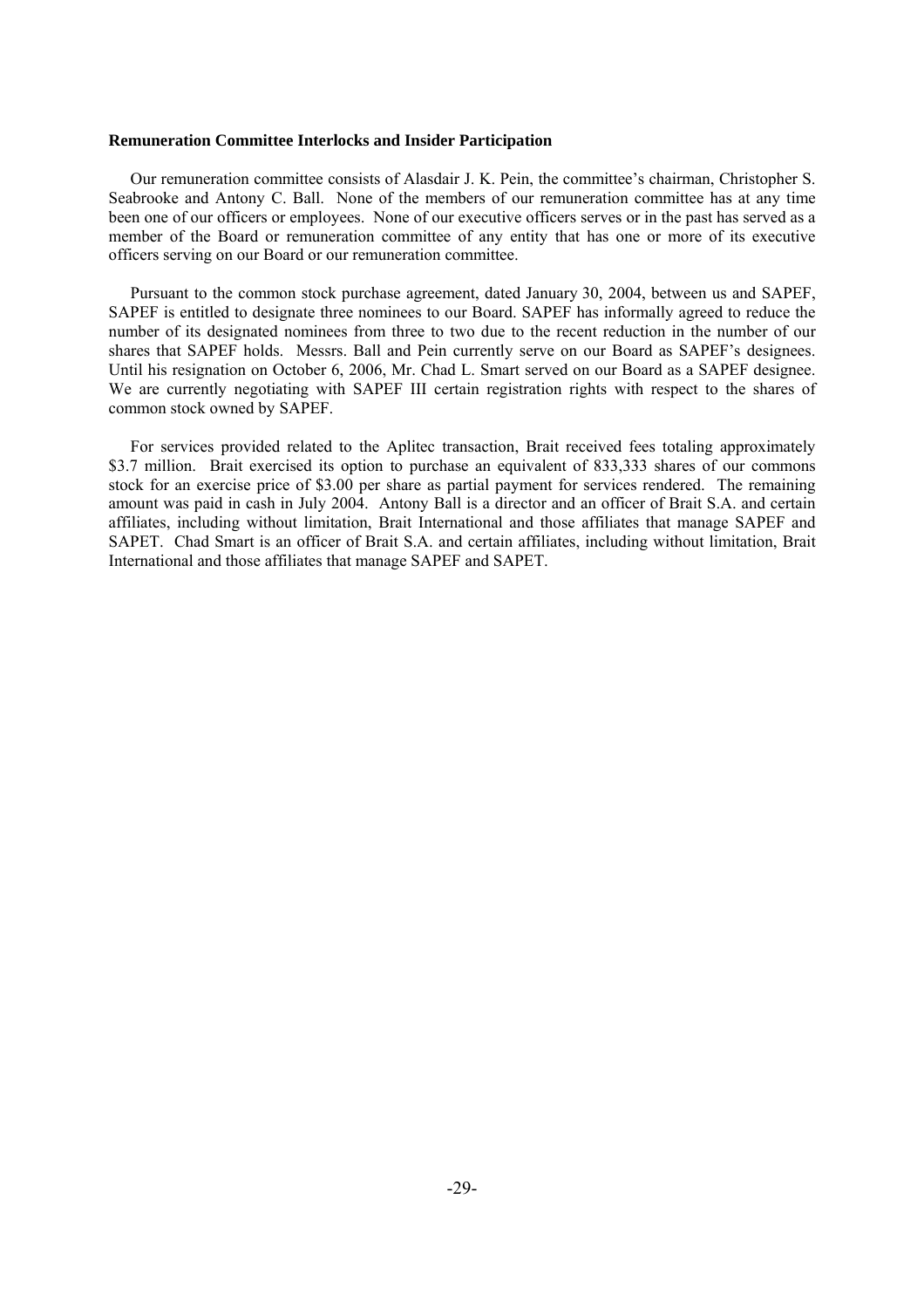**Remuneration Committee Interlocks and Insider Participation**

Our remuneration committee consists of Alasdair J. K. Pein, the committee's chairman, Christopher S. Seabrooke and Antony C. Ball. None of the members of our remuneration committee has at any time been one of our officers or employees. None of our executive officers serves or in the past has served as a member of the Board or remuneration committee of any entity that has one or more of its executive officers serving on our Board or our remuneration committee.

Pursuant to the common stock purchase agreement, dated January 30, 2004, between us and SAPEF, SAPEF is entitled to designate three nominees to our Board. SAPEF has informally agreed to reduce the number of its designated nominees from three to two due to the recent reduction in the number of our shares that SAPEF holds. Messrs. Ball and Pein currently serve on our Board as SAPEF's designees. Until his resignation on October 6, 2006, Mr. Chad L. Smart served on our Board as a SAPEF designee. We are currently negotiating with SAPEF III certain registration rights with respect to the shares of common stock owned by SAPEF.

For services provided related to the Aplitec transaction, Brait received fees totaling approximately \$3.7 million. Brait exercised its option to purchase an equivalent of 833,333 shares of our commons stock for an exercise price of \$3.00 per share as partial payment for services rendered. The remaining amount was paid in cash in July 2004. Antony Ball is a director and an officer of Brait S.A. and certain affiliates, including without limitation, Brait International and those affiliates that manage SAPEF and SAPET. Chad Smart is an officer of Brait S.A. and certain affiliates, including without limitation, Brait International and those affiliates that manage SAPEF and SAPET.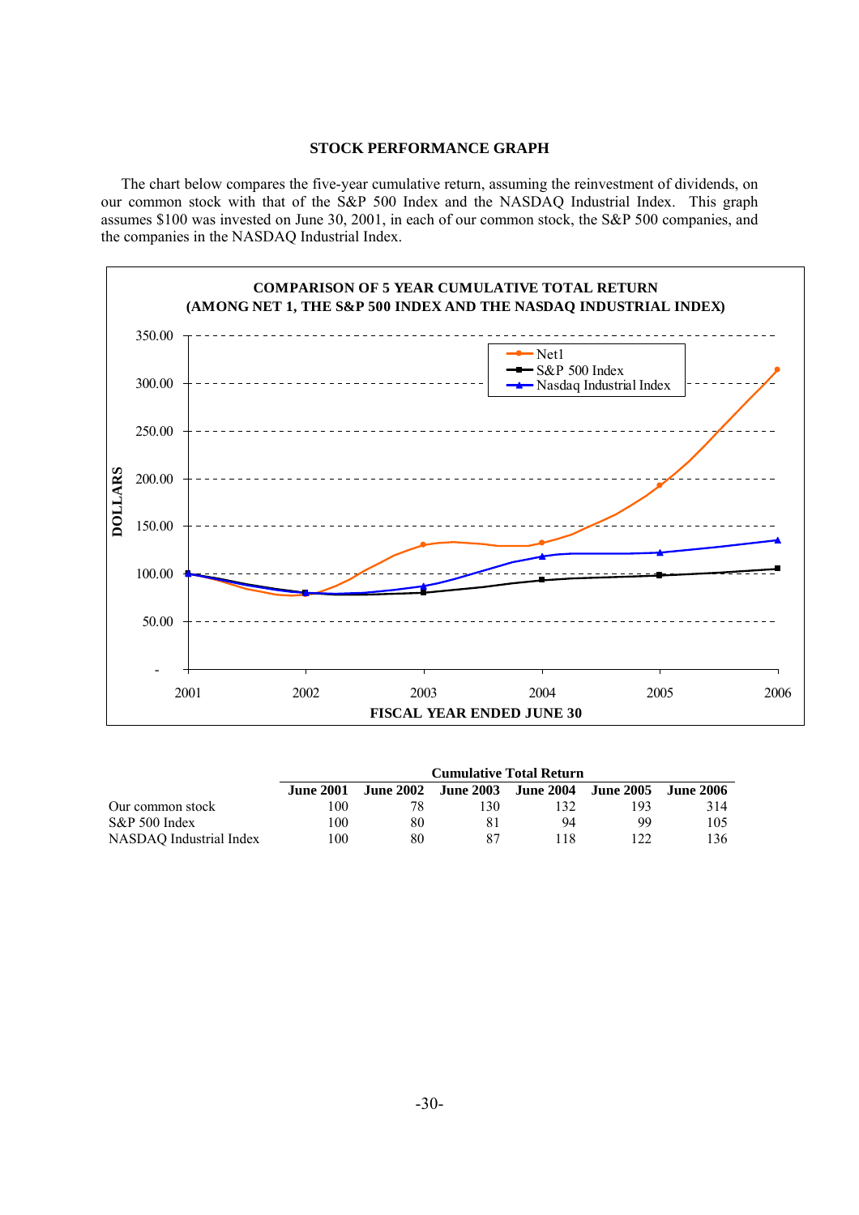## STOCK PERFORMANCE GRAPH

The chart below compares the five-year cumulative return, assuming the reinvestment of dividends, on our common stock with that of the S&P 500 Index and the NASDAQ Industrial Index. This graph assumes $100 was invested on June 30, 2001, in each of our common stock, the S&P 500 companies, and the companies in the NASDAQ Industrial Index.

**COMPARISON OF 5 YEAR CUMULATIVE TOTAL RETURN**
**(AMONG NET 1, THE S&P 500 INDEX AND THE NASDAQ INDUSTRIAL INDEX)**

| | Cumulative Total Return | | | | | |
|---|---|---|---|---|---|---|
| | **June 2001** | **June 2002** | **June 2003** | **June 2004** | **June 2005** | **June 2006** |
| Our common stock | 100 | 78 | 130 | 132 | 193 | 314 |
| S&P 500 Index | 100 | 80 | 81 | 94 | 99 | 105 |
| NASDAQ Industrial Index | 100 | 80 | 87 | 118 | 122 | 136 |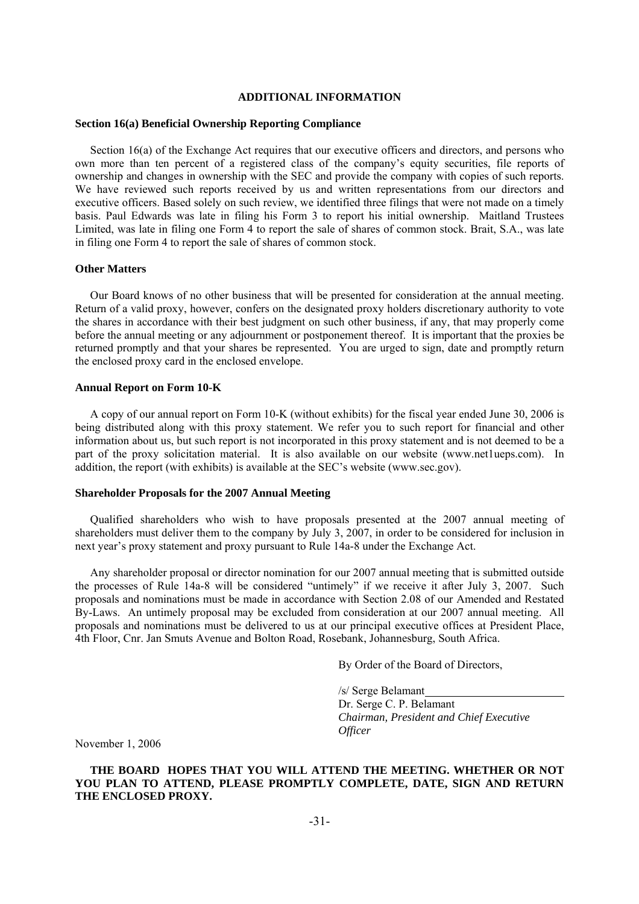## ADDITIONAL INFORMATION

### Section 16(a) Beneficial Ownership Reporting Compliance

Section 16(a) of the Exchange Act requires that our executive officers and directors, and persons who own more than ten percent of a registered class of the company's equity securities, file reports of ownership and changes in ownership with the SEC and provide the company with copies of such reports. We have reviewed such reports received by us and written representations from our directors and executive officers. Based solely on such review, we identified three filings that were not made on a timely basis. Paul Edwards was late in filing his Form 3 to report his initial ownership. Maitland Trustees Limited, was late in filing one Form 4 to report the sale of shares of common stock. Brait, S.A., was late in filing one Form 4 to report the sale of shares of common stock.

### Other Matters

Our Board knows of no other business that will be presented for consideration at the annual meeting. Return of a valid proxy, however, confers on the designated proxy holders discretionary authority to vote the shares in accordance with their best judgment on such other business, if any, that may properly come before the annual meeting or any adjournment or postponement thereof. It is important that the proxies be returned promptly and that your shares be represented. You are urged to sign, date and promptly return the enclosed proxy card in the enclosed envelope.

### Annual Report on Form 10-K

A copy of our annual report on Form 10-K (without exhibits) for the fiscal year ended June 30, 2006 is being distributed along with this proxy statement. We refer you to such report for financial and other information about us, but such report is not incorporated in this proxy statement and is not deemed to be a part of the proxy solicitation material. It is also available on our website (www.net1ueps.com). In addition, the report (with exhibits) is available at the SEC's website (www.sec.gov).

### Shareholder Proposals for the 2007 Annual Meeting

Qualified shareholders who wish to have proposals presented at the 2007 annual meeting of shareholders must deliver them to the company by July 3, 2007, in order to be considered for inclusion in next year's proxy statement and proxy pursuant to Rule 14a-8 under the Exchange Act.

Any shareholder proposal or director nomination for our 2007 annual meeting that is submitted outside the processes of Rule 14a-8 will be considered "untimely" if we receive it after July 3, 2007. Such proposals and nominations must be made in accordance with Section 2.08 of our Amended and Restated By-Laws. An untimely proposal may be excluded from consideration at our 2007 annual meeting. All proposals and nominations must be delivered to us at our principal executive offices at President Place, 4th Floor, Cnr. Jan Smuts Avenue and Bolton Road, Rosebank, Johannesburg, South Africa.

By Order of the Board of Directors,

/s/ Serge Belamant
Dr. Serge C. P. Belamant
*Chairman, President and Chief Executive Officer*

November 1, 2006

**THE BOARD HOPES THAT YOU WILL ATTEND THE MEETING. WHETHER OR NOT YOU PLAN TO ATTEND, PLEASE PROMPTLY COMPLETE, DATE, SIGN AND RETURN THE ENCLOSED PROXY.**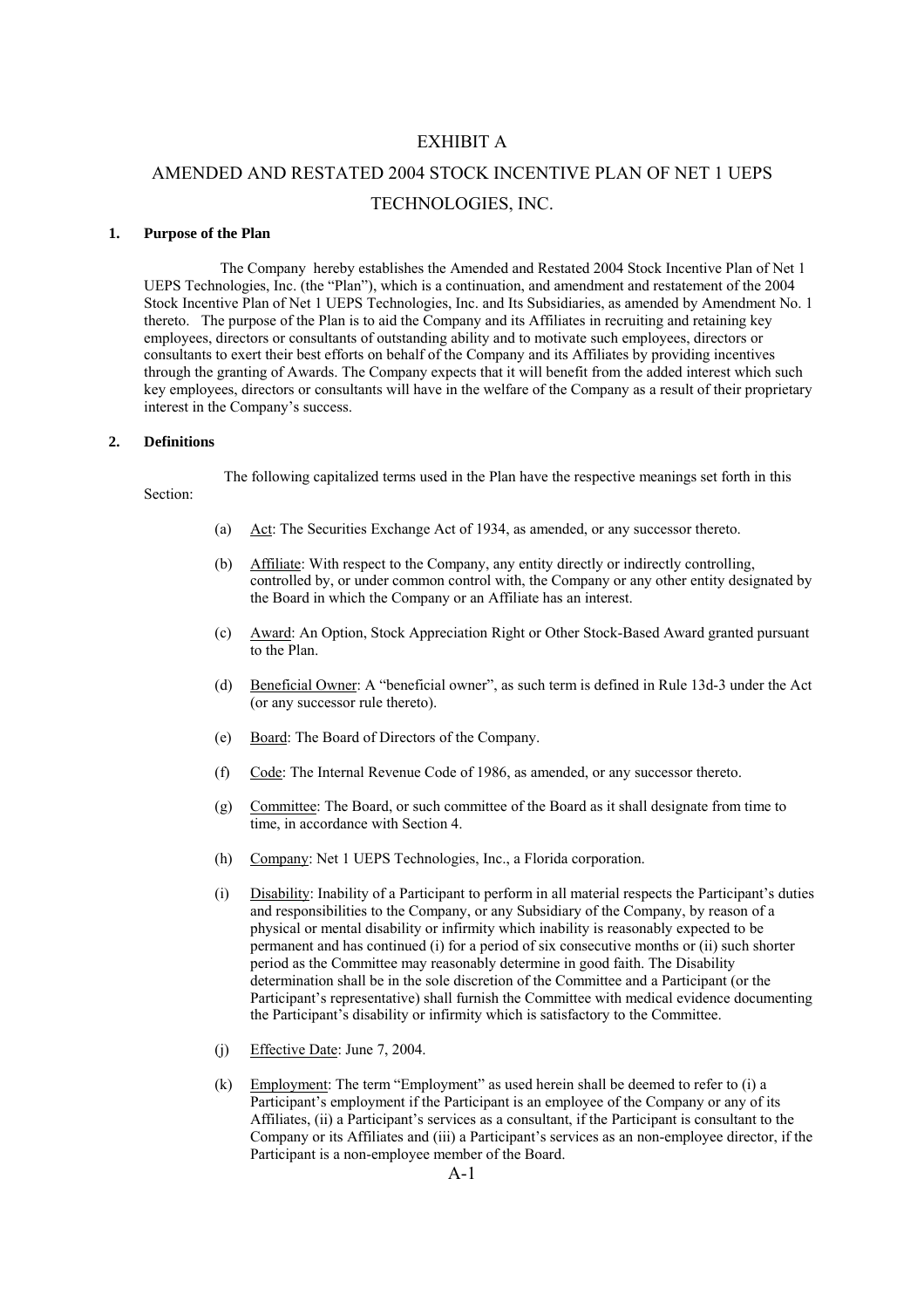# EXHIBIT A

# AMENDED AND RESTATED 2004 STOCK INCENTIVE PLAN OF NET 1 UEPS TECHNOLOGIES, INC.

## 1. Purpose of the Plan

The Company hereby establishes the Amended and Restated 2004 Stock Incentive Plan of Net 1 UEPS Technologies, Inc. (the "Plan"), which is a continuation, and amendment and restatement of the 2004 Stock Incentive Plan of Net 1 UEPS Technologies, Inc. and Its Subsidiaries, as amended by Amendment No. 1 thereto. The purpose of the Plan is to aid the Company and its Affiliates in recruiting and retaining key employees, directors or consultants of outstanding ability and to motivate such employees, directors or consultants to exert their best efforts on behalf of the Company and its Affiliates by providing incentives through the granting of Awards. The Company expects that it will benefit from the added interest which such key employees, directors or consultants will have in the welfare of the Company as a result of their proprietary interest in the Company's success.

## 2. Definitions

The following capitalized terms used in the Plan have the respective meanings set forth in this Section:

(a) Act: The Securities Exchange Act of 1934, as amended, or any successor thereto.

(b) Affiliate: With respect to the Company, any entity directly or indirectly controlling, controlled by, or under common control with, the Company or any other entity designated by the Board in which the Company or an Affiliate has an interest.

(c) Award: An Option, Stock Appreciation Right or Other Stock-Based Award granted pursuant to the Plan.

(d) Beneficial Owner: A "beneficial owner", as such term is defined in Rule 13d-3 under the Act (or any successor rule thereto).

(e) Board: The Board of Directors of the Company.

(f) Code: The Internal Revenue Code of 1986, as amended, or any successor thereto.

(g) Committee: The Board, or such committee of the Board as it shall designate from time to time, in accordance with Section 4.

(h) Company: Net 1 UEPS Technologies, Inc., a Florida corporation.

(i) Disability: Inability of a Participant to perform in all material respects the Participant's duties and responsibilities to the Company, or any Subsidiary of the Company, by reason of a physical or mental disability or infirmity which inability is reasonably expected to be permanent and has continued (i) for a period of six consecutive months or (ii) such shorter period as the Committee may reasonably determine in good faith. The Disability determination shall be in the sole discretion of the Committee and a Participant (or the Participant's representative) shall furnish the Committee with medical evidence documenting the Participant's disability or infirmity which is satisfactory to the Committee.

(j) Effective Date: June 7, 2004.

(k) Employment: The term "Employment" as used herein shall be deemed to refer to (i) a Participant's employment if the Participant is an employee of the Company or any of its Affiliates, (ii) a Participant's services as a consultant, if the Participant is consultant to the Company or its Affiliates and (iii) a Participant's services as an non-employee director, if the Participant is a non-employee member of the Board.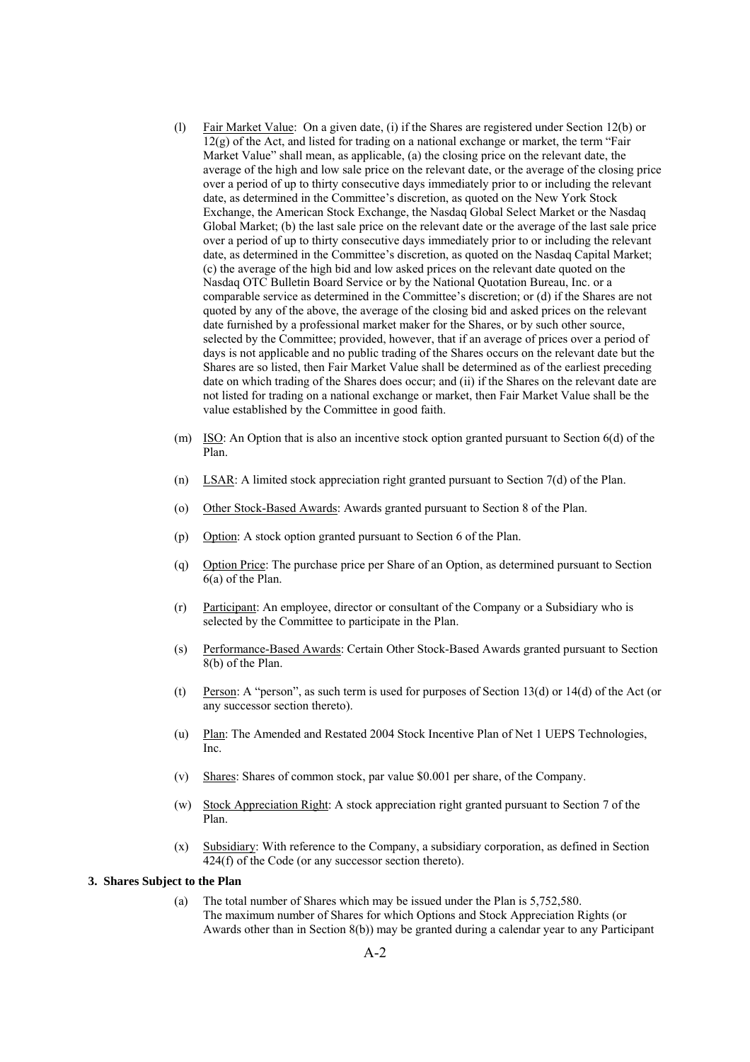(l) Fair Market Value: On a given date, (i) if the Shares are registered under Section 12(b) or 12(g) of the Act, and listed for trading on a national exchange or market, the term "Fair Market Value" shall mean, as applicable, (a) the closing price on the relevant date, the average of the high and low sale price on the relevant date, or the average of the closing price over a period of up to thirty consecutive days immediately prior to or including the relevant date, as determined in the Committee's discretion, as quoted on the New York Stock Exchange, the American Stock Exchange, the Nasdaq Global Select Market or the Nasdaq Global Market; (b) the last sale price on the relevant date or the average of the last sale price over a period of up to thirty consecutive days immediately prior to or including the relevant date, as determined in the Committee's discretion, as quoted on the Nasdaq Capital Market; (c) the average of the high bid and low asked prices on the relevant date quoted on the Nasdaq OTC Bulletin Board Service or by the National Quotation Bureau, Inc. or a comparable service as determined in the Committee's discretion; or (d) if the Shares are not quoted by any of the above, the average of the closing bid and asked prices on the relevant date furnished by a professional market maker for the Shares, or by such other source, selected by the Committee; provided, however, that if an average of prices over a period of days is not applicable and no public trading of the Shares occurs on the relevant date but the Shares are so listed, then Fair Market Value shall be determined as of the earliest preceding date on which trading of the Shares does occur; and (ii) if the Shares on the relevant date are not listed for trading on a national exchange or market, then Fair Market Value shall be the value established by the Committee in good faith.

(m) ISO: An Option that is also an incentive stock option granted pursuant to Section 6(d) of the Plan.

(n) LSAR: A limited stock appreciation right granted pursuant to Section 7(d) of the Plan.

(o) Other Stock-Based Awards: Awards granted pursuant to Section 8 of the Plan.

(p) Option: A stock option granted pursuant to Section 6 of the Plan.

(q) Option Price: The purchase price per Share of an Option, as determined pursuant to Section 6(a) of the Plan.

(r) Participant: An employee, director or consultant of the Company or a Subsidiary who is selected by the Committee to participate in the Plan.

(s) Performance-Based Awards: Certain Other Stock-Based Awards granted pursuant to Section 8(b) of the Plan.

(t) Person: A "person", as such term is used for purposes of Section 13(d) or 14(d) of the Act (or any successor section thereto).

(u) Plan: The Amended and Restated 2004 Stock Incentive Plan of Net 1 UEPS Technologies, Inc.

(v) Shares: Shares of common stock, par value $0.001 per share, of the Company.

(w) Stock Appreciation Right: A stock appreciation right granted pursuant to Section 7 of the Plan.

(x) Subsidiary: With reference to the Company, a subsidiary corporation, as defined in Section 424(f) of the Code (or any successor section thereto).

**3. Shares Subject to the Plan**

(a) The total number of Shares which may be issued under the Plan is 5,752,580. The maximum number of Shares for which Options and Stock Appreciation Rights (or Awards other than in Section 8(b)) may be granted during a calendar year to any Participant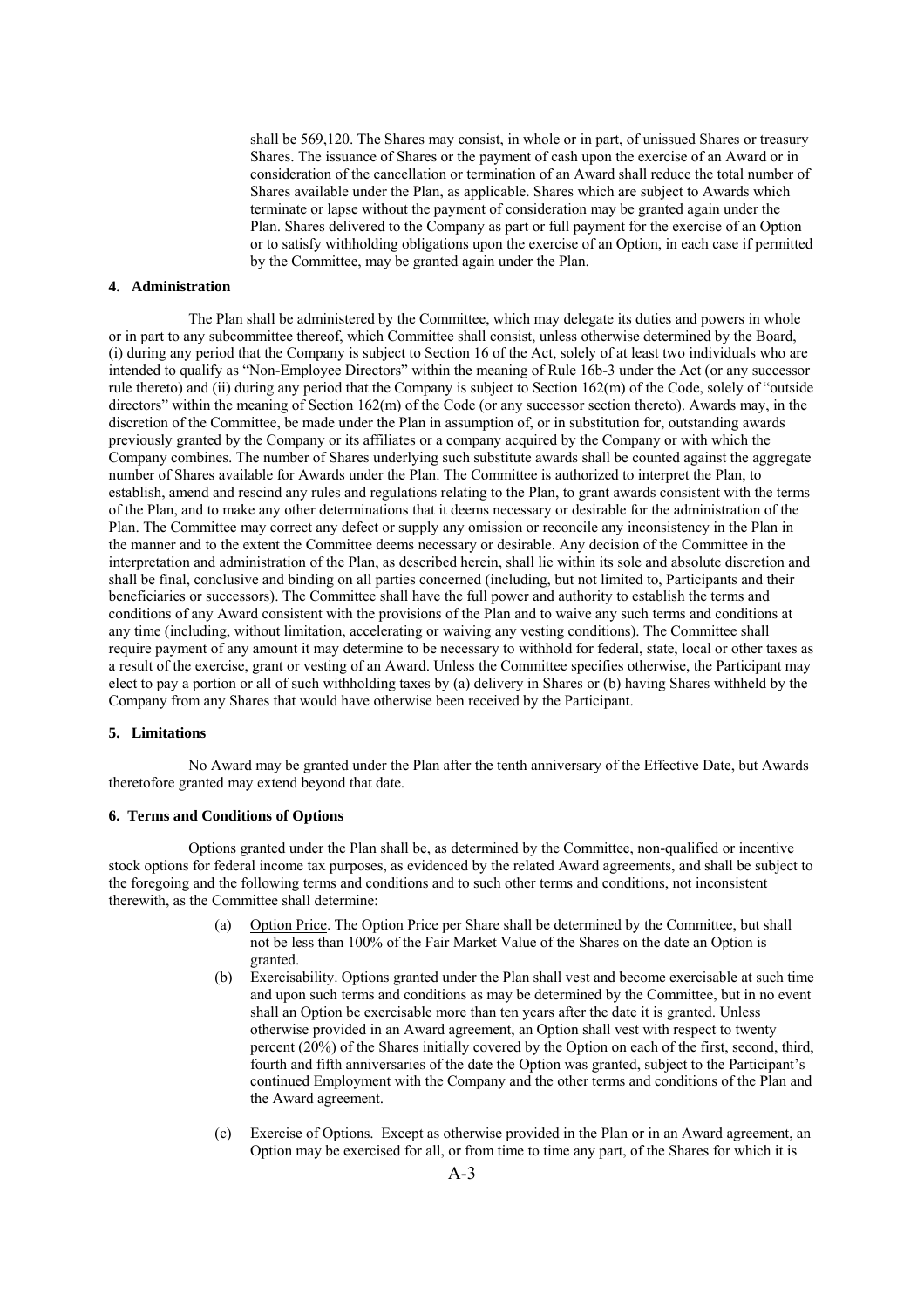shall be 569,120. The Shares may consist, in whole or in part, of unissued Shares or treasury Shares. The issuance of Shares or the payment of cash upon the exercise of an Award or in consideration of the cancellation or termination of an Award shall reduce the total number of Shares available under the Plan, as applicable. Shares which are subject to Awards which terminate or lapse without the payment of consideration may be granted again under the Plan. Shares delivered to the Company as part or full payment for the exercise of an Option or to satisfy withholding obligations upon the exercise of an Option, in each case if permitted by the Committee, may be granted again under the Plan.

#### 4. Administration

The Plan shall be administered by the Committee, which may delegate its duties and powers in whole or in part to any subcommittee thereof, which Committee shall consist, unless otherwise determined by the Board, (i) during any period that the Company is subject to Section 16 of the Act, solely of at least two individuals who are intended to qualify as "Non-Employee Directors" within the meaning of Rule 16b-3 under the Act (or any successor rule thereto) and (ii) during any period that the Company is subject to Section 162(m) of the Code, solely of "outside directors" within the meaning of Section 162(m) of the Code (or any successor section thereto). Awards may, in the discretion of the Committee, be made under the Plan in assumption of, or in substitution for, outstanding awards previously granted by the Company or its affiliates or a company acquired by the Company or with which the Company combines. The number of Shares underlying such substitute awards shall be counted against the aggregate number of Shares available for Awards under the Plan. The Committee is authorized to interpret the Plan, to establish, amend and rescind any rules and regulations relating to the Plan, to grant awards consistent with the terms of the Plan, and to make any other determinations that it deems necessary or desirable for the administration of the Plan. The Committee may correct any defect or supply any omission or reconcile any inconsistency in the Plan in the manner and to the extent the Committee deems necessary or desirable. Any decision of the Committee in the interpretation and administration of the Plan, as described herein, shall lie within its sole and absolute discretion and shall be final, conclusive and binding on all parties concerned (including, but not limited to, Participants and their beneficiaries or successors). The Committee shall have the full power and authority to establish the terms and conditions of any Award consistent with the provisions of the Plan and to waive any such terms and conditions at any time (including, without limitation, accelerating or waiving any vesting conditions). The Committee shall require payment of any amount it may determine to be necessary to withhold for federal, state, local or other taxes as a result of the exercise, grant or vesting of an Award. Unless the Committee specifies otherwise, the Participant may elect to pay a portion or all of such withholding taxes by (a) delivery in Shares or (b) having Shares withheld by the Company from any Shares that would have otherwise been received by the Participant.

#### 5. Limitations

No Award may be granted under the Plan after the tenth anniversary of the Effective Date, but Awards theretofore granted may extend beyond that date.

#### 6. Terms and Conditions of Options

Options granted under the Plan shall be, as determined by the Committee, non-qualified or incentive stock options for federal income tax purposes, as evidenced by the related Award agreements, and shall be subject to the foregoing and the following terms and conditions and to such other terms and conditions, not inconsistent therewith, as the Committee shall determine:

(a) Option Price. The Option Price per Share shall be determined by the Committee, but shall not be less than 100% of the Fair Market Value of the Shares on the date an Option is granted.

(b) Exercisability. Options granted under the Plan shall vest and become exercisable at such time and upon such terms and conditions as may be determined by the Committee, but in no event shall an Option be exercisable more than ten years after the date it is granted. Unless otherwise provided in an Award agreement, an Option shall vest with respect to twenty percent (20%) of the Shares initially covered by the Option on each of the first, second, third, fourth and fifth anniversaries of the date the Option was granted, subject to the Participant's continued Employment with the Company and the other terms and conditions of the Plan and the Award agreement.

(c) Exercise of Options. Except as otherwise provided in the Plan or in an Award agreement, an Option may be exercised for all, or from time to time any part, of the Shares for which it is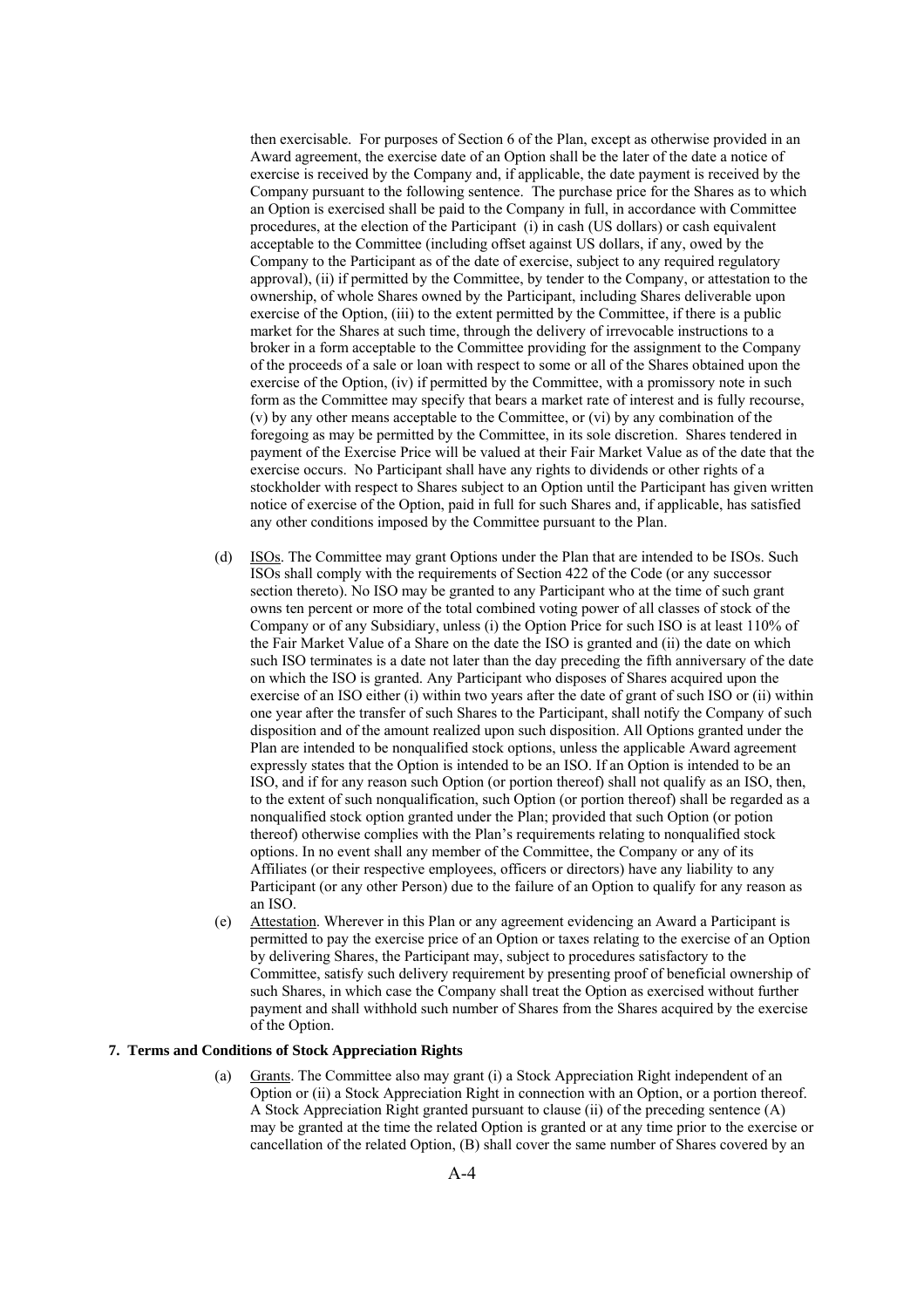then exercisable. For purposes of Section 6 of the Plan, except as otherwise provided in an Award agreement, the exercise date of an Option shall be the later of the date a notice of exercise is received by the Company and, if applicable, the date payment is received by the Company pursuant to the following sentence. The purchase price for the Shares as to which an Option is exercised shall be paid to the Company in full, in accordance with Committee procedures, at the election of the Participant (i) in cash (US dollars) or cash equivalent acceptable to the Committee (including offset against US dollars, if any, owed by the Company to the Participant as of the date of exercise, subject to any required regulatory approval), (ii) if permitted by the Committee, by tender to the Company, or attestation to the ownership, of whole Shares owned by the Participant, including Shares deliverable upon exercise of the Option, (iii) to the extent permitted by the Committee, if there is a public market for the Shares at such time, through the delivery of irrevocable instructions to a broker in a form acceptable to the Committee providing for the assignment to the Company of the proceeds of a sale or loan with respect to some or all of the Shares obtained upon the exercise of the Option, (iv) if permitted by the Committee, with a promissory note in such form as the Committee may specify that bears a market rate of interest and is fully recourse, (v) by any other means acceptable to the Committee, or (vi) by any combination of the foregoing as may be permitted by the Committee, in its sole discretion. Shares tendered in payment of the Exercise Price will be valued at their Fair Market Value as of the date that the exercise occurs. No Participant shall have any rights to dividends or other rights of a stockholder with respect to Shares subject to an Option until the Participant has given written notice of exercise of the Option, paid in full for such Shares and, if applicable, has satisfied any other conditions imposed by the Committee pursuant to the Plan.

(d) ISOs. The Committee may grant Options under the Plan that are intended to be ISOs. Such ISOs shall comply with the requirements of Section 422 of the Code (or any successor section thereto). No ISO may be granted to any Participant who at the time of such grant owns ten percent or more of the total combined voting power of all classes of stock of the Company or of any Subsidiary, unless (i) the Option Price for such ISO is at least 110% of the Fair Market Value of a Share on the date the ISO is granted and (ii) the date on which such ISO terminates is a date not later than the day preceding the fifth anniversary of the date on which the ISO is granted. Any Participant who disposes of Shares acquired upon the exercise of an ISO either (i) within two years after the date of grant of such ISO or (ii) within one year after the transfer of such Shares to the Participant, shall notify the Company of such disposition and of the amount realized upon such disposition. All Options granted under the Plan are intended to be nonqualified stock options, unless the applicable Award agreement expressly states that the Option is intended to be an ISO. If an Option is intended to be an ISO, and if for any reason such Option (or portion thereof) shall not qualify as an ISO, then, to the extent of such nonqualification, such Option (or portion thereof) shall be regarded as a nonqualified stock option granted under the Plan; provided that such Option (or potion thereof) otherwise complies with the Plan's requirements relating to nonqualified stock options. In no event shall any member of the Committee, the Company or any of its Affiliates (or their respective employees, officers or directors) have any liability to any Participant (or any other Person) due to the failure of an Option to qualify for any reason as an ISO.

(e) Attestation. Wherever in this Plan or any agreement evidencing an Award a Participant is permitted to pay the exercise price of an Option or taxes relating to the exercise of an Option by delivering Shares, the Participant may, subject to procedures satisfactory to the Committee, satisfy such delivery requirement by presenting proof of beneficial ownership of such Shares, in which case the Company shall treat the Option as exercised without further payment and shall withhold such number of Shares from the Shares acquired by the exercise of the Option.

**7. Terms and Conditions of Stock Appreciation Rights**

(a) Grants. The Committee also may grant (i) a Stock Appreciation Right independent of an Option or (ii) a Stock Appreciation Right in connection with an Option, or a portion thereof. A Stock Appreciation Right granted pursuant to clause (ii) of the preceding sentence (A) may be granted at the time the related Option is granted or at any time prior to the exercise or cancellation of the related Option, (B) shall cover the same number of Shares covered by an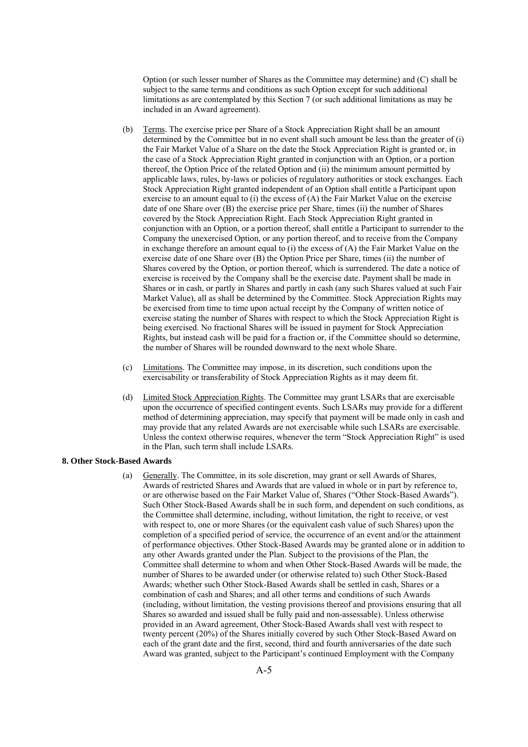Option (or such lesser number of Shares as the Committee may determine) and (C) shall be subject to the same terms and conditions as such Option except for such additional limitations as are contemplated by this Section 7 (or such additional limitations as may be included in an Award agreement).

(b) Terms. The exercise price per Share of a Stock Appreciation Right shall be an amount determined by the Committee but in no event shall such amount be less than the greater of (i) the Fair Market Value of a Share on the date the Stock Appreciation Right is granted or, in the case of a Stock Appreciation Right granted in conjunction with an Option, or a portion thereof, the Option Price of the related Option and (ii) the minimum amount permitted by applicable laws, rules, by-laws or policies of regulatory authorities or stock exchanges. Each Stock Appreciation Right granted independent of an Option shall entitle a Participant upon exercise to an amount equal to (i) the excess of (A) the Fair Market Value on the exercise date of one Share over (B) the exercise price per Share, times (ii) the number of Shares covered by the Stock Appreciation Right. Each Stock Appreciation Right granted in conjunction with an Option, or a portion thereof, shall entitle a Participant to surrender to the Company the unexercised Option, or any portion thereof, and to receive from the Company in exchange therefore an amount equal to (i) the excess of (A) the Fair Market Value on the exercise date of one Share over (B) the Option Price per Share, times (ii) the number of Shares covered by the Option, or portion thereof, which is surrendered. The date a notice of exercise is received by the Company shall be the exercise date. Payment shall be made in Shares or in cash, or partly in Shares and partly in cash (any such Shares valued at such Fair Market Value), all as shall be determined by the Committee. Stock Appreciation Rights may be exercised from time to time upon actual receipt by the Company of written notice of exercise stating the number of Shares with respect to which the Stock Appreciation Right is being exercised. No fractional Shares will be issued in payment for Stock Appreciation Rights, but instead cash will be paid for a fraction or, if the Committee should so determine, the number of Shares will be rounded downward to the next whole Share.

(c) Limitations. The Committee may impose, in its discretion, such conditions upon the exercisability or transferability of Stock Appreciation Rights as it may deem fit.

(d) Limited Stock Appreciation Rights. The Committee may grant LSARs that are exercisable upon the occurrence of specified contingent events. Such LSARs may provide for a different method of determining appreciation, may specify that payment will be made only in cash and may provide that any related Awards are not exercisable while such LSARs are exercisable. Unless the context otherwise requires, whenever the term "Stock Appreciation Right" is used in the Plan, such term shall include LSARs.

**8. Other Stock-Based Awards**

(a) Generally. The Committee, in its sole discretion, may grant or sell Awards of Shares, Awards of restricted Shares and Awards that are valued in whole or in part by reference to, or are otherwise based on the Fair Market Value of, Shares ("Other Stock-Based Awards"). Such Other Stock-Based Awards shall be in such form, and dependent on such conditions, as the Committee shall determine, including, without limitation, the right to receive, or vest with respect to, one or more Shares (or the equivalent cash value of such Shares) upon the completion of a specified period of service, the occurrence of an event and/or the attainment of performance objectives. Other Stock-Based Awards may be granted alone or in addition to any other Awards granted under the Plan. Subject to the provisions of the Plan, the Committee shall determine to whom and when Other Stock-Based Awards will be made, the number of Shares to be awarded under (or otherwise related to) such Other Stock-Based Awards; whether such Other Stock-Based Awards shall be settled in cash, Shares or a combination of cash and Shares; and all other terms and conditions of such Awards (including, without limitation, the vesting provisions thereof and provisions ensuring that all Shares so awarded and issued shall be fully paid and non-assessable). Unless otherwise provided in an Award agreement, Other Stock-Based Awards shall vest with respect to twenty percent (20%) of the Shares initially covered by such Other Stock-Based Award on each of the grant date and the first, second, third and fourth anniversaries of the date such Award was granted, subject to the Participant's continued Employment with the Company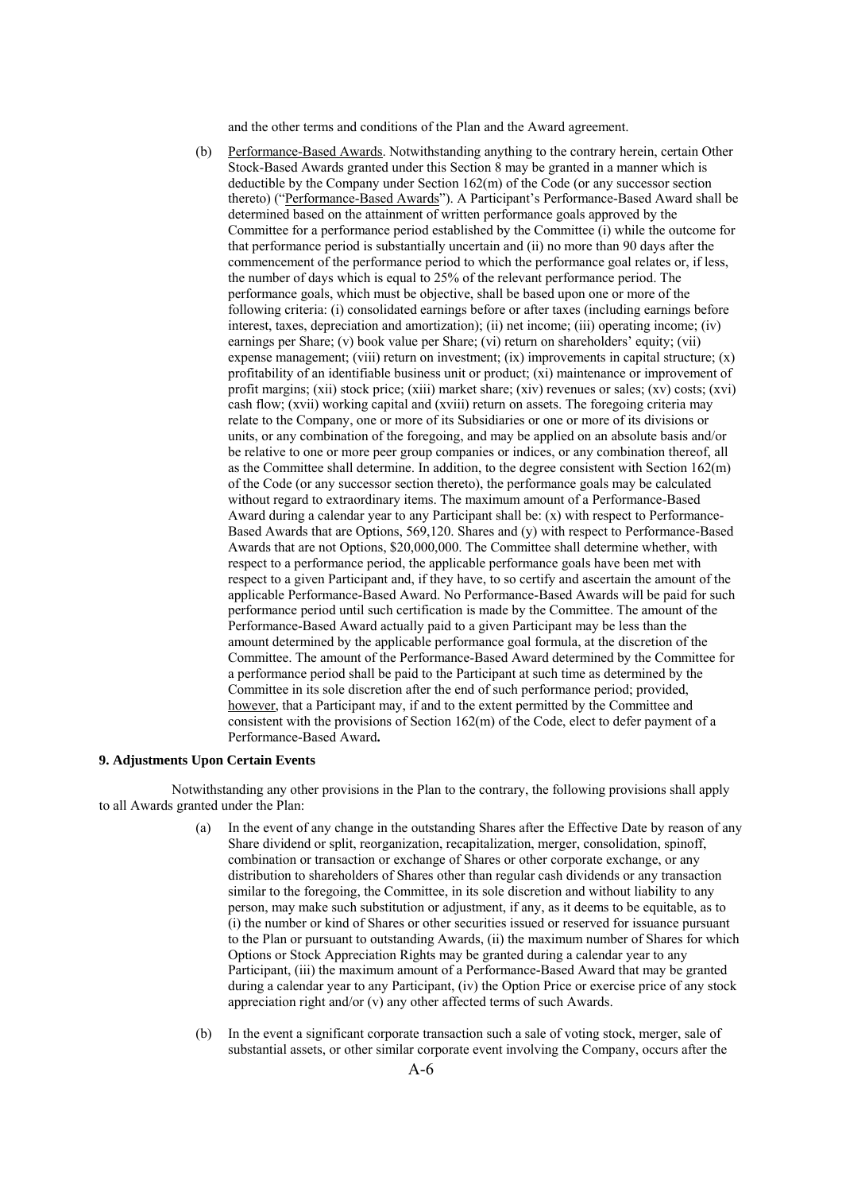and the other terms and conditions of the Plan and the Award agreement.

(b) Performance-Based Awards. Notwithstanding anything to the contrary herein, certain Other Stock-Based Awards granted under this Section 8 may be granted in a manner which is deductible by the Company under Section 162(m) of the Code (or any successor section thereto) ("Performance-Based Awards"). A Participant's Performance-Based Award shall be determined based on the attainment of written performance goals approved by the Committee for a performance period established by the Committee (i) while the outcome for that performance period is substantially uncertain and (ii) no more than 90 days after the commencement of the performance period to which the performance goal relates or, if less, the number of days which is equal to 25% of the relevant performance period. The performance goals, which must be objective, shall be based upon one or more of the following criteria: (i) consolidated earnings before or after taxes (including earnings before interest, taxes, depreciation and amortization); (ii) net income; (iii) operating income; (iv) earnings per Share; (v) book value per Share; (vi) return on shareholders' equity; (vii) expense management; (viii) return on investment; (ix) improvements in capital structure; (x) profitability of an identifiable business unit or product; (xi) maintenance or improvement of profit margins; (xii) stock price; (xiii) market share; (xiv) revenues or sales; (xv) costs; (xvi) cash flow; (xvii) working capital and (xviii) return on assets. The foregoing criteria may relate to the Company, one or more of its Subsidiaries or one or more of its divisions or units, or any combination of the foregoing, and may be applied on an absolute basis and/or be relative to one or more peer group companies or indices, or any combination thereof, all as the Committee shall determine. In addition, to the degree consistent with Section 162(m) of the Code (or any successor section thereto), the performance goals may be calculated without regard to extraordinary items. The maximum amount of a Performance-Based Award during a calendar year to any Participant shall be: (x) with respect to Performance-Based Awards that are Options, 569,120. Shares and (y) with respect to Performance-Based Awards that are not Options, $20,000,000. The Committee shall determine whether, with respect to a performance period, the applicable performance goals have been met with respect to a given Participant and, if they have, to so certify and ascertain the amount of the applicable Performance-Based Award. No Performance-Based Awards will be paid for such performance period until such certification is made by the Committee. The amount of the Performance-Based Award actually paid to a given Participant may be less than the amount determined by the applicable performance goal formula, at the discretion of the Committee. The amount of the Performance-Based Award determined by the Committee for a performance period shall be paid to the Participant at such time as determined by the Committee in its sole discretion after the end of such performance period; provided, however, that a Participant may, if and to the extent permitted by the Committee and consistent with the provisions of Section 162(m) of the Code, elect to defer payment of a Performance-Based Award**.**

**9. Adjustments Upon Certain Events**

Notwithstanding any other provisions in the Plan to the contrary, the following provisions shall apply to all Awards granted under the Plan:

(a) In the event of any change in the outstanding Shares after the Effective Date by reason of any Share dividend or split, reorganization, recapitalization, merger, consolidation, spinoff, combination or transaction or exchange of Shares or other corporate exchange, or any distribution to shareholders of Shares other than regular cash dividends or any transaction similar to the foregoing, the Committee, in its sole discretion and without liability to any person, may make such substitution or adjustment, if any, as it deems to be equitable, as to (i) the number or kind of Shares or other securities issued or reserved for issuance pursuant to the Plan or pursuant to outstanding Awards, (ii) the maximum number of Shares for which Options or Stock Appreciation Rights may be granted during a calendar year to any Participant, (iii) the maximum amount of a Performance-Based Award that may be granted during a calendar year to any Participant, (iv) the Option Price or exercise price of any stock appreciation right and/or (v) any other affected terms of such Awards.

(b) In the event a significant corporate transaction such a sale of voting stock, merger, sale of substantial assets, or other similar corporate event involving the Company, occurs after the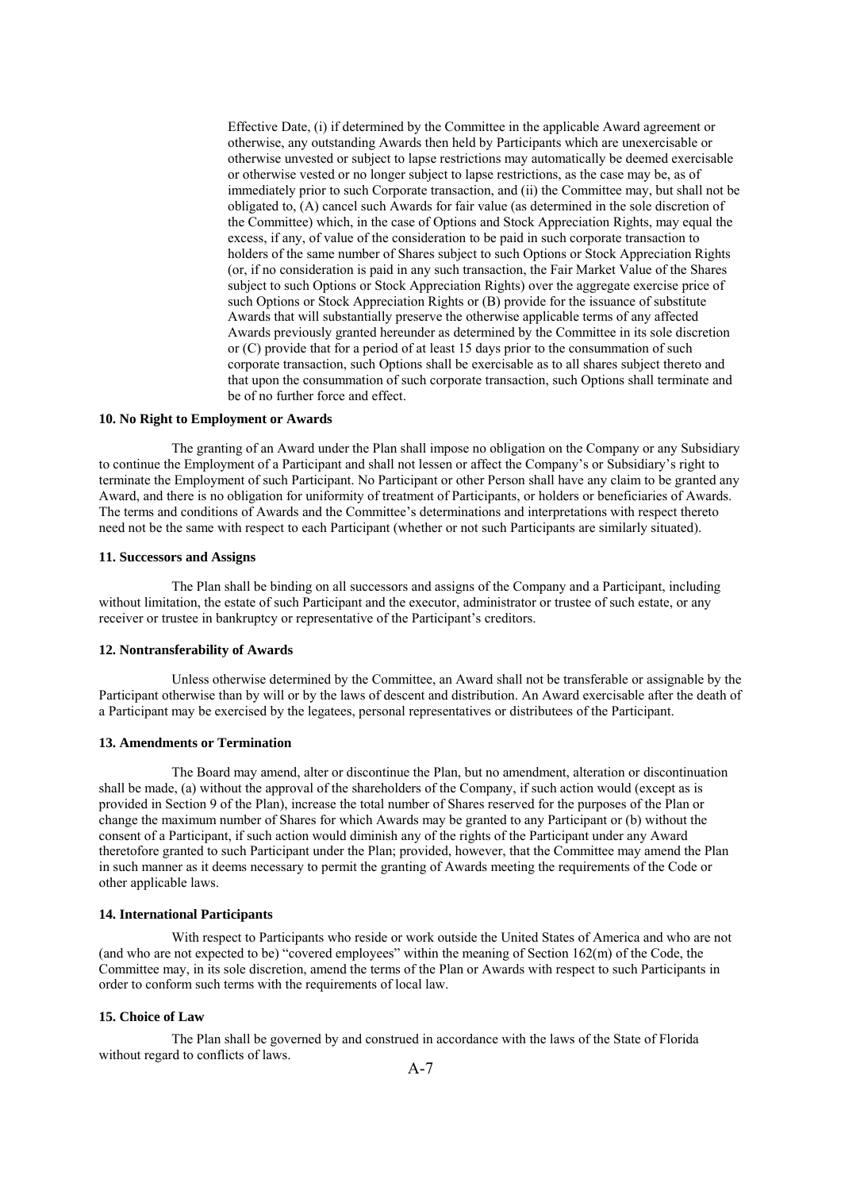Effective Date, (i) if determined by the Committee in the applicable Award agreement or otherwise, any outstanding Awards then held by Participants which are unexercisable or otherwise unvested or subject to lapse restrictions may automatically be deemed exercisable or otherwise vested or no longer subject to lapse restrictions, as the case may be, as of immediately prior to such Corporate transaction, and (ii) the Committee may, but shall not be obligated to, (A) cancel such Awards for fair value (as determined in the sole discretion of the Committee) which, in the case of Options and Stock Appreciation Rights, may equal the excess, if any, of value of the consideration to be paid in such corporate transaction to holders of the same number of Shares subject to such Options or Stock Appreciation Rights (or, if no consideration is paid in any such transaction, the Fair Market Value of the Shares subject to such Options or Stock Appreciation Rights) over the aggregate exercise price of such Options or Stock Appreciation Rights or (B) provide for the issuance of substitute Awards that will substantially preserve the otherwise applicable terms of any affected Awards previously granted hereunder as determined by the Committee in its sole discretion or (C) provide that for a period of at least 15 days prior to the consummation of such corporate transaction, such Options shall be exercisable as to all shares subject thereto and that upon the consummation of such corporate transaction, such Options shall terminate and be of no further force and effect.

**10. No Right to Employment or Awards**

The granting of an Award under the Plan shall impose no obligation on the Company or any Subsidiary to continue the Employment of a Participant and shall not lessen or affect the Company's or Subsidiary's right to terminate the Employment of such Participant. No Participant or other Person shall have any claim to be granted any Award, and there is no obligation for uniformity of treatment of Participants, or holders or beneficiaries of Awards. The terms and conditions of Awards and the Committee's determinations and interpretations with respect thereto need not be the same with respect to each Participant (whether or not such Participants are similarly situated).

**11. Successors and Assigns**

The Plan shall be binding on all successors and assigns of the Company and a Participant, including without limitation, the estate of such Participant and the executor, administrator or trustee of such estate, or any receiver or trustee in bankruptcy or representative of the Participant's creditors.

**12. Nontransferability of Awards**

Unless otherwise determined by the Committee, an Award shall not be transferable or assignable by the Participant otherwise than by will or by the laws of descent and distribution. An Award exercisable after the death of a Participant may be exercised by the legatees, personal representatives or distributees of the Participant.

**13. Amendments or Termination**

The Board may amend, alter or discontinue the Plan, but no amendment, alteration or discontinuation shall be made, (a) without the approval of the shareholders of the Company, if such action would (except as is provided in Section 9 of the Plan), increase the total number of Shares reserved for the purposes of the Plan or change the maximum number of Shares for which Awards may be granted to any Participant or (b) without the consent of a Participant, if such action would diminish any of the rights of the Participant under any Award theretofore granted to such Participant under the Plan; provided, however, that the Committee may amend the Plan in such manner as it deems necessary to permit the granting of Awards meeting the requirements of the Code or other applicable laws.

**14. International Participants**

With respect to Participants who reside or work outside the United States of America and who are not (and who are not expected to be) "covered employees" within the meaning of Section 162(m) of the Code, the Committee may, in its sole discretion, amend the terms of the Plan or Awards with respect to such Participants in order to conform such terms with the requirements of local law.

**15. Choice of Law**

The Plan shall be governed by and construed in accordance with the laws of the State of Florida without regard to conflicts of laws.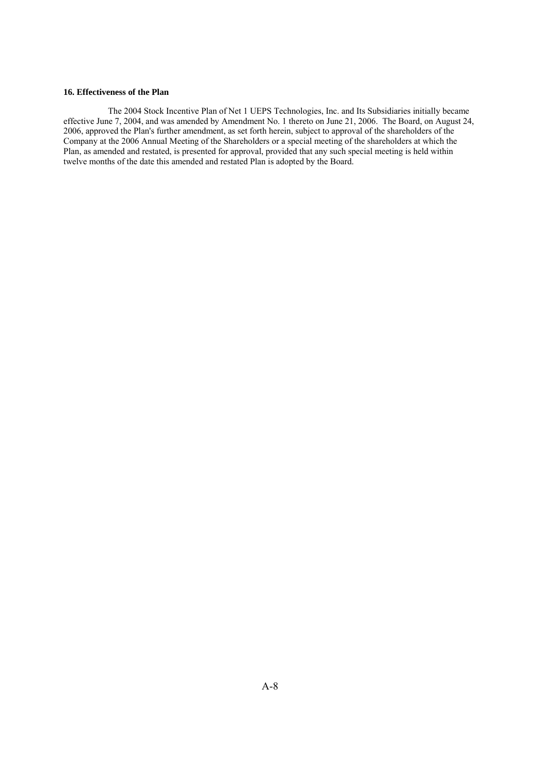**16. Effectiveness of the Plan**

The 2004 Stock Incentive Plan of Net 1 UEPS Technologies, Inc. and Its Subsidiaries initially became effective June 7, 2004, and was amended by Amendment No. 1 thereto on June 21, 2006. The Board, on August 24, 2006, approved the Plan's further amendment, as set forth herein, subject to approval of the shareholders of the Company at the 2006 Annual Meeting of the Shareholders or a special meeting of the shareholders at which the Plan, as amended and restated, is presented for approval, provided that any such special meeting is held within twelve months of the date this amended and restated Plan is adopted by the Board.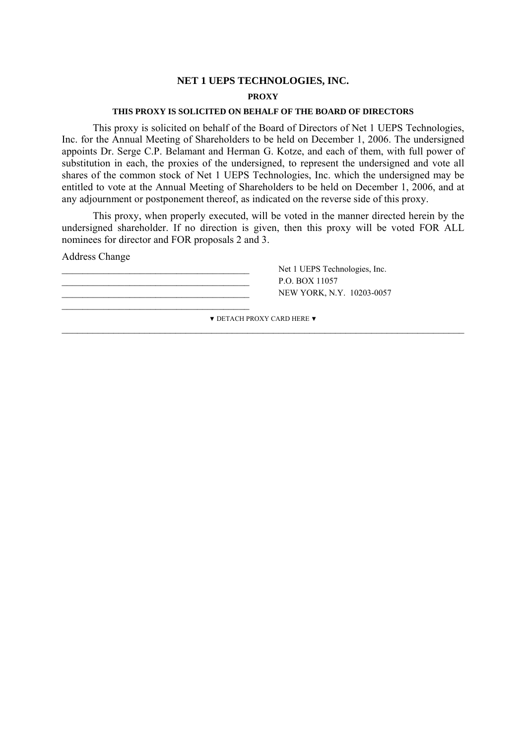# NET 1 UEPS TECHNOLOGIES, INC.

**PROXY**

**THIS PROXY IS SOLICITED ON BEHALF OF THE BOARD OF DIRECTORS**

This proxy is solicited on behalf of the Board of Directors of Net 1 UEPS Technologies, Inc. for the Annual Meeting of Shareholders to be held on December 1, 2006. The undersigned appoints Dr. Serge C.P. Belamant and Herman G. Kotze, and each of them, with full power of substitution in each, the proxies of the undersigned, to represent the undersigned and vote all shares of the common stock of Net 1 UEPS Technologies, Inc. which the undersigned may be entitled to vote at the Annual Meeting of Shareholders to be held on December 1, 2006, and at any adjournment or postponement thereof, as indicated on the reverse side of this proxy.

This proxy, when properly executed, will be voted in the manner directed herein by the undersigned shareholder. If no direction is given, then this proxy will be voted FOR ALL nominees for director and FOR proposals 2 and 3.

Address Change

\_\_\_\_\_\_\_\_\_\_\_\_\_\_\_\_\_\_\_\_\_\_\_\_\_\_\_\_\_\_\_\_\_\_\_\_\_\_\_\_
\_\_\_\_\_\_\_\_\_\_\_\_\_\_\_\_\_\_\_\_\_\_\_\_\_\_\_\_\_\_\_\_\_\_\_\_\_\_\_\_
\_\_\_\_\_\_\_\_\_\_\_\_\_\_\_\_\_\_\_\_\_\_\_\_\_\_\_\_\_\_\_\_\_\_\_\_\_\_\_\_
\_\_\_\_\_\_\_\_\_\_\_\_\_\_\_\_\_\_\_\_\_\_\_\_\_\_\_\_\_\_\_\_\_\_\_\_\_\_\_\_

Net 1 UEPS Technologies, Inc.
P.O. BOX 11057
NEW YORK, N.Y. 10203-0057

▼ DETACH PROXY CARD HERE ▼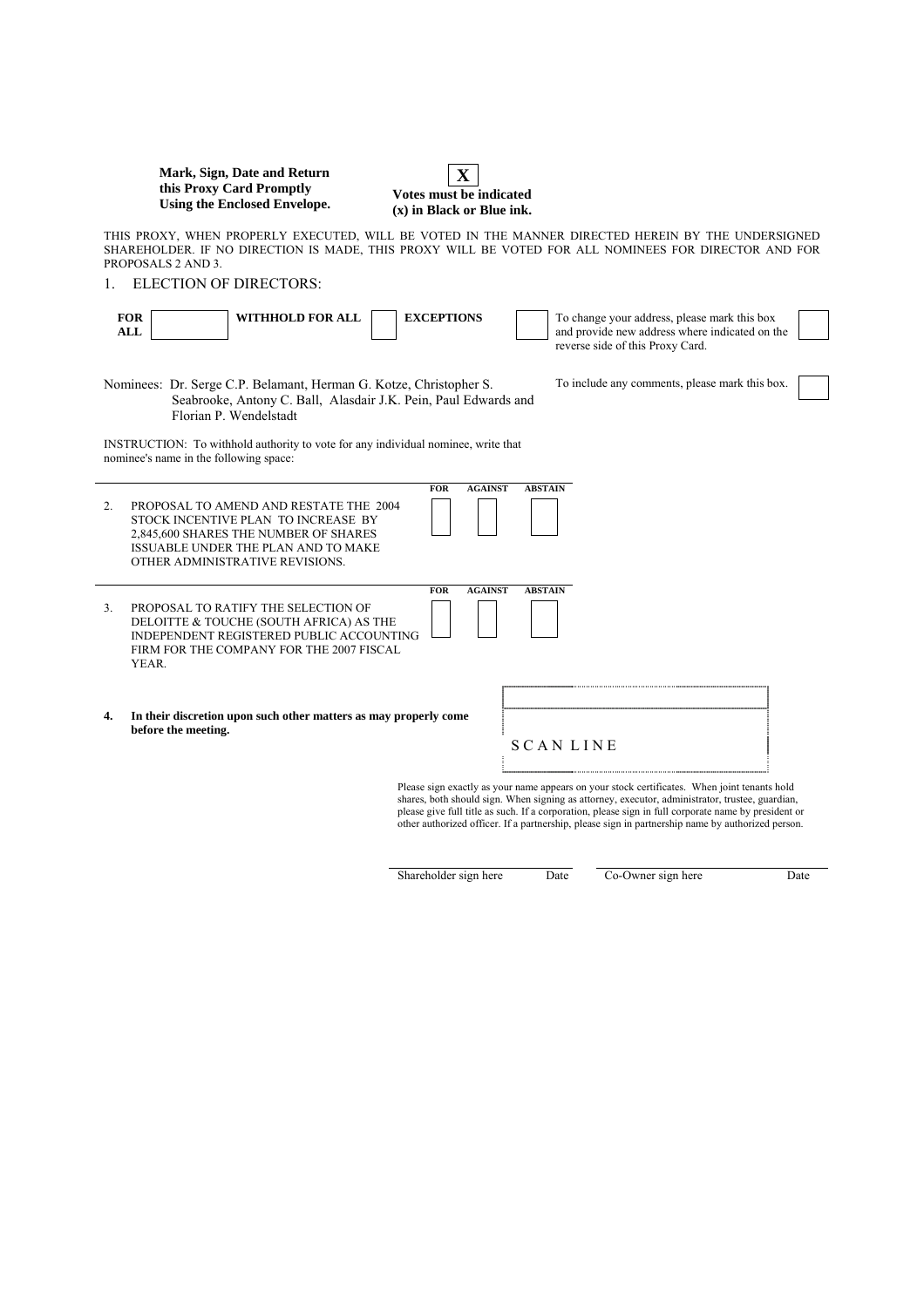**Mark, Sign, Date and Return this Proxy Card Promptly Using the Enclosed Envelope.**

**X**

**Votes must be indicated (x) in Black or Blue ink.**

THIS PROXY, WHEN PROPERLY EXECUTED, WILL BE VOTED IN THE MANNER DIRECTED HEREIN BY THE UNDERSIGNED SHAREHOLDER. IF NO DIRECTION IS MADE, THIS PROXY WILL BE VOTED FOR ALL NOMINEES FOR DIRECTOR AND FOR PROPOSALS 2 AND 3.

1. ELECTION OF DIRECTORS:

**FOR ALL** ☐ **WITHHOLD FOR ALL** ☐ **EXCEPTIONS** ☐

To change your address, please mark this box and provide new address where indicated on the reverse side of this Proxy Card. ☐

Nominees: Dr. Serge C.P. Belamant, Herman G. Kotze, Christopher S. Seabrooke, Antony C. Ball, Alasdair J.K. Pein, Paul Edwards and Florian P. Wendelstadt

To include any comments, please mark this box. ☐

INSTRUCTION: To withhold authority to vote for any individual nominee, write that nominee's name in the following space:

| | | FOR | AGAINST | ABSTAIN |
|---|---|---|---|---|
| 2. | PROPOSAL TO AMEND AND RESTATE THE 2004 STOCK INCENTIVE PLAN TO INCREASE BY 2,845,600 SHARES THE NUMBER OF SHARES ISSUABLE UNDER THE PLAN AND TO MAKE OTHER ADMINISTRATIVE REVISIONS. | ☐ | ☐ | ☐ |
| 3. | PROPOSAL TO RATIFY THE SELECTION OF DELOITTE & TOUCHE (SOUTH AFRICA) AS THE INDEPENDENT REGISTERED PUBLIC ACCOUNTING FIRM FOR THE COMPANY FOR THE 2007 FISCAL YEAR. | ☐ | ☐ | ☐ |

**4. In their discretion upon such other matters as may properly come before the meeting.**

SCAN LINE

Please sign exactly as your name appears on your stock certificates. When joint tenants hold shares, both should sign. When signing as attorney, executor, administrator, trustee, guardian, please give full title as such. If a corporation, please sign in full corporate name by president or other authorized officer. If a partnership, please sign in partnership name by authorized person.

Shareholder sign here Date Co-Owner sign here Date